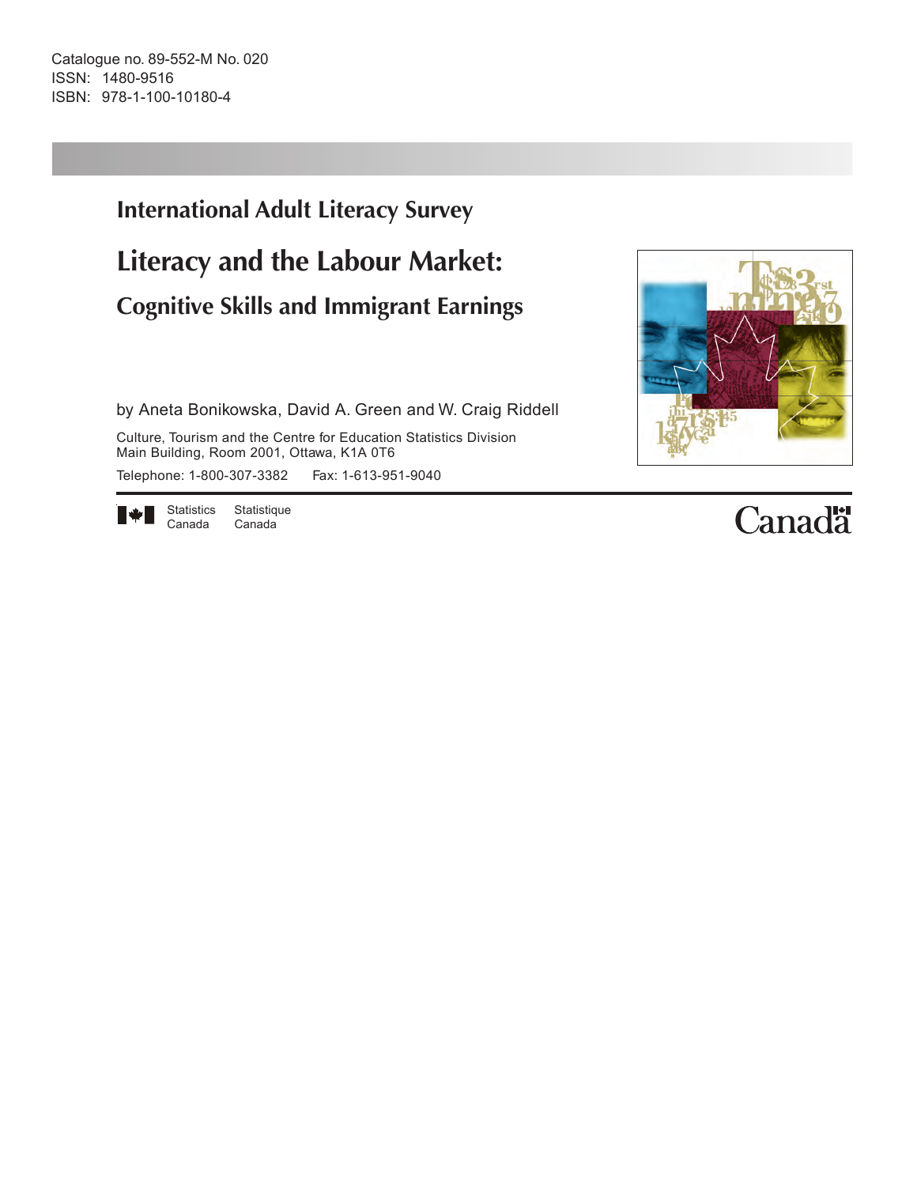Catalogue no. 89-552-M No. 020
ISSN: 1480-9516
ISBN: 978-1-100-10180-4

## International Adult Literacy Survey

# Literacy and the Labour Market:

## Cognitive Skills and Immigrant Earnings

by Aneta Bonikowska, David A. Green and W. Craig Riddell

Culture, Tourism and the Centre for Education Statistics Division
Main Building, Room 2001, Ottawa, K1A 0T6

Telephone: 1-800-307-3382 Fax: 1-613-951-9040

Statistics Canada Statistique Canada

Canada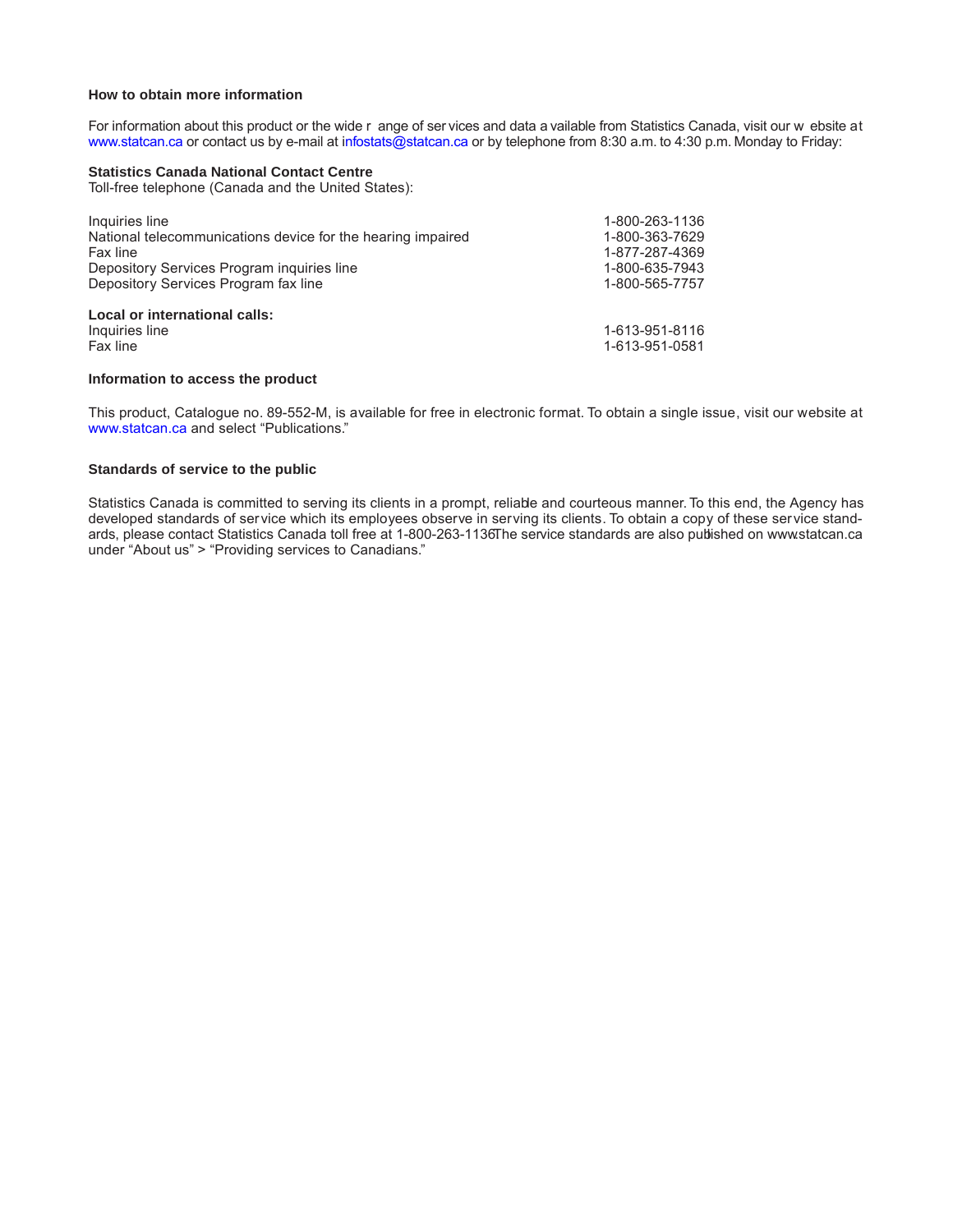### How to obtain more information

For information about this product or the wide range of services and data available from Statistics Canada, visit our website at www.statcan.ca or contact us by e-mail at infostats@statcan.ca or by telephone from 8:30 a.m. to 4:30 p.m. Monday to Friday:

**Statistics Canada National Contact Centre**
Toll-free telephone (Canada and the United States):

| | |
|---|---|
| Inquiries line | 1-800-263-1136 |
| National telecommunications device for the hearing impaired | 1-800-363-7629 |
| Fax line | 1-877-287-4369 |
| Depository Services Program inquiries line | 1-800-635-7943 |
| Depository Services Program fax line | 1-800-565-7757 |

**Local or international calls:**

| | |
|---|---|
| Inquiries line | 1-613-951-8116 |
| Fax line | 1-613-951-0581 |

### Information to access the product

This product, Catalogue no. 89-552-M, is available for free in electronic format. To obtain a single issue, visit our website at www.statcan.ca and select “Publications.”

### Standards of service to the public

Statistics Canada is committed to serving its clients in a prompt, reliable and courteous manner. To this end, the Agency has developed standards of service which its employees observe in serving its clients. To obtain a copy of these service standards, please contact Statistics Canada toll free at 1-800-263-1136. The service standards are also published on www.statcan.ca under “About us” > “Providing services to Canadians.”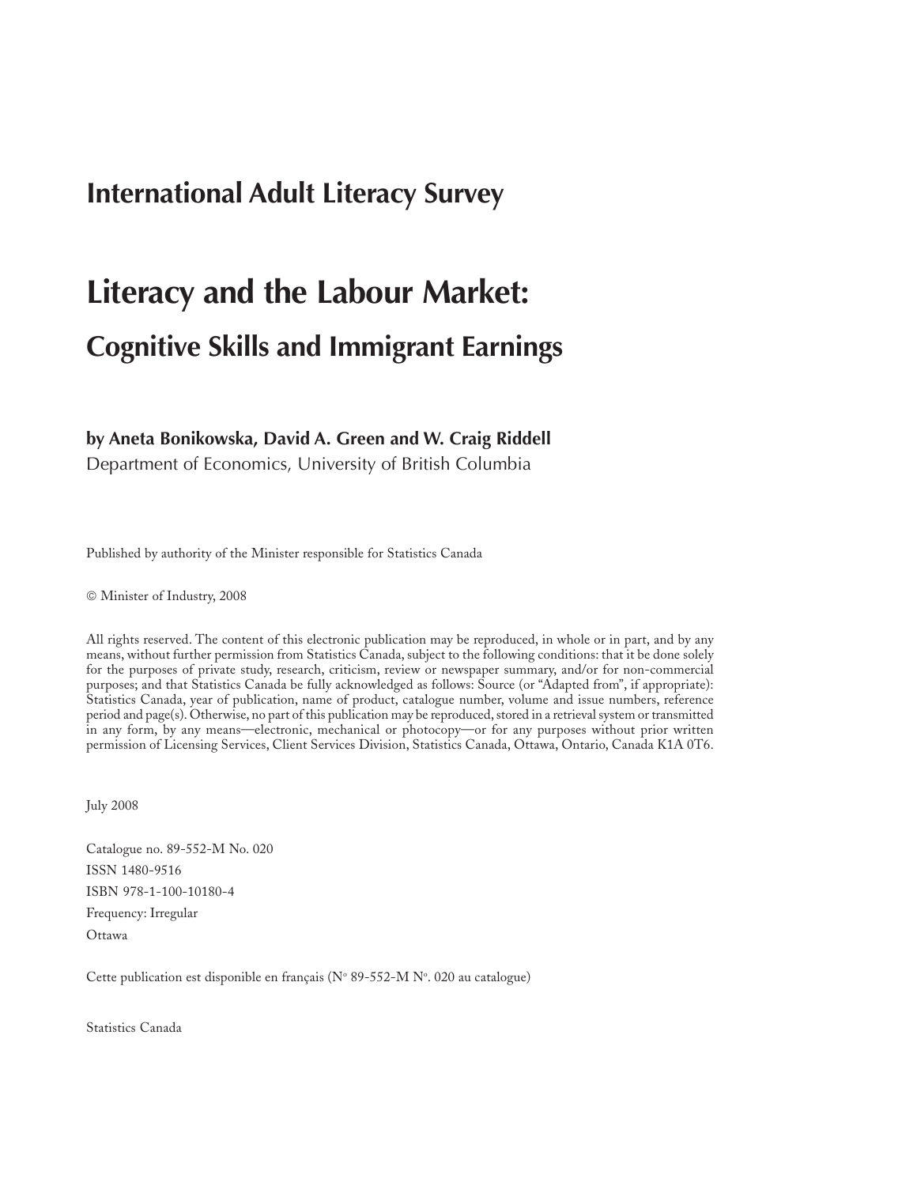## International Adult Literacy Survey

# Literacy and the Labour Market:

## Cognitive Skills and Immigrant Earnings

**by Aneta Bonikowska, David A. Green and W. Craig Riddell**
Department of Economics, University of British Columbia

Published by authority of the Minister responsible for Statistics Canada

© Minister of Industry, 2008

All rights reserved. The content of this electronic publication may be reproduced, in whole or in part, and by any means, without further permission from Statistics Canada, subject to the following conditions: that it be done solely for the purposes of private study, research, criticism, review or newspaper summary, and/or for non-commercial purposes; and that Statistics Canada be fully acknowledged as follows: Source (or "Adapted from", if appropriate): Statistics Canada, year of publication, name of product, catalogue number, volume and issue numbers, reference period and page(s). Otherwise, no part of this publication may be reproduced, stored in a retrieval system or transmitted in any form, by any means—electronic, mechanical or photocopy—or for any purposes without prior written permission of Licensing Services, Client Services Division, Statistics Canada, Ottawa, Ontario, Canada K1A 0T6.

July 2008

Catalogue no. 89-552-M No. 020
ISSN 1480-9516
ISBN 978-1-100-10180-4
Frequency: Irregular
Ottawa

Cette publication est disponible en français (N° 89-552-M N°. 020 au catalogue)

Statistics Canada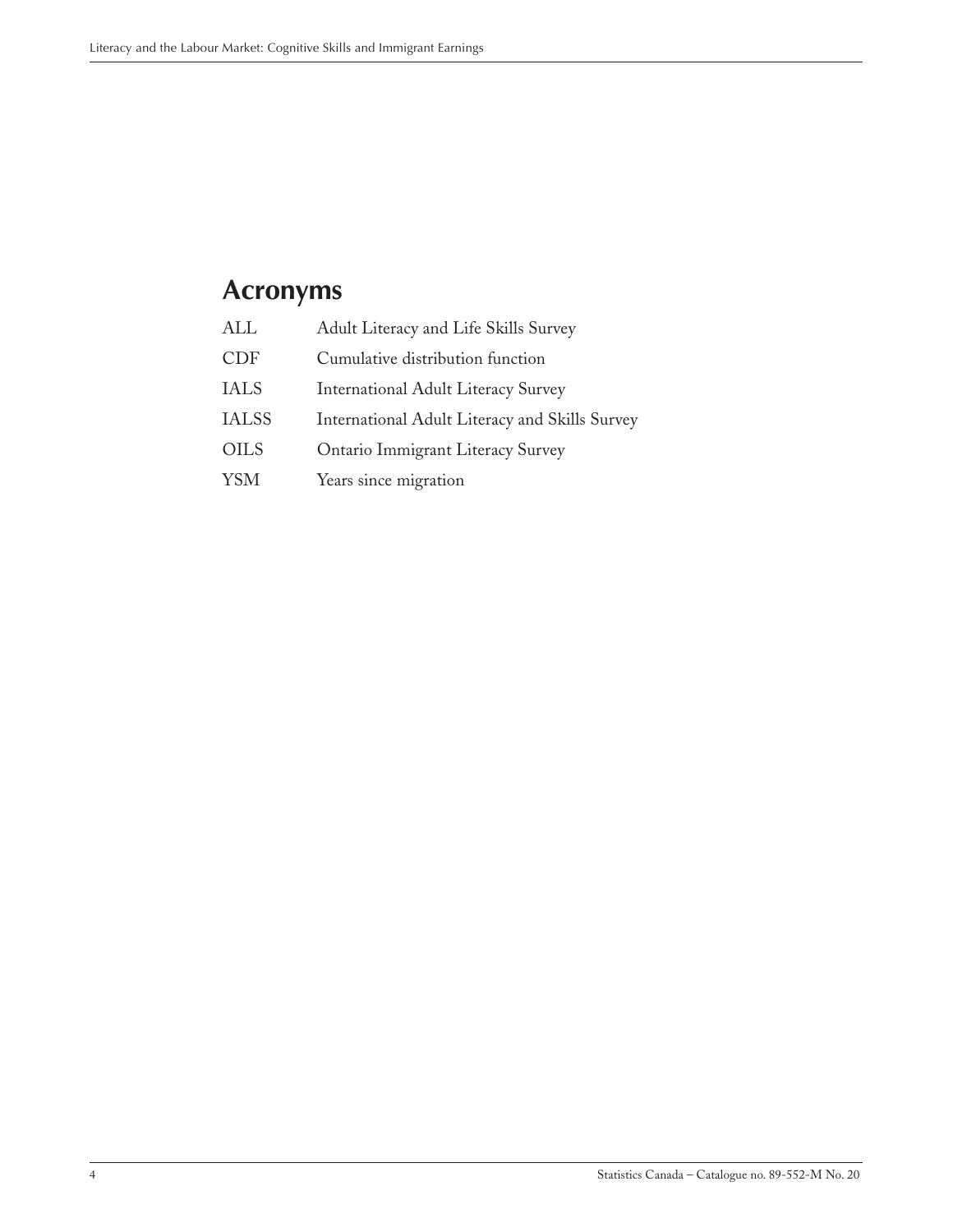# Acronyms

| | |
|---|---|
| ALL | Adult Literacy and Life Skills Survey |
| CDF | Cumulative distribution function |
| IALS | International Adult Literacy Survey |
| IALSS | International Adult Literacy and Skills Survey |
| OILS | Ontario Immigrant Literacy Survey |
| YSM | Years since migration |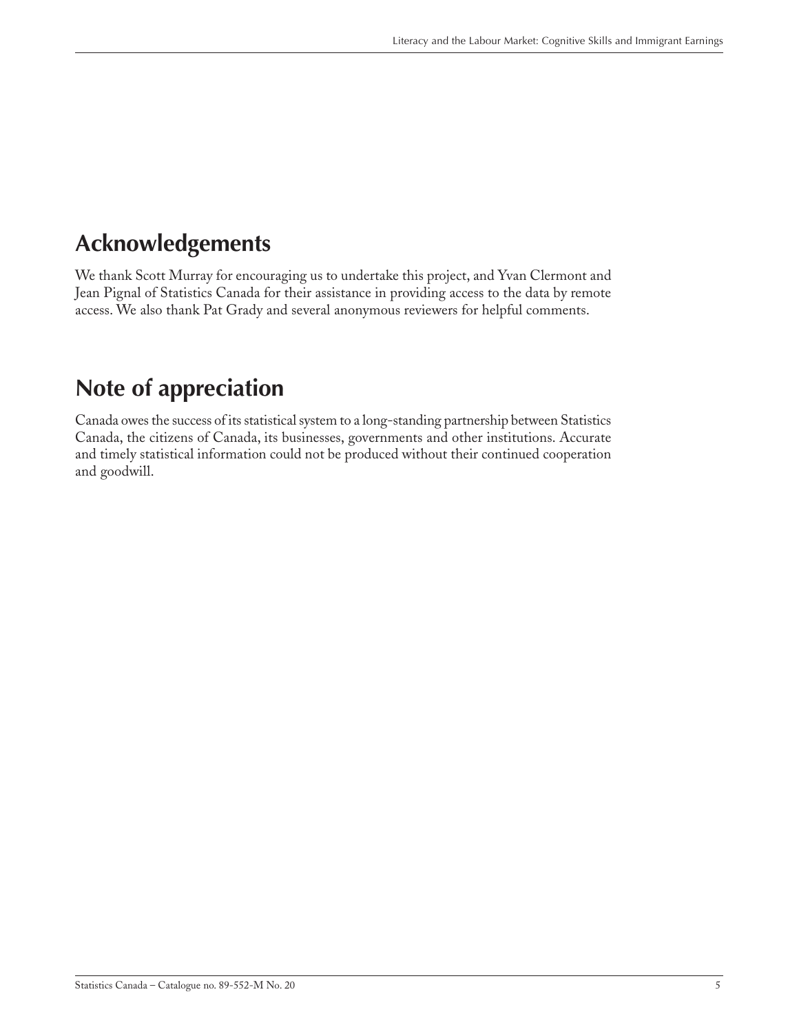## Acknowledgements

We thank Scott Murray for encouraging us to undertake this project, and Yvan Clermont and Jean Pignal of Statistics Canada for their assistance in providing access to the data by remote access. We also thank Pat Grady and several anonymous reviewers for helpful comments.

## Note of appreciation

Canada owes the success of its statistical system to a long-standing partnership between Statistics Canada, the citizens of Canada, its businesses, governments and other institutions. Accurate and timely statistical information could not be produced without their continued cooperation and goodwill.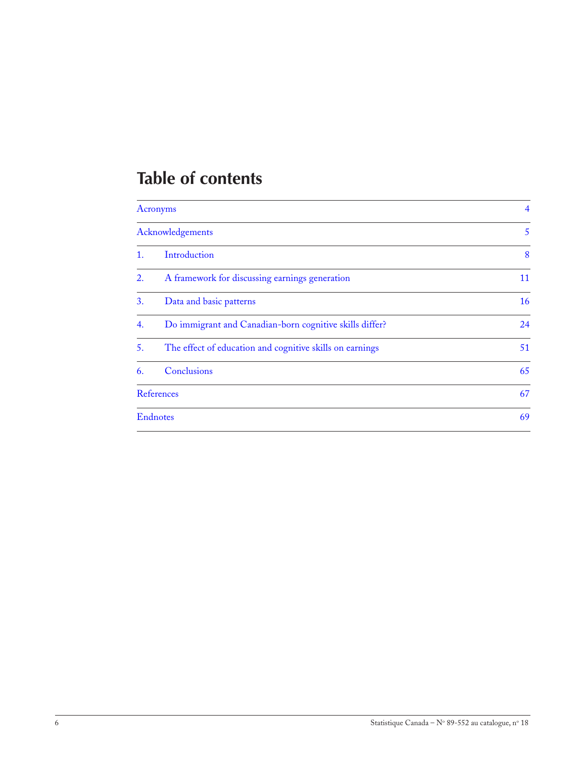# Table of contents

| | |
|---|---|
| Acronyms | 4 |
| Acknowledgements | 5 |
| 1. Introduction | 8 |
| 2. A framework for discussing earnings generation | 11 |
| 3. Data and basic patterns | 16 |
| 4. Do immigrant and Canadian-born cognitive skills differ? | 24 |
| 5. The effect of education and cognitive skills on earnings | 51 |
| 6. Conclusions | 65 |
| References | 67 |
| Endnotes | 69 |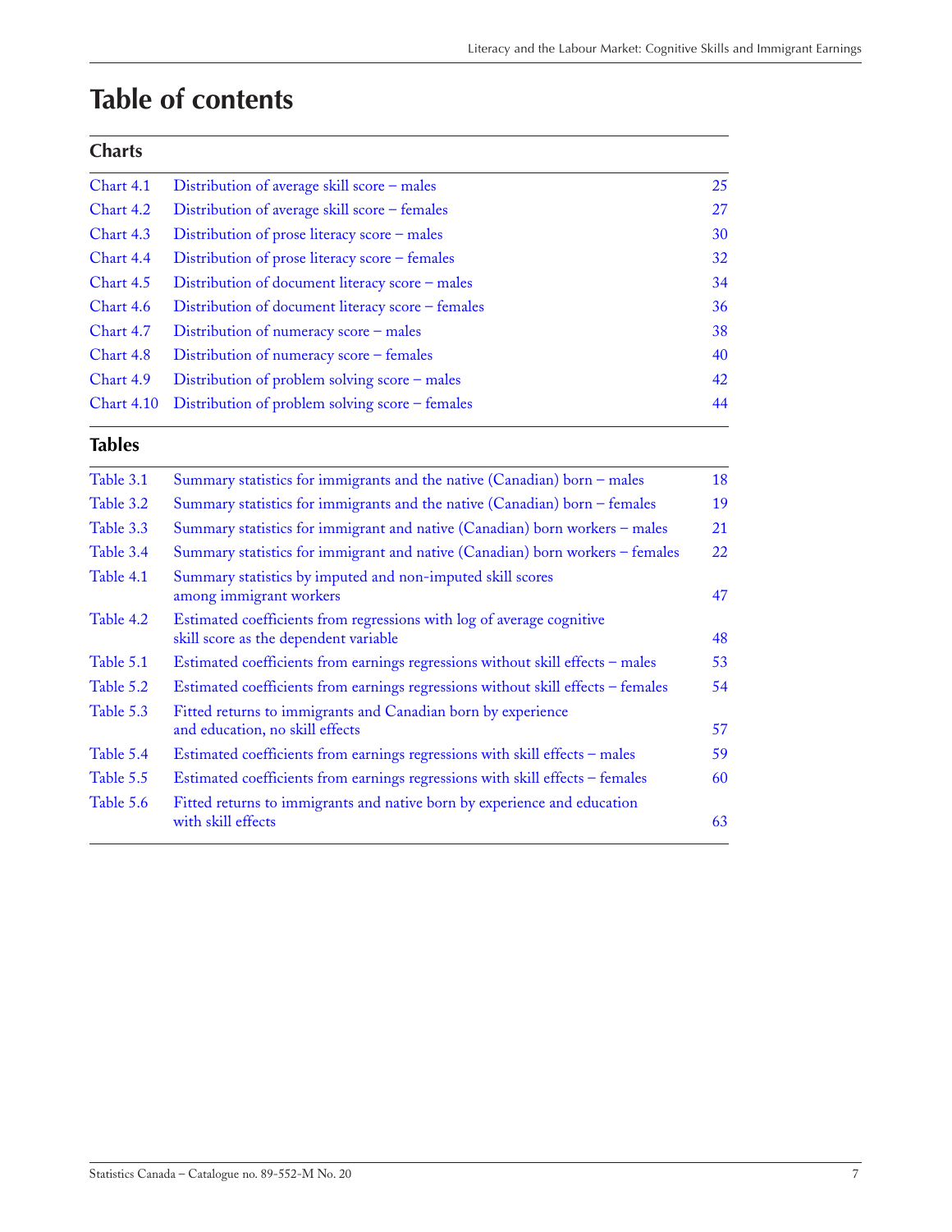# Table of contents

## Charts

| | | |
|---|---|---|
| Chart 4.1 | Distribution of average skill score – males | 25 |
| Chart 4.2 | Distribution of average skill score – females | 27 |
| Chart 4.3 | Distribution of prose literacy score – males | 30 |
| Chart 4.4 | Distribution of prose literacy score – females | 32 |
| Chart 4.5 | Distribution of document literacy score – males | 34 |
| Chart 4.6 | Distribution of document literacy score – females | 36 |
| Chart 4.7 | Distribution of numeracy score – males | 38 |
| Chart 4.8 | Distribution of numeracy score – females | 40 |
| Chart 4.9 | Distribution of problem solving score – males | 42 |
| Chart 4.10 | Distribution of problem solving score – females | 44 |

## Tables

| | | |
|---|---|---|
| Table 3.1 | Summary statistics for immigrants and the native (Canadian) born – males | 18 |
| Table 3.2 | Summary statistics for immigrants and the native (Canadian) born – females | 19 |
| Table 3.3 | Summary statistics for immigrant and native (Canadian) born workers – males | 21 |
| Table 3.4 | Summary statistics for immigrant and native (Canadian) born workers – females | 22 |
| Table 4.1 | Summary statistics by imputed and non-imputed skill scores among immigrant workers | 47 |
| Table 4.2 | Estimated coefficients from regressions with log of average cognitive skill score as the dependent variable | 48 |
| Table 5.1 | Estimated coefficients from earnings regressions without skill effects – males | 53 |
| Table 5.2 | Estimated coefficients from earnings regressions without skill effects – females | 54 |
| Table 5.3 | Fitted returns to immigrants and Canadian born by experience and education, no skill effects | 57 |
| Table 5.4 | Estimated coefficients from earnings regressions with skill effects – males | 59 |
| Table 5.5 | Estimated coefficients from earnings regressions with skill effects – females | 60 |
| Table 5.6 | Fitted returns to immigrants and native born by experience and education with skill effects | 63 |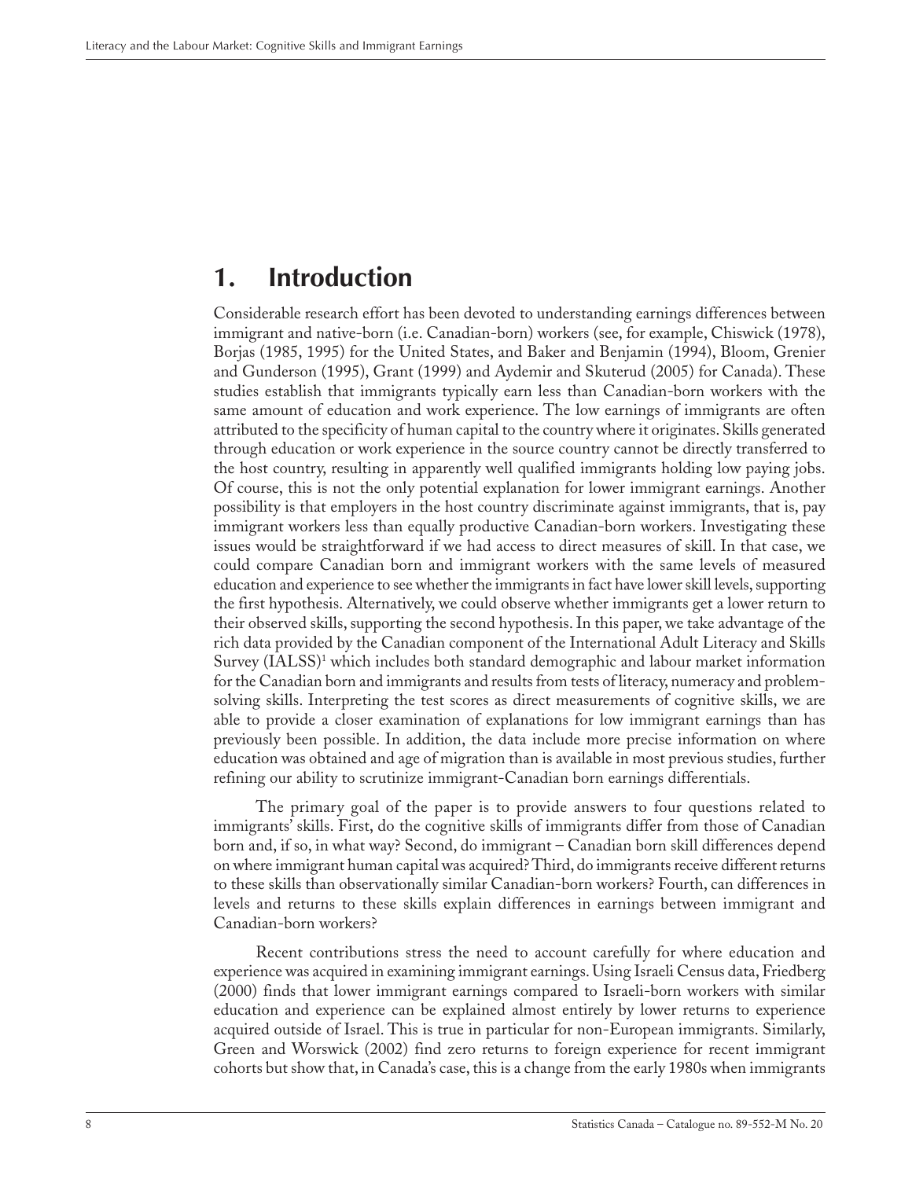# 1. Introduction

Considerable research effort has been devoted to understanding earnings differences between immigrant and native-born (i.e. Canadian-born) workers (see, for example, Chiswick (1978), Borjas (1985, 1995) for the United States, and Baker and Benjamin (1994), Bloom, Grenier and Gunderson (1995), Grant (1999) and Aydemir and Skuterud (2005) for Canada). These studies establish that immigrants typically earn less than Canadian-born workers with the same amount of education and work experience. The low earnings of immigrants are often attributed to the specificity of human capital to the country where it originates. Skills generated through education or work experience in the source country cannot be directly transferred to the host country, resulting in apparently well qualified immigrants holding low paying jobs. Of course, this is not the only potential explanation for lower immigrant earnings. Another possibility is that employers in the host country discriminate against immigrants, that is, pay immigrant workers less than equally productive Canadian-born workers. Investigating these issues would be straightforward if we had access to direct measures of skill. In that case, we could compare Canadian born and immigrant workers with the same levels of measured education and experience to see whether the immigrants in fact have lower skill levels, supporting the first hypothesis. Alternatively, we could observe whether immigrants get a lower return to their observed skills, supporting the second hypothesis. In this paper, we take advantage of the rich data provided by the Canadian component of the International Adult Literacy and Skills Survey (IALSS)[1] which includes both standard demographic and labour market information for the Canadian born and immigrants and results from tests of literacy, numeracy and problem-solving skills. Interpreting the test scores as direct measurements of cognitive skills, we are able to provide a closer examination of explanations for low immigrant earnings than has previously been possible. In addition, the data include more precise information on where education was obtained and age of migration than is available in most previous studies, further refining our ability to scrutinize immigrant-Canadian born earnings differentials.

The primary goal of the paper is to provide answers to four questions related to immigrants' skills. First, do the cognitive skills of immigrants differ from those of Canadian born and, if so, in what way? Second, do immigrant – Canadian born skill differences depend on where immigrant human capital was acquired? Third, do immigrants receive different returns to these skills than observationally similar Canadian-born workers? Fourth, can differences in levels and returns to these skills explain differences in earnings between immigrant and Canadian-born workers?

Recent contributions stress the need to account carefully for where education and experience was acquired in examining immigrant earnings. Using Israeli Census data, Friedberg (2000) finds that lower immigrant earnings compared to Israeli-born workers with similar education and experience can be explained almost entirely by lower returns to experience acquired outside of Israel. This is true in particular for non-European immigrants. Similarly, Green and Worswick (2002) find zero returns to foreign experience for recent immigrant cohorts but show that, in Canada's case, this is a change from the early 1980s when immigrants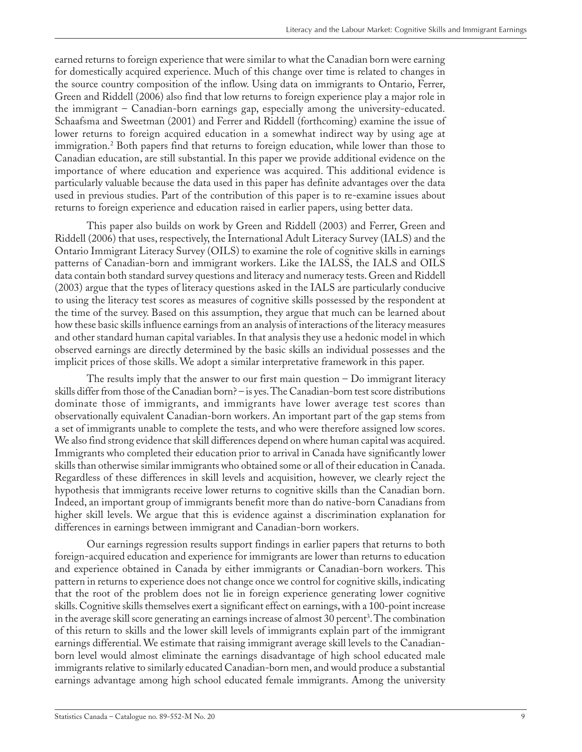earned returns to foreign experience that were similar to what the Canadian born were earning for domestically acquired experience. Much of this change over time is related to changes in the source country composition of the inflow. Using data on immigrants to Ontario, Ferrer, Green and Riddell (2006) also find that low returns to foreign experience play a major role in the immigrant – Canadian-born earnings gap, especially among the university-educated. Schaafsma and Sweetman (2001) and Ferrer and Riddell (forthcoming) examine the issue of lower returns to foreign acquired education in a somewhat indirect way by using age at immigration.[2] Both papers find that returns to foreign education, while lower than those to Canadian education, are still substantial. In this paper we provide additional evidence on the importance of where education and experience was acquired. This additional evidence is particularly valuable because the data used in this paper has definite advantages over the data used in previous studies. Part of the contribution of this paper is to re-examine issues about returns to foreign experience and education raised in earlier papers, using better data.

This paper also builds on work by Green and Riddell (2003) and Ferrer, Green and Riddell (2006) that uses, respectively, the International Adult Literacy Survey (IALS) and the Ontario Immigrant Literacy Survey (OILS) to examine the role of cognitive skills in earnings patterns of Canadian-born and immigrant workers. Like the IALSS, the IALS and OILS data contain both standard survey questions and literacy and numeracy tests. Green and Riddell (2003) argue that the types of literacy questions asked in the IALS are particularly conducive to using the literacy test scores as measures of cognitive skills possessed by the respondent at the time of the survey. Based on this assumption, they argue that much can be learned about how these basic skills influence earnings from an analysis of interactions of the literacy measures and other standard human capital variables. In that analysis they use a hedonic model in which observed earnings are directly determined by the basic skills an individual possesses and the implicit prices of those skills. We adopt a similar interpretative framework in this paper.

The results imply that the answer to our first main question – Do immigrant literacy skills differ from those of the Canadian born? – is yes. The Canadian-born test score distributions dominate those of immigrants, and immigrants have lower average test scores than observationally equivalent Canadian-born workers. An important part of the gap stems from a set of immigrants unable to complete the tests, and who were therefore assigned low scores. We also find strong evidence that skill differences depend on where human capital was acquired. Immigrants who completed their education prior to arrival in Canada have significantly lower skills than otherwise similar immigrants who obtained some or all of their education in Canada. Regardless of these differences in skill levels and acquisition, however, we clearly reject the hypothesis that immigrants receive lower returns to cognitive skills than the Canadian born. Indeed, an important group of immigrants benefit more than do native-born Canadians from higher skill levels. We argue that this is evidence against a discrimination explanation for differences in earnings between immigrant and Canadian-born workers.

Our earnings regression results support findings in earlier papers that returns to both foreign-acquired education and experience for immigrants are lower than returns to education and experience obtained in Canada by either immigrants or Canadian-born workers. This pattern in returns to experience does not change once we control for cognitive skills, indicating that the root of the problem does not lie in foreign experience generating lower cognitive skills. Cognitive skills themselves exert a significant effect on earnings, with a 100-point increase in the average skill score generating an earnings increase of almost 30 percent[3]. The combination of this return to skills and the lower skill levels of immigrants explain part of the immigrant earnings differential. We estimate that raising immigrant average skill levels to the Canadian-born level would almost eliminate the earnings disadvantage of high school educated male immigrants relative to similarly educated Canadian-born men, and would produce a substantial earnings advantage among high school educated female immigrants. Among the university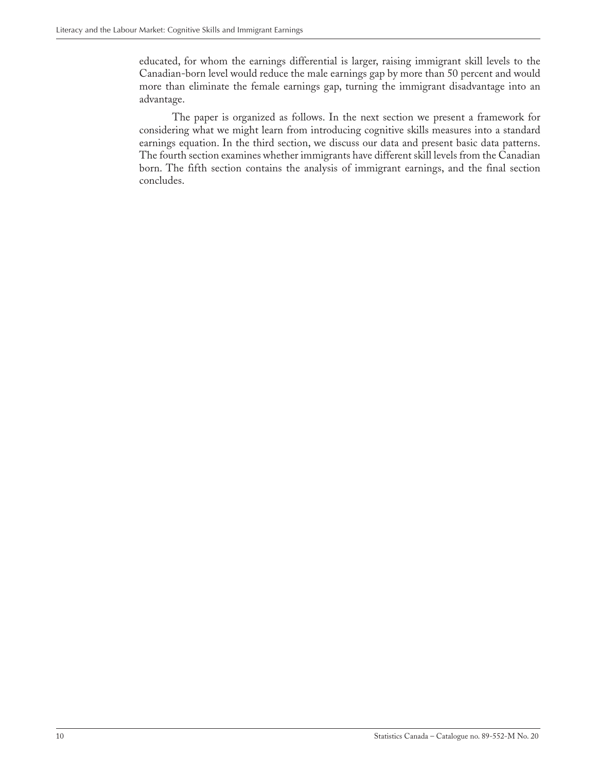educated, for whom the earnings differential is larger, raising immigrant skill levels to the Canadian-born level would reduce the male earnings gap by more than 50 percent and would more than eliminate the female earnings gap, turning the immigrant disadvantage into an advantage.

The paper is organized as follows. In the next section we present a framework for considering what we might learn from introducing cognitive skills measures into a standard earnings equation. In the third section, we discuss our data and present basic data patterns. The fourth section examines whether immigrants have different skill levels from the Canadian born. The fifth section contains the analysis of immigrant earnings, and the final section concludes.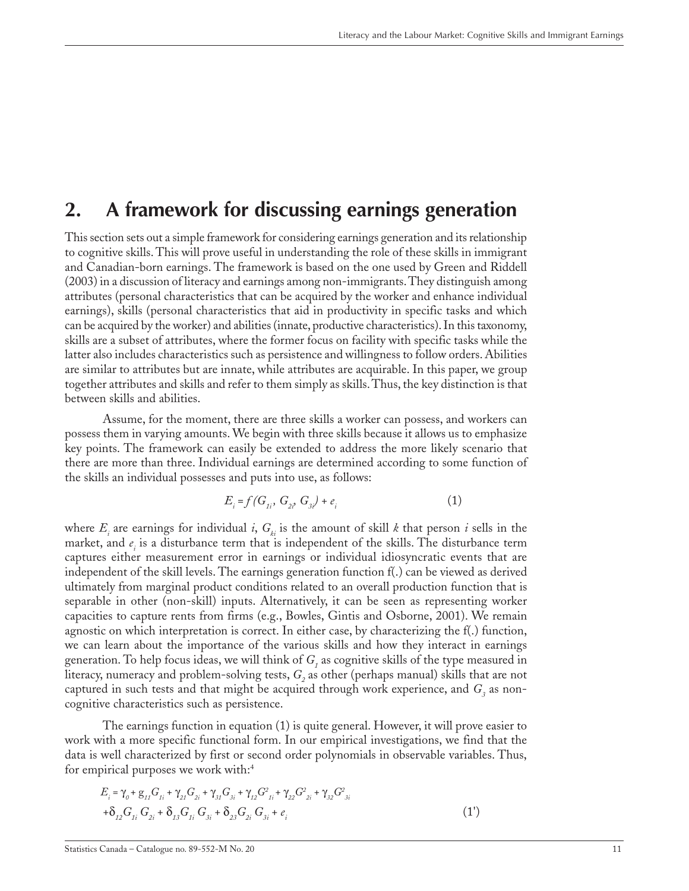## 2. A framework for discussing earnings generation

This section sets out a simple framework for considering earnings generation and its relationship to cognitive skills. This will prove useful in understanding the role of these skills in immigrant and Canadian-born earnings. The framework is based on the one used by Green and Riddell (2003) in a discussion of literacy and earnings among non-immigrants. They distinguish among attributes (personal characteristics that can be acquired by the worker and enhance individual earnings), skills (personal characteristics that aid in productivity in specific tasks and which can be acquired by the worker) and abilities (innate, productive characteristics). In this taxonomy, skills are a subset of attributes, where the former focus on facility with specific tasks while the latter also includes characteristics such as persistence and willingness to follow orders. Abilities are similar to attributes but are innate, while attributes are acquirable. In this paper, we group together attributes and skills and refer to them simply as skills. Thus, the key distinction is that between skills and abilities.

Assume, for the moment, there are three skills a worker can possess, and workers can possess them in varying amounts. We begin with three skills because it allows us to emphasize key points. The framework can easily be extended to address the more likely scenario that there are more than three. Individual earnings are determined according to some function of the skills an individual possesses and puts into use, as follows:

$$E_i = f(G_{1i}, G_{2i}, G_{3i}) + e_i \quad (1)$$

where $E_i$ are earnings for individual $i$, $G_{ki}$ is the amount of skill $k$ that person $i$ sells in the market, and $e_i$ is a disturbance term that is independent of the skills. The disturbance term captures either measurement error in earnings or individual idiosyncratic events that are independent of the skill levels. The earnings generation function f(.) can be viewed as derived ultimately from marginal product conditions related to an overall production function that is separable in other (non-skill) inputs. Alternatively, it can be seen as representing worker capacities to capture rents from firms (e.g., Bowles, Gintis and Osborne, 2001). We remain agnostic on which interpretation is correct. In either case, by characterizing the f(.) function, we can learn about the importance of the various skills and how they interact in earnings generation. To help focus ideas, we will think of $G_1$ as cognitive skills of the type measured in literacy, numeracy and problem-solving tests, $G_2$ as other (perhaps manual) skills that are not captured in such tests and that might be acquired through work experience, and $G_3$ as non-cognitive characteristics such as persistence.

The earnings function in equation (1) is quite general. However, it will prove easier to work with a more specific functional form. In our empirical investigations, we find that the data is well characterized by first or second order polynomials in observable variables. Thus, for empirical purposes we work with:[4]

$$\begin{aligned} E_i = {} & \gamma_0 + g_{11}G_{1i} + \gamma_{21}G_{2i} + \gamma_{31}G_{3i} + \gamma_{12}G^2_{1i} + \gamma_{22}G^2_{2i} + \gamma_{32}G^2_{3i} \\ & + \delta_{12}G_{1i}G_{2i} + \delta_{13}G_{1i}G_{3i} + \delta_{23}G_{2i}G_{3i} + e_i \end{aligned} \quad (1')$$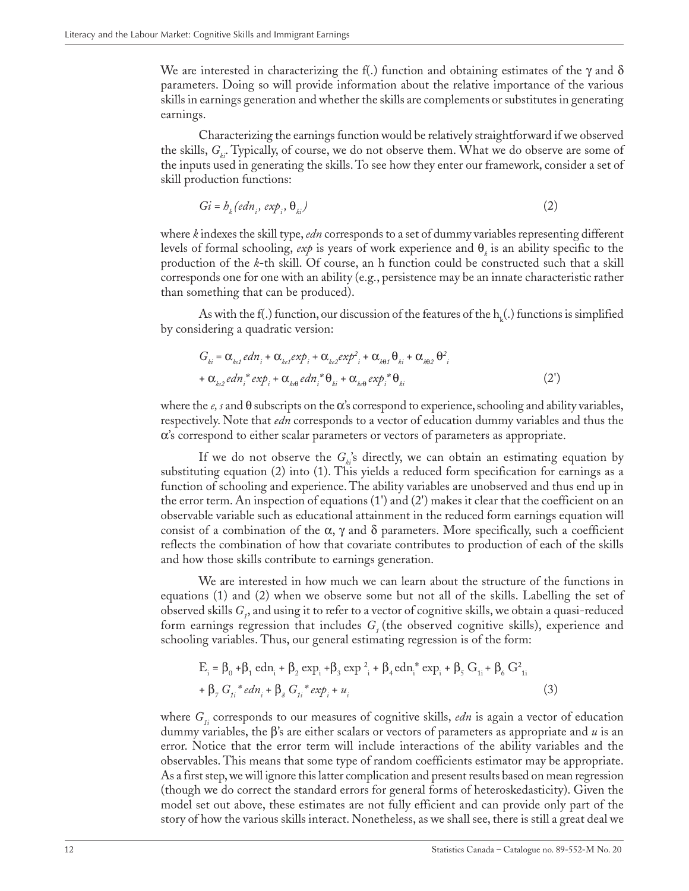We are interested in characterizing the f(.) function and obtaining estimates of the $\gamma$ and $\delta$ parameters. Doing so will provide information about the relative importance of the various skills in earnings generation and whether the skills are complements or substitutes in generating earnings.

Characterizing the earnings function would be relatively straightforward if we observed the skills, $G_{ki}$. Typically, of course, we do not observe them. What we do observe are some of the inputs used in generating the skills. To see how they enter our framework, consider a set of skill production functions:

$$Gi = h_k(edn_i, exp_i, \theta_{ki}) \tag{2}$$

where $k$ indexes the skill type, *edn* corresponds to a set of dummy variables representing different levels of formal schooling, *exp* is years of work experience and $\theta_k$ is an ability specific to the production of the $k$-th skill. Of course, an h function could be constructed such that a skill corresponds one for one with an ability (e.g., persistence may be an innate characteristic rather than something that can be produced).

As with the f(.) function, our discussion of the features of the $h_k(.)$ functions is simplified by considering a quadratic version:

$$G_{ki} = \alpha_{ks1} edn_i + \alpha_{ke1} exp_i + \alpha_{ke2} exp^2_i + \alpha_{k\theta 1} \theta_{ki} + \alpha_{k\theta 2} \theta^2_i$$
$$+ \alpha_{ks2} edn_i{}^* exp_i + \alpha_{ks\theta} edn_i{}^* \theta_{ki} + \alpha_{ke\theta} exp_i{}^* \theta_{ki} \tag{2'}$$

where the $e$, $s$ and $\theta$ subscripts on the $\alpha$'s correspond to experience, schooling and ability variables, respectively. Note that *edn* corresponds to a vector of education dummy variables and thus the $\alpha$'s correspond to either scalar parameters or vectors of parameters as appropriate.

If we do not observe the $G_{ki}$'s directly, we can obtain an estimating equation by substituting equation (2) into (1). This yields a reduced form specification for earnings as a function of schooling and experience. The ability variables are unobserved and thus end up in the error term. An inspection of equations (1') and (2') makes it clear that the coefficient on an observable variable such as educational attainment in the reduced form earnings equation will consist of a combination of the $\alpha$, $\gamma$ and $\delta$ parameters. More specifically, such a coefficient reflects the combination of how that covariate contributes to production of each of the skills and how those skills contribute to earnings generation.

We are interested in how much we can learn about the structure of the functions in equations (1) and (2) when we observe some but not all of the skills. Labelling the set of observed skills $G_1$, and using it to refer to a vector of cognitive skills, we obtain a quasi-reduced form earnings regression that includes $G_1$ (the observed cognitive skills), experience and schooling variables. Thus, our general estimating regression is of the form:

$$E_i = \beta_0 + \beta_1 \text{edn}_i + \beta_2 \exp_i + \beta_3 \exp^2_i + \beta_4 \text{edn}_i{}^* \exp_i + \beta_5 G_{1i} + \beta_6 G^2_{1i}$$
$$+ \beta_7 G_{1i}{}^* edn_i + \beta_8 G_{1i}{}^* exp_i + u_i \tag{3}$$

where $G_{1i}$ corresponds to our measures of cognitive skills, *edn* is again a vector of education dummy variables, the $\beta$'s are either scalars or vectors of parameters as appropriate and $u$ is an error. Notice that the error term will include interactions of the ability variables and the observables. This means that some type of random coefficients estimator may be appropriate. As a first step, we will ignore this latter complication and present results based on mean regression (though we do correct the standard errors for general forms of heteroskedasticity). Given the model set out above, these estimates are not fully efficient and can provide only part of the story of how the various skills interact. Nonetheless, as we shall see, there is still a great deal we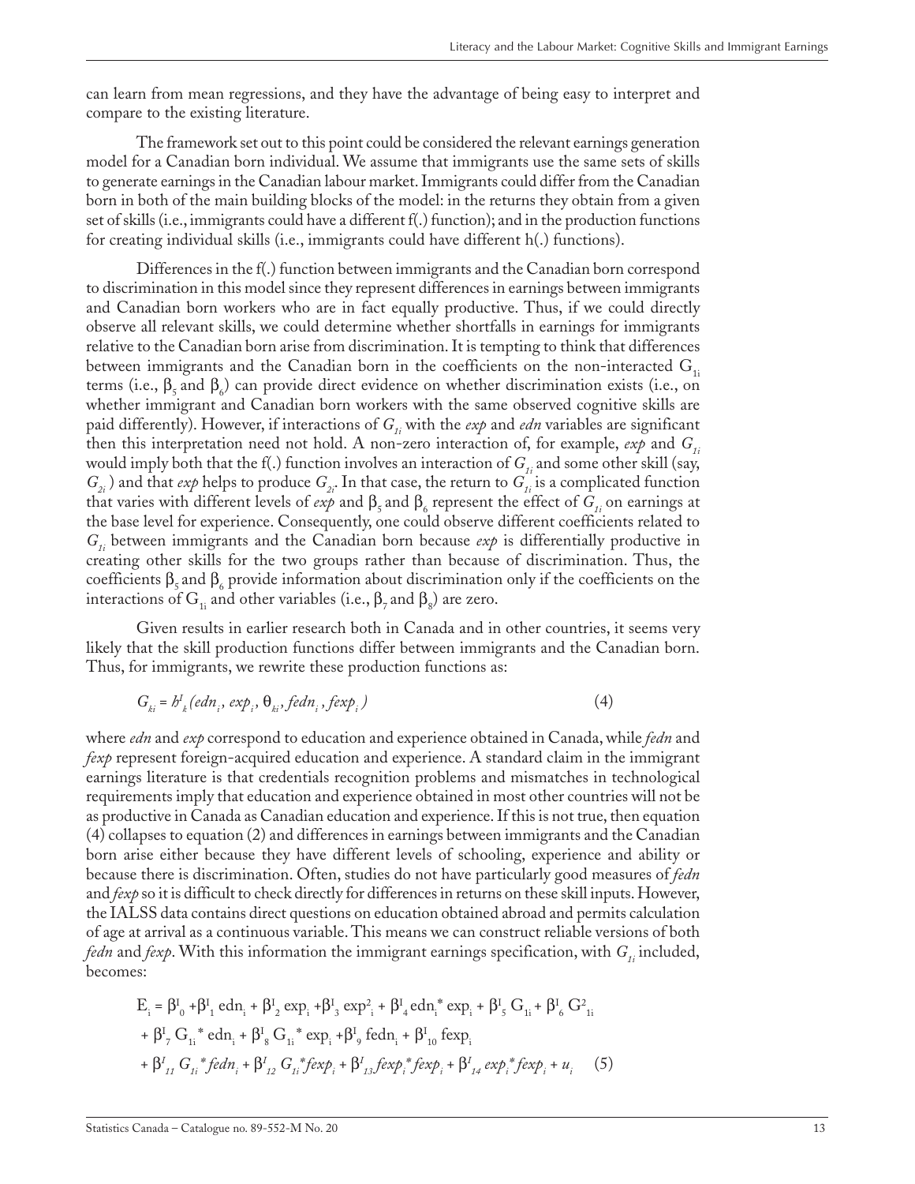can learn from mean regressions, and they have the advantage of being easy to interpret and compare to the existing literature.

The framework set out to this point could be considered the relevant earnings generation model for a Canadian born individual. We assume that immigrants use the same sets of skills to generate earnings in the Canadian labour market. Immigrants could differ from the Canadian born in both of the main building blocks of the model: in the returns they obtain from a given set of skills (i.e., immigrants could have a different f(.) function); and in the production functions for creating individual skills (i.e., immigrants could have different h(.) functions).

Differences in the f(.) function between immigrants and the Canadian born correspond to discrimination in this model since they represent differences in earnings between immigrants and Canadian born workers who are in fact equally productive. Thus, if we could directly observe all relevant skills, we could determine whether shortfalls in earnings for immigrants relative to the Canadian born arise from discrimination. It is tempting to think that differences between immigrants and the Canadian born in the coefficients on the non-interacted $G_{1i}$ terms (i.e., $\beta_5$ and $\beta_6$) can provide direct evidence on whether discrimination exists (i.e., on whether immigrant and Canadian born workers with the same observed cognitive skills are paid differently). However, if interactions of $G_{1i}$ with the *exp* and *edn* variables are significant then this interpretation need not hold. A non-zero interaction of, for example, *exp* and $G_{1i}$ would imply both that the f(.) function involves an interaction of $G_{1i}$ and some other skill (say, $G_{2i}$) and that *exp* helps to produce $G_{2i}$. In that case, the return to $G_{1i}$ is a complicated function that varies with different levels of *exp* and $\beta_5$ and $\beta_6$ represent the effect of $G_{1i}$ on earnings at the base level for experience. Consequently, one could observe different coefficients related to $G_{1i}$ between immigrants and the Canadian born because *exp* is differentially productive in creating other skills for the two groups rather than because of discrimination. Thus, the coefficients $\beta_5$ and $\beta_6$ provide information about discrimination only if the coefficients on the interactions of $G_{1i}$ and other variables (i.e., $\beta_7$ and $\beta_8$) are zero.

Given results in earlier research both in Canada and in other countries, it seems very likely that the skill production functions differ between immigrants and the Canadian born. Thus, for immigrants, we rewrite these production functions as:

$$G_{ki} = h^I_k(edn_i, exp_i, \theta_{ki}, fedn_i, fexp_i) \tag{4}$$

where *edn* and *exp* correspond to education and experience obtained in Canada, while *fedn* and *fexp* represent foreign-acquired education and experience. A standard claim in the immigrant earnings literature is that credentials recognition problems and mismatches in technological requirements imply that education and experience obtained in most other countries will not be as productive in Canada as Canadian education and experience. If this is not true, then equation (4) collapses to equation (2) and differences in earnings between immigrants and the Canadian born arise either because they have different levels of schooling, experience and ability or because there is discrimination. Often, studies do not have particularly good measures of *fedn* and *fexp* so it is difficult to check directly for differences in returns on these skill inputs. However, the IALSS data contains direct questions on education obtained abroad and permits calculation of age at arrival as a continuous variable. This means we can construct reliable versions of both *fedn* and *fexp*. With this information the immigrant earnings specification, with $G_{1i}$ included, becomes:

$$\begin{aligned} E_i = {} & \beta^I_0 + \beta^I_1 \, edn_i + \beta^I_2 \exp_i + \beta^I_3 \exp^2_i + \beta^I_4 \, edn_i * \exp_i + \beta^I_5 \, G_{1i} + \beta^I_6 \, G^2_{1i} \\ & + \beta^I_7 \, G_{1i} * edn_i + \beta^I_8 \, G_{1i} * \exp_i + \beta^I_9 \, fedn_i + \beta^I_{10} \, fexp_i \\ & + \beta^I_{11} \, G_{1i} * fedn_i + \beta^I_{12} \, G_{1i} * fexp_i + \beta^I_{13} \, fexp_i * fexp_i + \beta^I_{14} \, exp_i * fexp_i + u_i \end{aligned} \tag{5}$$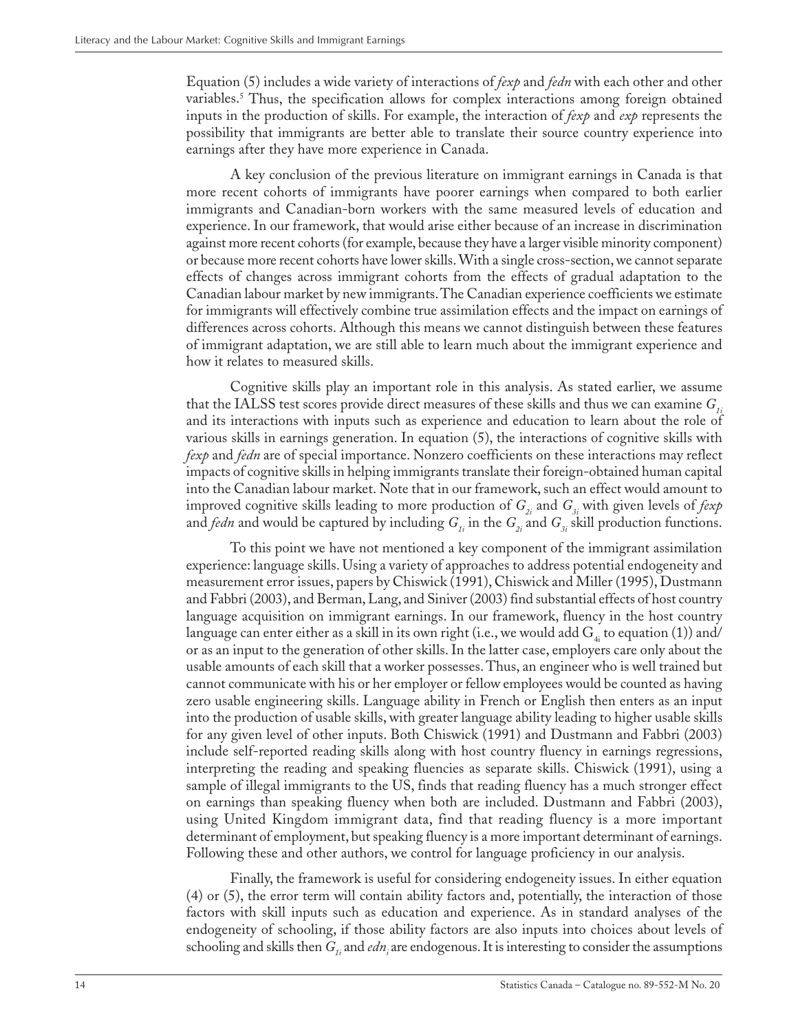Equation (5) includes a wide variety of interactions of *fexp* and *fedn* with each other and other variables.[5] Thus, the specification allows for complex interactions among foreign obtained inputs in the production of skills. For example, the interaction of *fexp* and *exp* represents the possibility that immigrants are better able to translate their source country experience into earnings after they have more experience in Canada.

A key conclusion of the previous literature on immigrant earnings in Canada is that more recent cohorts of immigrants have poorer earnings when compared to both earlier immigrants and Canadian-born workers with the same measured levels of education and experience. In our framework, that would arise either because of an increase in discrimination against more recent cohorts (for example, because they have a larger visible minority component) or because more recent cohorts have lower skills. With a single cross-section, we cannot separate effects of changes across immigrant cohorts from the effects of gradual adaptation to the Canadian labour market by new immigrants. The Canadian experience coefficients we estimate for immigrants will effectively combine true assimilation effects and the impact on earnings of differences across cohorts. Although this means we cannot distinguish between these features of immigrant adaptation, we are still able to learn much about the immigrant experience and how it relates to measured skills.

Cognitive skills play an important role in this analysis. As stated earlier, we assume that the IALSS test scores provide direct measures of these skills and thus we can examine $G_{1i}$ and its interactions with inputs such as experience and education to learn about the role of various skills in earnings generation. In equation (5), the interactions of cognitive skills with *fexp* and *fedn* are of special importance. Nonzero coefficients on these interactions may reflect impacts of cognitive skills in helping immigrants translate their foreign-obtained human capital into the Canadian labour market. Note that in our framework, such an effect would amount to improved cognitive skills leading to more production of $G_{2i}$ and $G_{3i}$ with given levels of *fexp* and *fedn* and would be captured by including $G_{1i}$ in the $G_{2i}$ and $G_{3i}$ skill production functions.

To this point we have not mentioned a key component of the immigrant assimilation experience: language skills. Using a variety of approaches to address potential endogeneity and measurement error issues, papers by Chiswick (1991), Chiswick and Miller (1995), Dustmann and Fabbri (2003), and Berman, Lang, and Siniver (2003) find substantial effects of host country language acquisition on immigrant earnings. In our framework, fluency in the host country language can enter either as a skill in its own right (i.e., we would add $G_{4i}$ to equation (1)) and/or as an input to the generation of other skills. In the latter case, employers care only about the usable amounts of each skill that a worker possesses. Thus, an engineer who is well trained but cannot communicate with his or her employer or fellow employees would be counted as having zero usable engineering skills. Language ability in French or English then enters as an input into the production of usable skills, with greater language ability leading to higher usable skills for any given level of other inputs. Both Chiswick (1991) and Dustmann and Fabbri (2003) include self-reported reading skills along with host country fluency in earnings regressions, interpreting the reading and speaking fluencies as separate skills. Chiswick (1991), using a sample of illegal immigrants to the US, finds that reading fluency has a much stronger effect on earnings than speaking fluency when both are included. Dustmann and Fabbri (2003), using United Kingdom immigrant data, find that reading fluency is a more important determinant of employment, but speaking fluency is a more important determinant of earnings. Following these and other authors, we control for language proficiency in our analysis.

Finally, the framework is useful for considering endogeneity issues. In either equation (4) or (5), the error term will contain ability factors and, potentially, the interaction of those factors with skill inputs such as education and experience. As in standard analyses of the endogeneity of schooling, if those ability factors are also inputs into choices about levels of schooling and skills then $G_{1i}$ and $edn_i$ are endogenous. It is interesting to consider the assumptions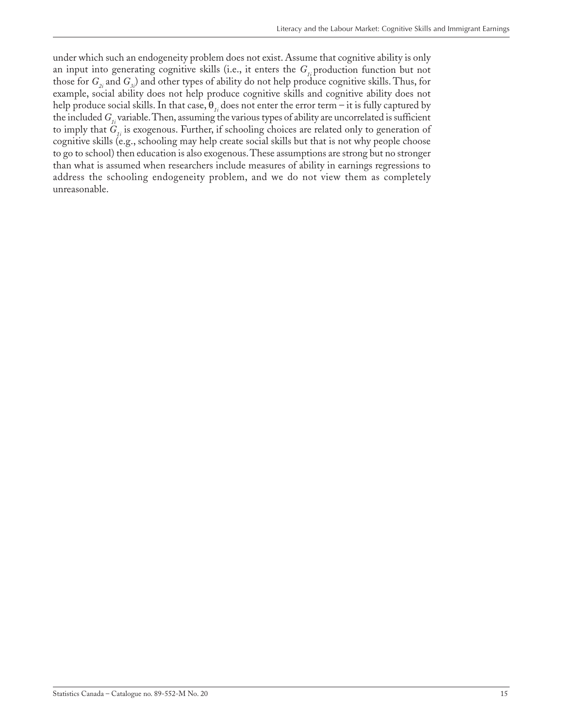under which such an endogeneity problem does not exist. Assume that cognitive ability is only an input into generating cognitive skills (i.e., it enters the $G_{1i}$ production function but not those for $G_{2i}$ and $G_{3i}$) and other types of ability do not help produce cognitive skills. Thus, for example, social ability does not help produce cognitive skills and cognitive ability does not help produce social skills. In that case, $\theta_{1i}$ does not enter the error term – it is fully captured by the included $G_{1i}$ variable. Then, assuming the various types of ability are uncorrelated is sufficient to imply that $G_{1i}$ is exogenous. Further, if schooling choices are related only to generation of cognitive skills (e.g., schooling may help create social skills but that is not why people choose to go to school) then education is also exogenous. These assumptions are strong but no stronger than what is assumed when researchers include measures of ability in earnings regressions to address the schooling endogeneity problem, and we do not view them as completely unreasonable.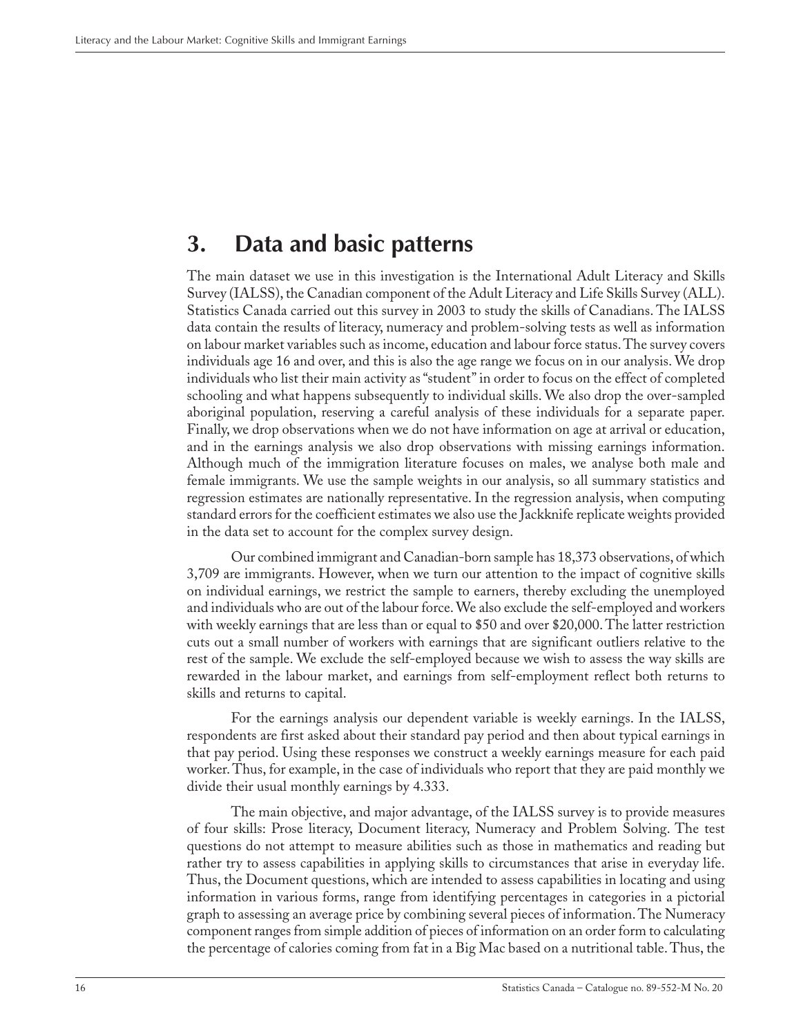# 3. Data and basic patterns

The main dataset we use in this investigation is the International Adult Literacy and Skills Survey (IALSS), the Canadian component of the Adult Literacy and Life Skills Survey (ALL). Statistics Canada carried out this survey in 2003 to study the skills of Canadians. The IALSS data contain the results of literacy, numeracy and problem-solving tests as well as information on labour market variables such as income, education and labour force status. The survey covers individuals age 16 and over, and this is also the age range we focus on in our analysis. We drop individuals who list their main activity as "student" in order to focus on the effect of completed schooling and what happens subsequently to individual skills. We also drop the over-sampled aboriginal population, reserving a careful analysis of these individuals for a separate paper. Finally, we drop observations when we do not have information on age at arrival or education, and in the earnings analysis we also drop observations with missing earnings information. Although much of the immigration literature focuses on males, we analyse both male and female immigrants. We use the sample weights in our analysis, so all summary statistics and regression estimates are nationally representative. In the regression analysis, when computing standard errors for the coefficient estimates we also use the Jackknife replicate weights provided in the data set to account for the complex survey design.

Our combined immigrant and Canadian-born sample has 18,373 observations, of which 3,709 are immigrants. However, when we turn our attention to the impact of cognitive skills on individual earnings, we restrict the sample to earners, thereby excluding the unemployed and individuals who are out of the labour force. We also exclude the self-employed and workers with weekly earnings that are less than or equal to $50 and over $20,000. The latter restriction cuts out a small number of workers with earnings that are significant outliers relative to the rest of the sample. We exclude the self-employed because we wish to assess the way skills are rewarded in the labour market, and earnings from self-employment reflect both returns to skills and returns to capital.

For the earnings analysis our dependent variable is weekly earnings. In the IALSS, respondents are first asked about their standard pay period and then about typical earnings in that pay period. Using these responses we construct a weekly earnings measure for each paid worker. Thus, for example, in the case of individuals who report that they are paid monthly we divide their usual monthly earnings by 4.333.

The main objective, and major advantage, of the IALSS survey is to provide measures of four skills: Prose literacy, Document literacy, Numeracy and Problem Solving. The test questions do not attempt to measure abilities such as those in mathematics and reading but rather try to assess capabilities in applying skills to circumstances that arise in everyday life. Thus, the Document questions, which are intended to assess capabilities in locating and using information in various forms, range from identifying percentages in categories in a pictorial graph to assessing an average price by combining several pieces of information. The Numeracy component ranges from simple addition of pieces of information on an order form to calculating the percentage of calories coming from fat in a Big Mac based on a nutritional table. Thus, the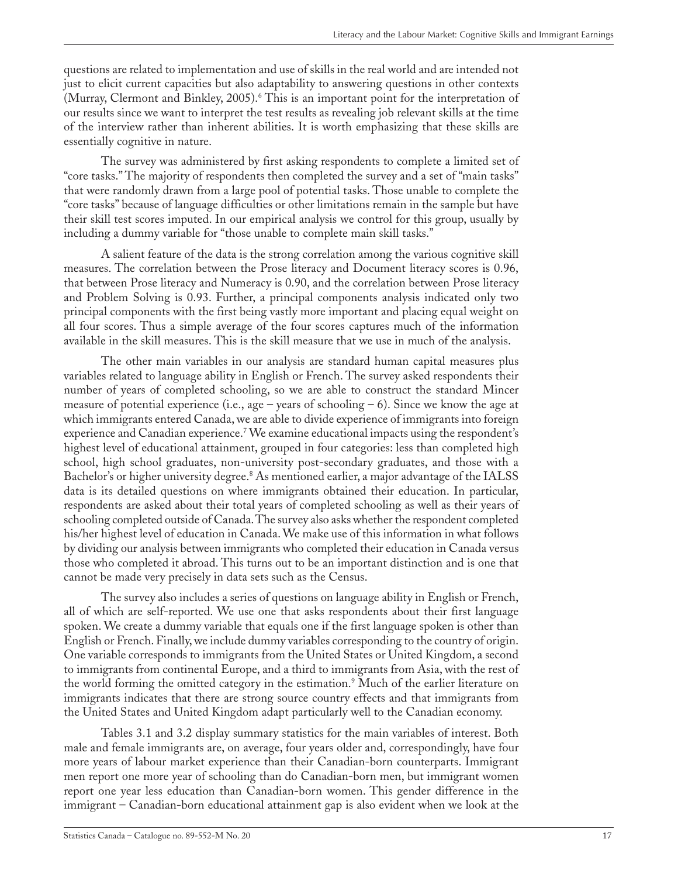questions are related to implementation and use of skills in the real world and are intended not just to elicit current capacities but also adaptability to answering questions in other contexts (Murray, Clermont and Binkley, 2005).[6] This is an important point for the interpretation of our results since we want to interpret the test results as revealing job relevant skills at the time of the interview rather than inherent abilities. It is worth emphasizing that these skills are essentially cognitive in nature.

The survey was administered by first asking respondents to complete a limited set of "core tasks." The majority of respondents then completed the survey and a set of "main tasks" that were randomly drawn from a large pool of potential tasks. Those unable to complete the "core tasks" because of language difficulties or other limitations remain in the sample but have their skill test scores imputed. In our empirical analysis we control for this group, usually by including a dummy variable for "those unable to complete main skill tasks."

A salient feature of the data is the strong correlation among the various cognitive skill measures. The correlation between the Prose literacy and Document literacy scores is 0.96, that between Prose literacy and Numeracy is 0.90, and the correlation between Prose literacy and Problem Solving is 0.93. Further, a principal components analysis indicated only two principal components with the first being vastly more important and placing equal weight on all four scores. Thus a simple average of the four scores captures much of the information available in the skill measures. This is the skill measure that we use in much of the analysis.

The other main variables in our analysis are standard human capital measures plus variables related to language ability in English or French. The survey asked respondents their number of years of completed schooling, so we are able to construct the standard Mincer measure of potential experience (i.e., age – years of schooling – 6). Since we know the age at which immigrants entered Canada, we are able to divide experience of immigrants into foreign experience and Canadian experience.[7] We examine educational impacts using the respondent's highest level of educational attainment, grouped in four categories: less than completed high school, high school graduates, non-university post-secondary graduates, and those with a Bachelor's or higher university degree.[8] As mentioned earlier, a major advantage of the IALSS data is its detailed questions on where immigrants obtained their education. In particular, respondents are asked about their total years of completed schooling as well as their years of schooling completed outside of Canada. The survey also asks whether the respondent completed his/her highest level of education in Canada. We make use of this information in what follows by dividing our analysis between immigrants who completed their education in Canada versus those who completed it abroad. This turns out to be an important distinction and is one that cannot be made very precisely in data sets such as the Census.

The survey also includes a series of questions on language ability in English or French, all of which are self-reported. We use one that asks respondents about their first language spoken. We create a dummy variable that equals one if the first language spoken is other than English or French. Finally, we include dummy variables corresponding to the country of origin. One variable corresponds to immigrants from the United States or United Kingdom, a second to immigrants from continental Europe, and a third to immigrants from Asia, with the rest of the world forming the omitted category in the estimation.[9] Much of the earlier literature on immigrants indicates that there are strong source country effects and that immigrants from the United States and United Kingdom adapt particularly well to the Canadian economy.

Tables 3.1 and 3.2 display summary statistics for the main variables of interest. Both male and female immigrants are, on average, four years older and, correspondingly, have four more years of labour market experience than their Canadian-born counterparts. Immigrant men report one more year of schooling than do Canadian-born men, but immigrant women report one year less education than Canadian-born women. This gender difference in the immigrant – Canadian-born educational attainment gap is also evident when we look at the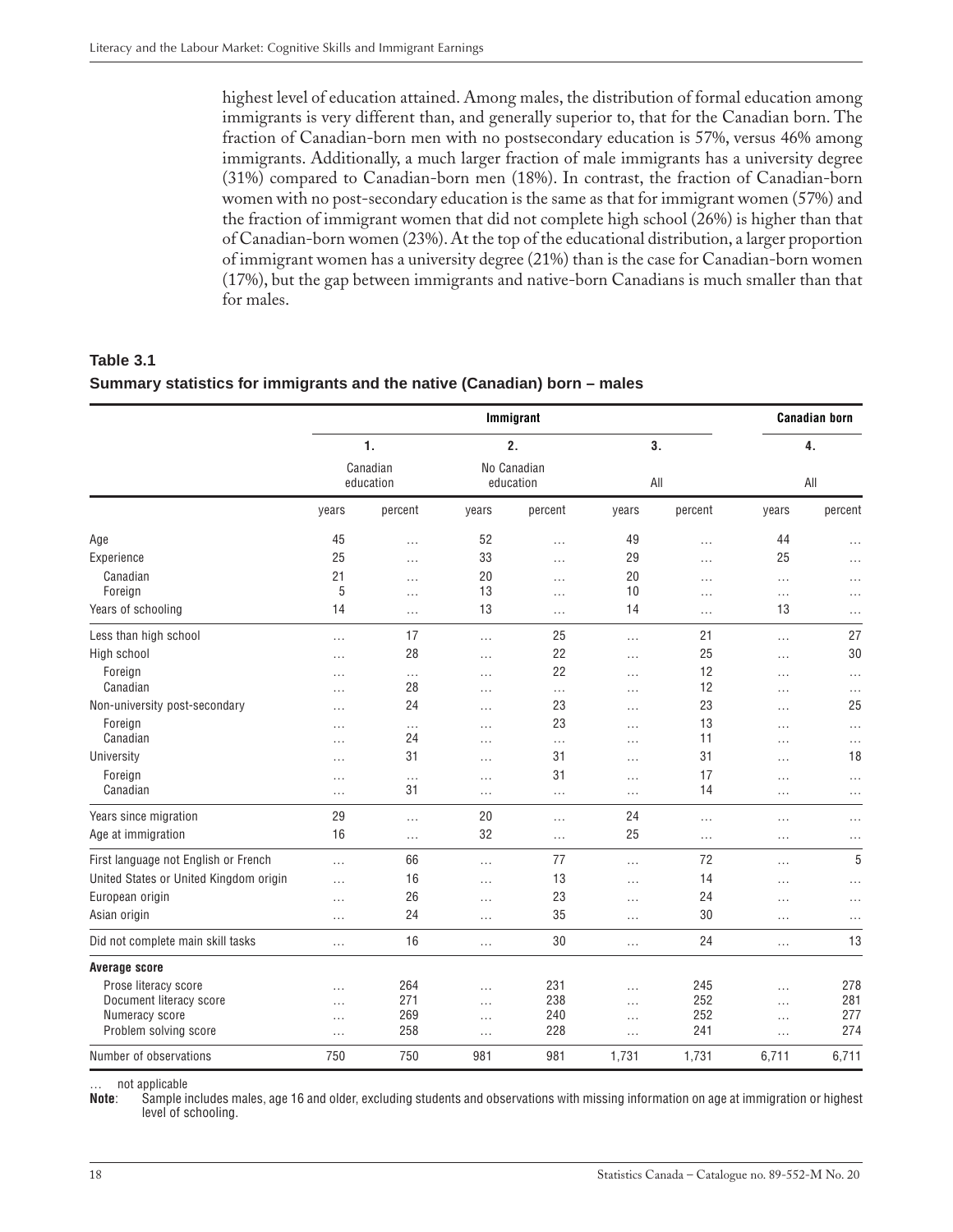highest level of education attained. Among males, the distribution of formal education among immigrants is very different than, and generally superior to, that for the Canadian born. The fraction of Canadian-born men with no postsecondary education is 57%, versus 46% among immigrants. Additionally, a much larger fraction of male immigrants has a university degree (31%) compared to Canadian-born men (18%). In contrast, the fraction of Canadian-born women with no post-secondary education is the same as that for immigrant women (57%) and the fraction of immigrant women that did not complete high school (26%) is higher than that of Canadian-born women (23%). At the top of the educational distribution, a larger proportion of immigrant women has a university degree (21%) than is the case for Canadian-born women (17%), but the gap between immigrants and native-born Canadians is much smaller than that for males.

**Table 3.1**

**Summary statistics for immigrants and the native (Canadian) born – males**

| | Immigrant | | | | | | Canadian born | |
|---|---|---|---|---|---|---|---|---|
| | 1. Canadian education | | 2. No Canadian education | | 3. All | | 4. All | |
| | years | percent | years | percent | years | percent | years | percent |
| Age | 45 | … | 52 | … | 49 | … | 44 | … |
| Experience | 25 | … | 33 | … | 29 | … | 25 | … |
| Canadian | 21 | … | 20 | … | 20 | … | … | … |
| Foreign | 5 | … | 13 | … | 10 | … | … | … |
| Years of schooling | 14 | … | 13 | … | 14 | … | 13 | … |
| Less than high school | … | 17 | … | 25 | … | 21 | … | 27 |
| High school | … | 28 | … | 22 | … | 25 | … | 30 |
| Foreign | … | … | … | 22 | … | 12 | … | … |
| Canadian | … | 28 | … | … | … | 12 | … | … |
| Non-university post-secondary | … | 24 | … | 23 | … | 23 | … | 25 |
| Foreign | … | … | … | 23 | … | 13 | … | … |
| Canadian | … | 24 | … | … | … | 11 | … | … |
| University | … | 31 | … | 31 | … | 31 | … | 18 |
| Foreign | … | … | … | 31 | … | 17 | … | … |
| Canadian | … | 31 | … | … | … | 14 | … | … |
| Years since migration | 29 | … | 20 | … | 24 | … | … | … |
| Age at immigration | 16 | … | 32 | … | 25 | … | … | … |
| First language not English or French | … | 66 | … | 77 | … | 72 | … | 5 |
| United States or United Kingdom origin | … | 16 | … | 13 | … | 14 | … | … |
| European origin | … | 26 | … | 23 | … | 24 | … | … |
| Asian origin | … | 24 | … | 35 | … | 30 | … | … |
| Did not complete main skill tasks | … | 16 | … | 30 | … | 24 | … | 13 |
| **Average score** | | | | | | | | |
| Prose literacy score | … | 264 | … | 231 | … | 245 | … | 278 |
| Document literacy score | … | 271 | … | 238 | … | 252 | … | 281 |
| Numeracy score | … | 269 | … | 240 | … | 252 | … | 277 |
| Problem solving score | … | 258 | … | 228 | … | 241 | … | 274 |
| Number of observations | 750 | 750 | 981 | 981 | 1,731 | 1,731 | 6,711 | 6,711 |

… not applicable

**Note**: Sample includes males, age 16 and older, excluding students and observations with missing information on age at immigration or highest level of schooling.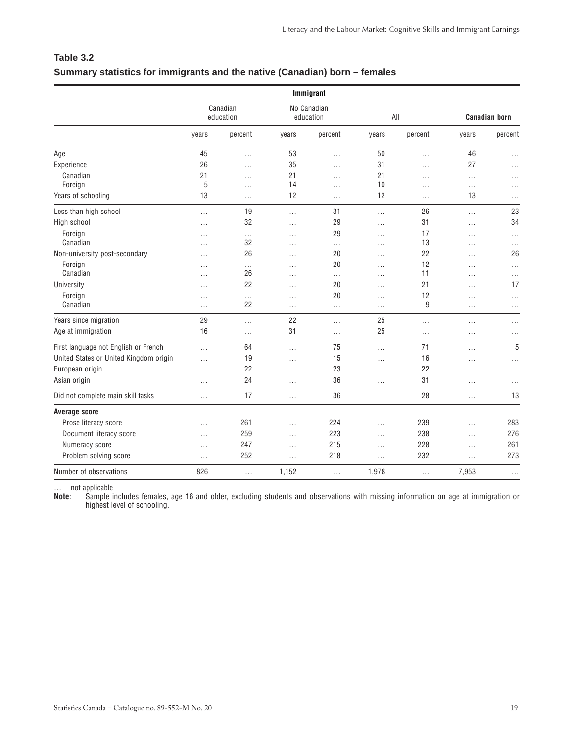**Table 3.2**

**Summary statistics for immigrants and the native (Canadian) born – females**

| | Immigrant | | | | | | | |
|---|---|---|---|---|---|---|---|---|
| | Canadian education | | No Canadian education | | All | | Canadian born | |
| | years | percent | years | percent | years | percent | years | percent |
| Age | 45 | … | 53 | … | 50 | … | 46 | … |
| Experience | 26 | … | 35 | … | 31 | … | 27 | … |
| Canadian | 21 | … | 21 | … | 21 | … | … | … |
| Foreign | 5 | … | 14 | … | 10 | … | … | … |
| Years of schooling | 13 | … | 12 | … | 12 | … | 13 | … |
| Less than high school | … | 19 | … | 31 | … | 26 | … | 23 |
| High school | … | 32 | … | 29 | … | 31 | … | 34 |
| Foreign | … | … | … | 29 | … | 17 | … | … |
| Canadian | … | 32 | … | … | … | 13 | … | … |
| Non-university post-secondary | … | 26 | … | 20 | … | 22 | … | 26 |
| Foreign | … | … | … | 20 | … | 12 | … | … |
| Canadian | … | 26 | … | … | … | 11 | … | … |
| University | … | 22 | … | 20 | … | 21 | … | 17 |
| Foreign | … | … | … | 20 | … | 12 | … | … |
| Canadian | … | 22 | … | … | … | 9 | … | … |
| Years since migration | 29 | … | 22 | … | 25 | … | … | … |
| Age at immigration | 16 | … | 31 | … | 25 | … | … | … |
| First language not English or French | … | 64 | … | 75 | … | 71 | … | 5 |
| United States or United Kingdom origin | … | 19 | … | 15 | … | 16 | … | … |
| European origin | … | 22 | … | 23 | … | 22 | … | … |
| Asian origin | … | 24 | … | 36 | … | 31 | … | … |
| Did not complete main skill tasks | … | 17 | … | 36 | | 28 | … | 13 |
| **Average score** | | | | | | | | |
| Prose literacy score | … | 261 | … | 224 | … | 239 | … | 283 |
| Document literacy score | … | 259 | … | 223 | … | 238 | … | 276 |
| Numeracy score | … | 247 | … | 215 | … | 228 | … | 261 |
| Problem solving score | … | 252 | … | 218 | … | 232 | … | 273 |
| Number of observations | 826 | … | 1,152 | … | 1,978 | … | 7,953 | … |

… not applicable

**Note**: Sample includes females, age 16 and older, excluding students and observations with missing information on age at immigration or highest level of schooling.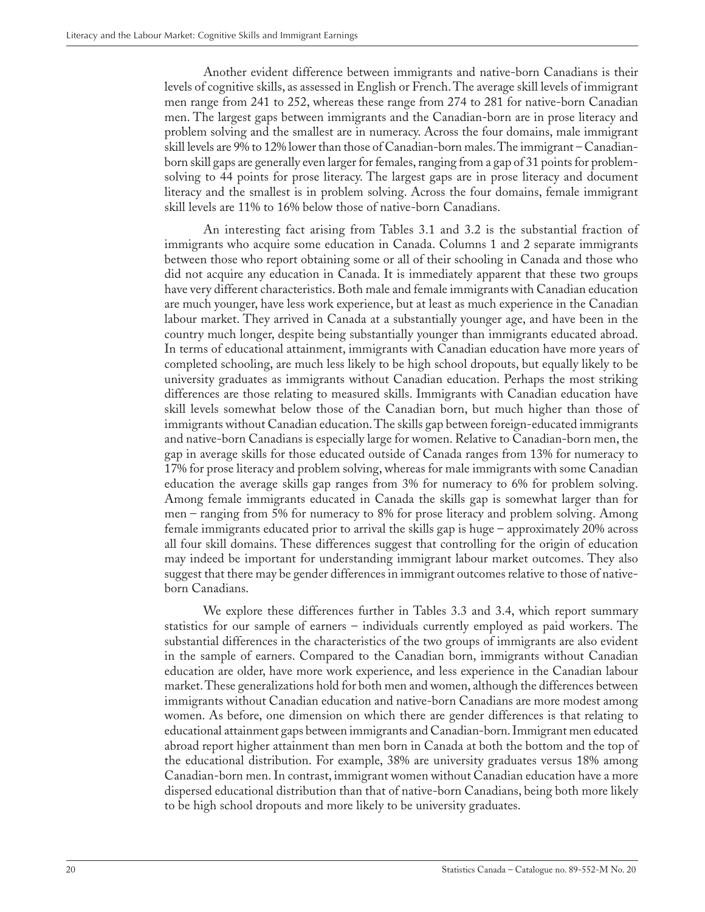Another evident difference between immigrants and native-born Canadians is their levels of cognitive skills, as assessed in English or French. The average skill levels of immigrant men range from 241 to 252, whereas these range from 274 to 281 for native-born Canadian men. The largest gaps between immigrants and the Canadian-born are in prose literacy and problem solving and the smallest are in numeracy. Across the four domains, male immigrant skill levels are 9% to 12% lower than those of Canadian-born males. The immigrant – Canadian-born skill gaps are generally even larger for females, ranging from a gap of 31 points for problem-solving to 44 points for prose literacy. The largest gaps are in prose literacy and document literacy and the smallest is in problem solving. Across the four domains, female immigrant skill levels are 11% to 16% below those of native-born Canadians.

An interesting fact arising from Tables 3.1 and 3.2 is the substantial fraction of immigrants who acquire some education in Canada. Columns 1 and 2 separate immigrants between those who report obtaining some or all of their schooling in Canada and those who did not acquire any education in Canada. It is immediately apparent that these two groups have very different characteristics. Both male and female immigrants with Canadian education are much younger, have less work experience, but at least as much experience in the Canadian labour market. They arrived in Canada at a substantially younger age, and have been in the country much longer, despite being substantially younger than immigrants educated abroad. In terms of educational attainment, immigrants with Canadian education have more years of completed schooling, are much less likely to be high school dropouts, but equally likely to be university graduates as immigrants without Canadian education. Perhaps the most striking differences are those relating to measured skills. Immigrants with Canadian education have skill levels somewhat below those of the Canadian born, but much higher than those of immigrants without Canadian education. The skills gap between foreign-educated immigrants and native-born Canadians is especially large for women. Relative to Canadian-born men, the gap in average skills for those educated outside of Canada ranges from 13% for numeracy to 17% for prose literacy and problem solving, whereas for male immigrants with some Canadian education the average skills gap ranges from 3% for numeracy to 6% for problem solving. Among female immigrants educated in Canada the skills gap is somewhat larger than for men – ranging from 5% for numeracy to 8% for prose literacy and problem solving. Among female immigrants educated prior to arrival the skills gap is huge – approximately 20% across all four skill domains. These differences suggest that controlling for the origin of education may indeed be important for understanding immigrant labour market outcomes. They also suggest that there may be gender differences in immigrant outcomes relative to those of native-born Canadians.

We explore these differences further in Tables 3.3 and 3.4, which report summary statistics for our sample of earners – individuals currently employed as paid workers. The substantial differences in the characteristics of the two groups of immigrants are also evident in the sample of earners. Compared to the Canadian born, immigrants without Canadian education are older, have more work experience, and less experience in the Canadian labour market. These generalizations hold for both men and women, although the differences between immigrants without Canadian education and native-born Canadians are more modest among women. As before, one dimension on which there are gender differences is that relating to educational attainment gaps between immigrants and Canadian-born. Immigrant men educated abroad report higher attainment than men born in Canada at both the bottom and the top of the educational distribution. For example, 38% are university graduates versus 18% among Canadian-born men. In contrast, immigrant women without Canadian education have a more dispersed educational distribution than that of native-born Canadians, being both more likely to be high school dropouts and more likely to be university graduates.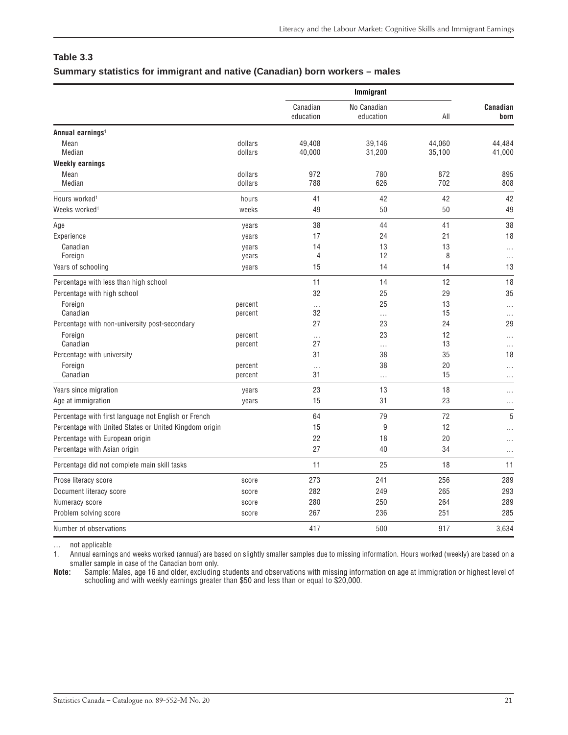## Table 3.3

### Summary statistics for immigrant and native (Canadian) born workers – males

| | | Immigrant | | | |
|---|---|---|---|---|---|
| | | Canadian education | No Canadian education | All | Canadian born |
| **Annual earnings**[1] | | | | | |
| Mean | dollars | 49,408 | 39,146 | 44,060 | 44,484 |
| Median | dollars | 40,000 | 31,200 | 35,100 | 41,000 |
| **Weekly earnings** | | | | | |
| Mean | dollars | 972 | 780 | 872 | 895 |
| Median | dollars | 788 | 626 | 702 | 808 |
| Hours worked[1] | hours | 41 | 42 | 42 | 42 |
| Weeks worked[1] | weeks | 49 | 50 | 50 | 49 |
| Age | years | 38 | 44 | 41 | 38 |
| Experience | years | 17 | 24 | 21 | 18 |
| Canadian | years | 14 | 13 | 13 | … |
| Foreign | years | 4 | 12 | 8 | … |
| Years of schooling | years | 15 | 14 | 14 | 13 |
| Percentage with less than high school | | 11 | 14 | 12 | 18 |
| Percentage with high school | | 32 | 25 | 29 | 35 |
| Foreign | percent | … | 25 | 13 | … |
| Canadian | percent | 32 | … | 15 | … |
| Percentage with non-university post-secondary | | 27 | 23 | 24 | 29 |
| Foreign | percent | … | 23 | 12 | … |
| Canadian | percent | 27 | … | 13 | … |
| Percentage with university | | 31 | 38 | 35 | 18 |
| Foreign | percent | … | 38 | 20 | … |
| Canadian | percent | 31 | … | 15 | … |
| Years since migration | years | 23 | 13 | 18 | … |
| Age at immigration | years | 15 | 31 | 23 | … |
| Percentage with first language not English or French | | 64 | 79 | 72 | 5 |
| Percentage with United States or United Kingdom origin | | 15 | 9 | 12 | … |
| Percentage with European origin | | 22 | 18 | 20 | … |
| Percentage with Asian origin | | 27 | 40 | 34 | … |
| Percentage did not complete main skill tasks | | 11 | 25 | 18 | 11 |
| Prose literacy score | score | 273 | 241 | 256 | 289 |
| Document literacy score | score | 282 | 249 | 265 | 293 |
| Numeracy score | score | 280 | 250 | 264 | 289 |
| Problem solving score | score | 267 | 236 | 251 | 285 |
| Number of observations | | 417 | 500 | 917 | 3,634 |

… not applicable

1. Annual earnings and weeks worked (annual) are based on slightly smaller samples due to missing information. Hours worked (weekly) are based on a smaller sample in case of the Canadian born only.

**Note:** Sample: Males, age 16 and older, excluding students and observations with missing information on age at immigration or highest level of schooling and with weekly earnings greater than $50 and less than or equal to $20,000.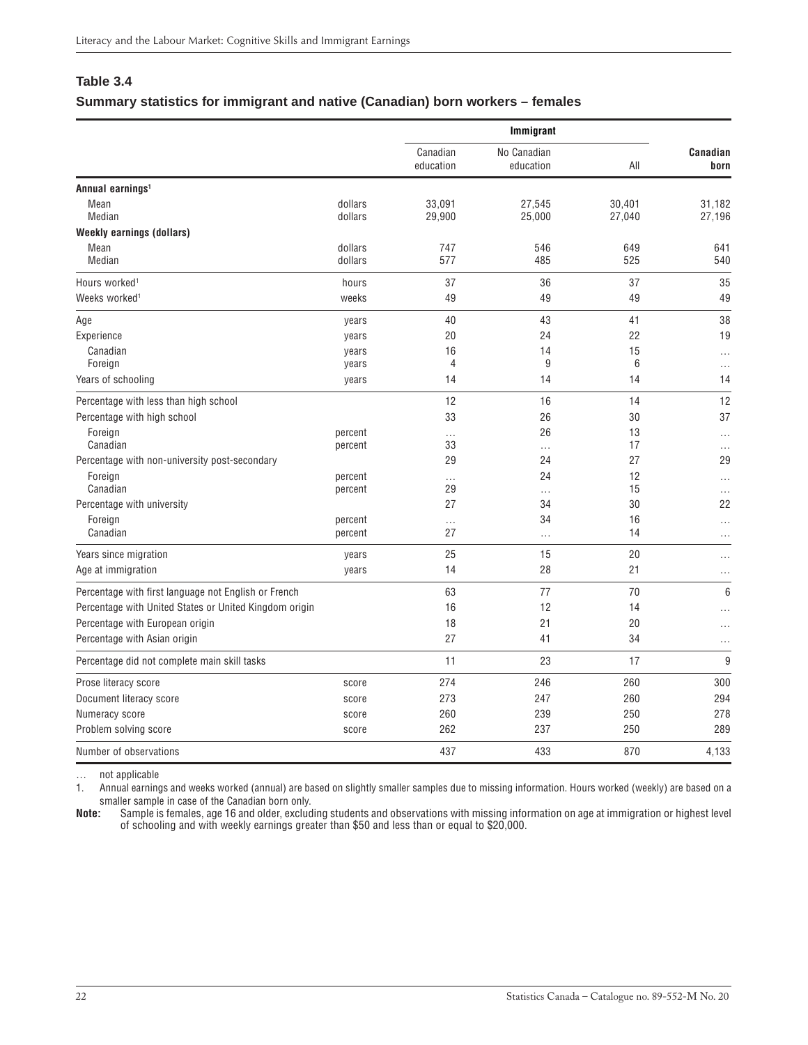## Table 3.4

### Summary statistics for immigrant and native (Canadian) born workers – females

| | | Immigrant | | | Canadian born |
|---|---|---|---|---|---|
| | | Canadian education | No Canadian education | All | |
| **Annual earnings[1]** | | | | | |
| Mean | dollars | 33,091 | 27,545 | 30,401 | 31,182 |
| Median | dollars | 29,900 | 25,000 | 27,040 | 27,196 |
| **Weekly earnings (dollars)** | | | | | |
| Mean | dollars | 747 | 546 | 649 | 641 |
| Median | dollars | 577 | 485 | 525 | 540 |
| Hours worked[1] | hours | 37 | 36 | 37 | 35 |
| Weeks worked[1] | weeks | 49 | 49 | 49 | 49 |
| Age | years | 40 | 43 | 41 | 38 |
| Experience | years | 20 | 24 | 22 | 19 |
| Canadian | years | 16 | 14 | 15 | … |
| Foreign | years | 4 | 9 | 6 | … |
| Years of schooling | years | 14 | 14 | 14 | 14 |
| Percentage with less than high school | | 12 | 16 | 14 | 12 |
| Percentage with high school | | 33 | 26 | 30 | 37 |
| Foreign | percent | … | 26 | 13 | … |
| Canadian | percent | 33 | … | 17 | … |
| Percentage with non-university post-secondary | | 29 | 24 | 27 | 29 |
| Foreign | percent | … | 24 | 12 | … |
| Canadian | percent | 29 | … | 15 | … |
| Percentage with university | | 27 | 34 | 30 | 22 |
| Foreign | percent | … | 34 | 16 | … |
| Canadian | percent | 27 | … | 14 | … |
| Years since migration | years | 25 | 15 | 20 | … |
| Age at immigration | years | 14 | 28 | 21 | … |
| Percentage with first language not English or French | | 63 | 77 | 70 | 6 |
| Percentage with United States or United Kingdom origin | | 16 | 12 | 14 | … |
| Percentage with European origin | | 18 | 21 | 20 | … |
| Percentage with Asian origin | | 27 | 41 | 34 | … |
| Percentage did not complete main skill tasks | | 11 | 23 | 17 | 9 |
| Prose literacy score | score | 274 | 246 | 260 | 300 |
| Document literacy score | score | 273 | 247 | 260 | 294 |
| Numeracy score | score | 260 | 239 | 250 | 278 |
| Problem solving score | score | 262 | 237 | 250 | 289 |
| Number of observations | | 437 | 433 | 870 | 4,133 |

… not applicable

1. Annual earnings and weeks worked (annual) are based on slightly smaller samples due to missing information. Hours worked (weekly) are based on a smaller sample in case of the Canadian born only.

**Note:** Sample is females, age 16 and older, excluding students and observations with missing information on age at immigration or highest level of schooling and with weekly earnings greater than $50 and less than or equal to $20,000.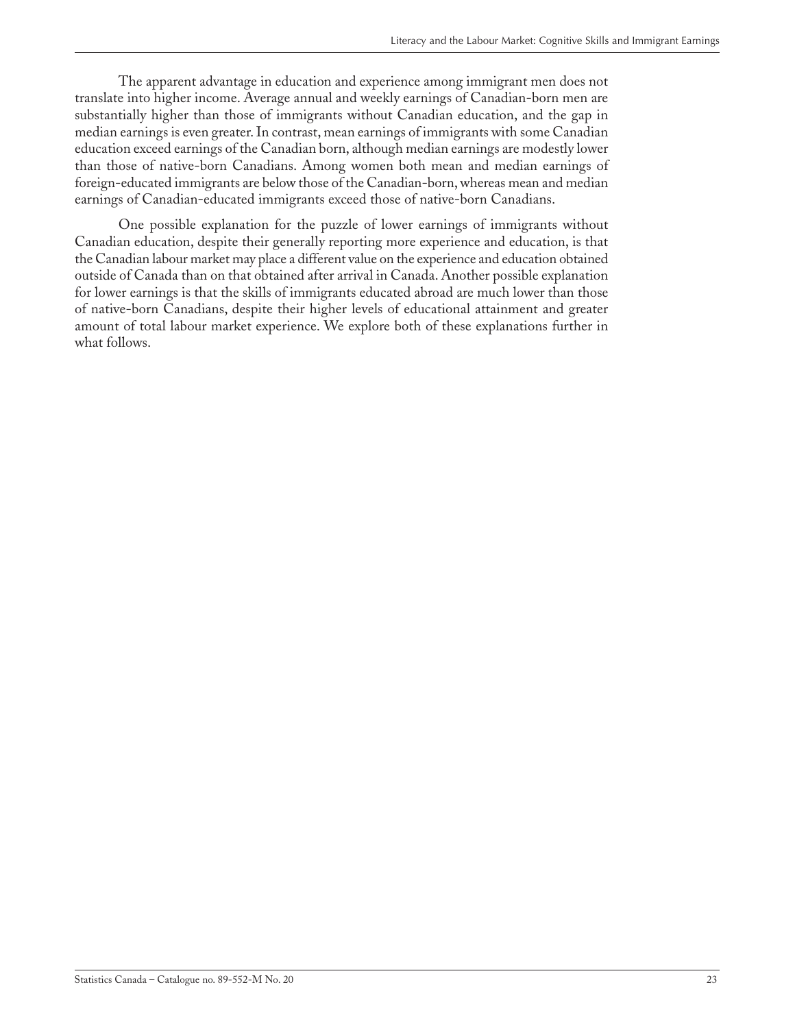The apparent advantage in education and experience among immigrant men does not translate into higher income. Average annual and weekly earnings of Canadian-born men are substantially higher than those of immigrants without Canadian education, and the gap in median earnings is even greater. In contrast, mean earnings of immigrants with some Canadian education exceed earnings of the Canadian born, although median earnings are modestly lower than those of native-born Canadians. Among women both mean and median earnings of foreign-educated immigrants are below those of the Canadian-born, whereas mean and median earnings of Canadian-educated immigrants exceed those of native-born Canadians.

One possible explanation for the puzzle of lower earnings of immigrants without Canadian education, despite their generally reporting more experience and education, is that the Canadian labour market may place a different value on the experience and education obtained outside of Canada than on that obtained after arrival in Canada. Another possible explanation for lower earnings is that the skills of immigrants educated abroad are much lower than those of native-born Canadians, despite their higher levels of educational attainment and greater amount of total labour market experience. We explore both of these explanations further in what follows.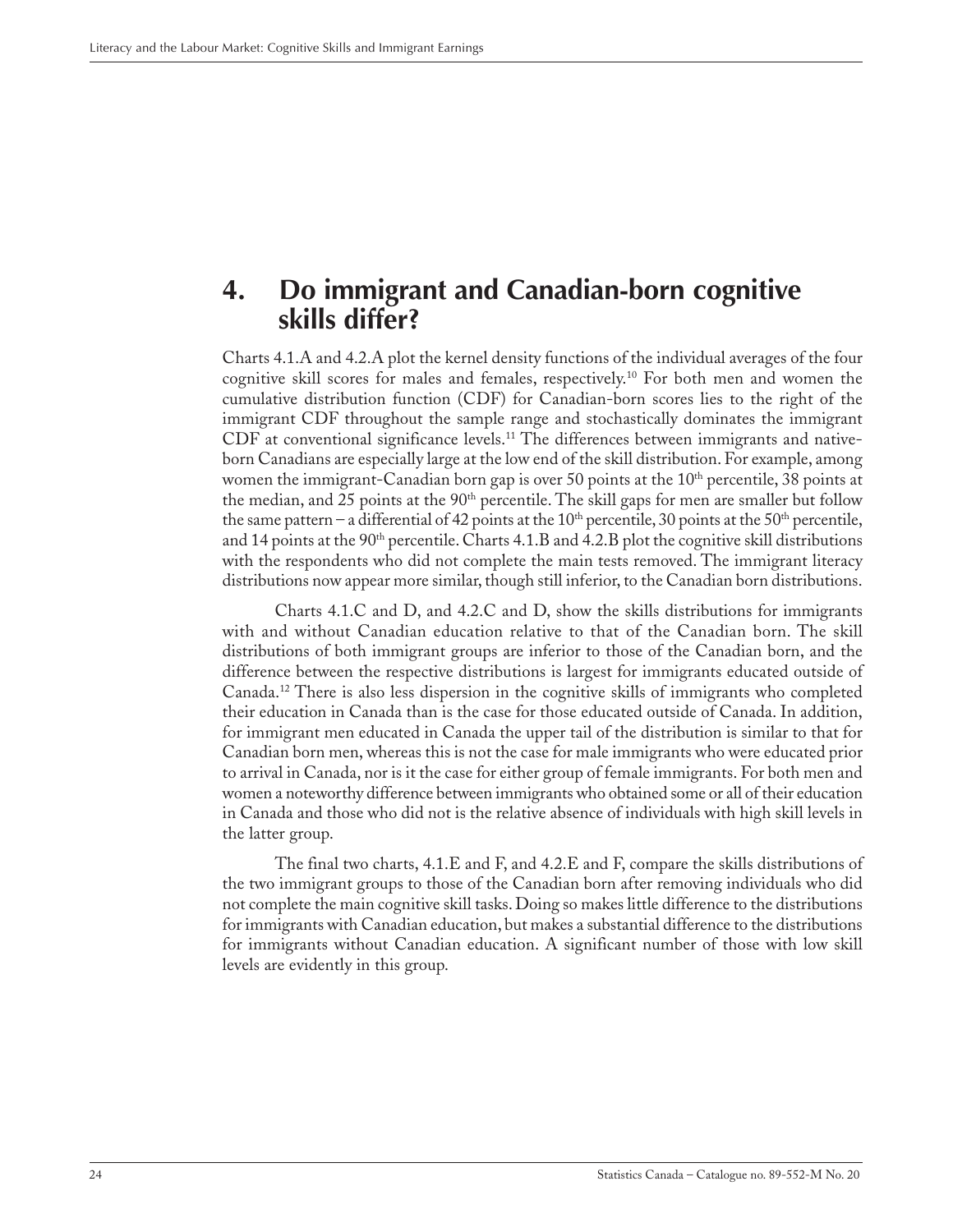# 4. Do immigrant and Canadian-born cognitive skills differ?

Charts 4.1.A and 4.2.A plot the kernel density functions of the individual averages of the four cognitive skill scores for males and females, respectively.[10] For both men and women the cumulative distribution function (CDF) for Canadian-born scores lies to the right of the immigrant CDF throughout the sample range and stochastically dominates the immigrant CDF at conventional significance levels.[11] The differences between immigrants and native-born Canadians are especially large at the low end of the skill distribution. For example, among women the immigrant-Canadian born gap is over 50 points at the 10th percentile, 38 points at the median, and 25 points at the 90th percentile. The skill gaps for men are smaller but follow the same pattern – a differential of 42 points at the 10th percentile, 30 points at the 50th percentile, and 14 points at the 90th percentile. Charts 4.1.B and 4.2.B plot the cognitive skill distributions with the respondents who did not complete the main tests removed. The immigrant literacy distributions now appear more similar, though still inferior, to the Canadian born distributions.

Charts 4.1.C and D, and 4.2.C and D, show the skills distributions for immigrants with and without Canadian education relative to that of the Canadian born. The skill distributions of both immigrant groups are inferior to those of the Canadian born, and the difference between the respective distributions is largest for immigrants educated outside of Canada.[12] There is also less dispersion in the cognitive skills of immigrants who completed their education in Canada than is the case for those educated outside of Canada. In addition, for immigrant men educated in Canada the upper tail of the distribution is similar to that for Canadian born men, whereas this is not the case for male immigrants who were educated prior to arrival in Canada, nor is it the case for either group of female immigrants. For both men and women a noteworthy difference between immigrants who obtained some or all of their education in Canada and those who did not is the relative absence of individuals with high skill levels in the latter group.

The final two charts, 4.1.E and F, and 4.2.E and F, compare the skills distributions of the two immigrant groups to those of the Canadian born after removing individuals who did not complete the main cognitive skill tasks. Doing so makes little difference to the distributions for immigrants with Canadian education, but makes a substantial difference to the distributions for immigrants without Canadian education. A significant number of those with low skill levels are evidently in this group.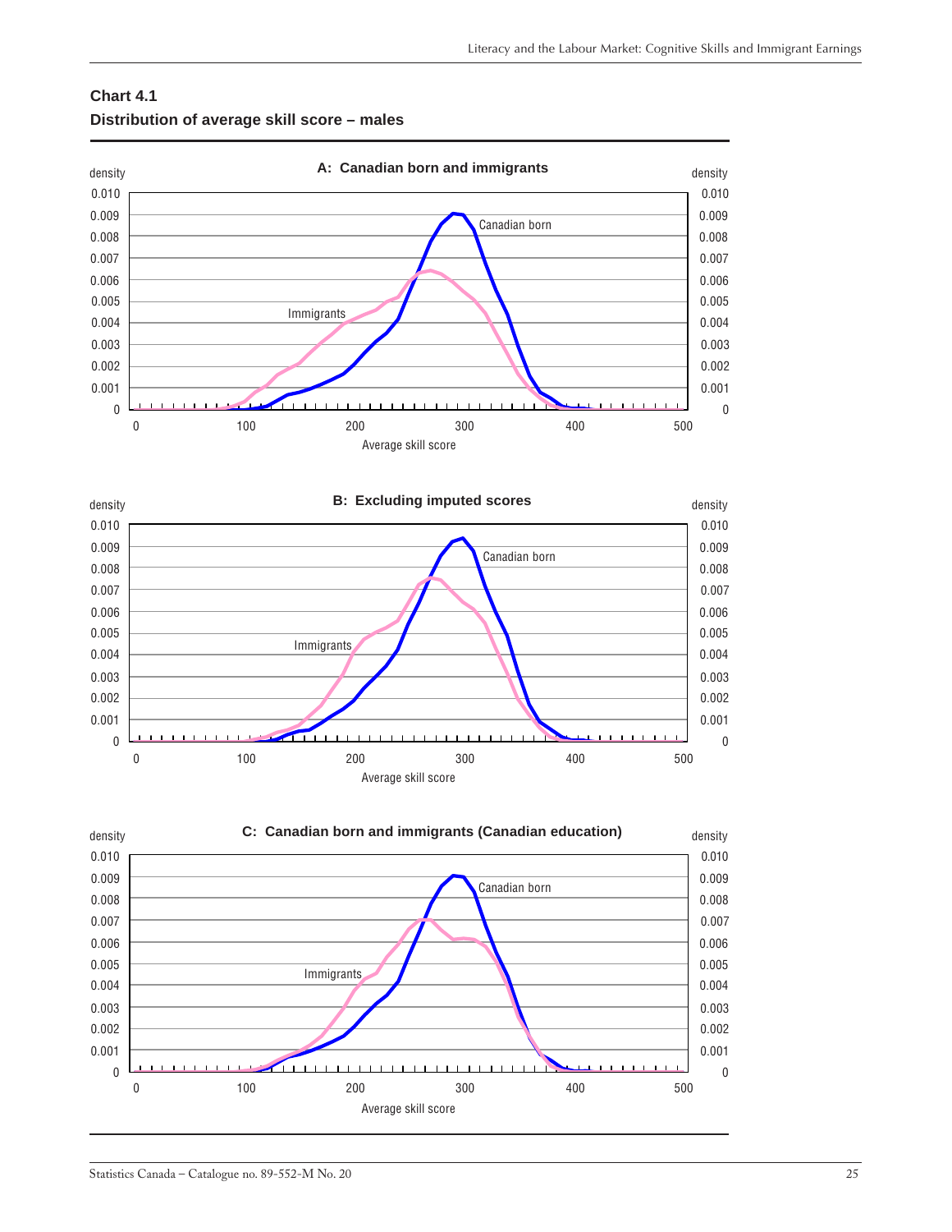**Chart 4.1**
**Distribution of average skill score – males**

**A: Canadian born and immigrants**

density

0.010
0.009
0.008
0.007
0.006
0.005
0.004
0.003
0.002
0.001
0

Canadian born

Immigrants

0 100 200 300 400 500

Average skill score

**B: Excluding imputed scores**

density

0.010
0.009
0.008
0.007
0.006
0.005
0.004
0.003
0.002
0.001
0

Canadian born

Immigrants

0 100 200 300 400 500

Average skill score

**C: Canadian born and immigrants (Canadian education)**

density

0.010
0.009
0.008
0.007
0.006
0.005
0.004
0.003
0.002
0.001
0

Canadian born

Immigrants

0 100 200 300 400 500

Average skill score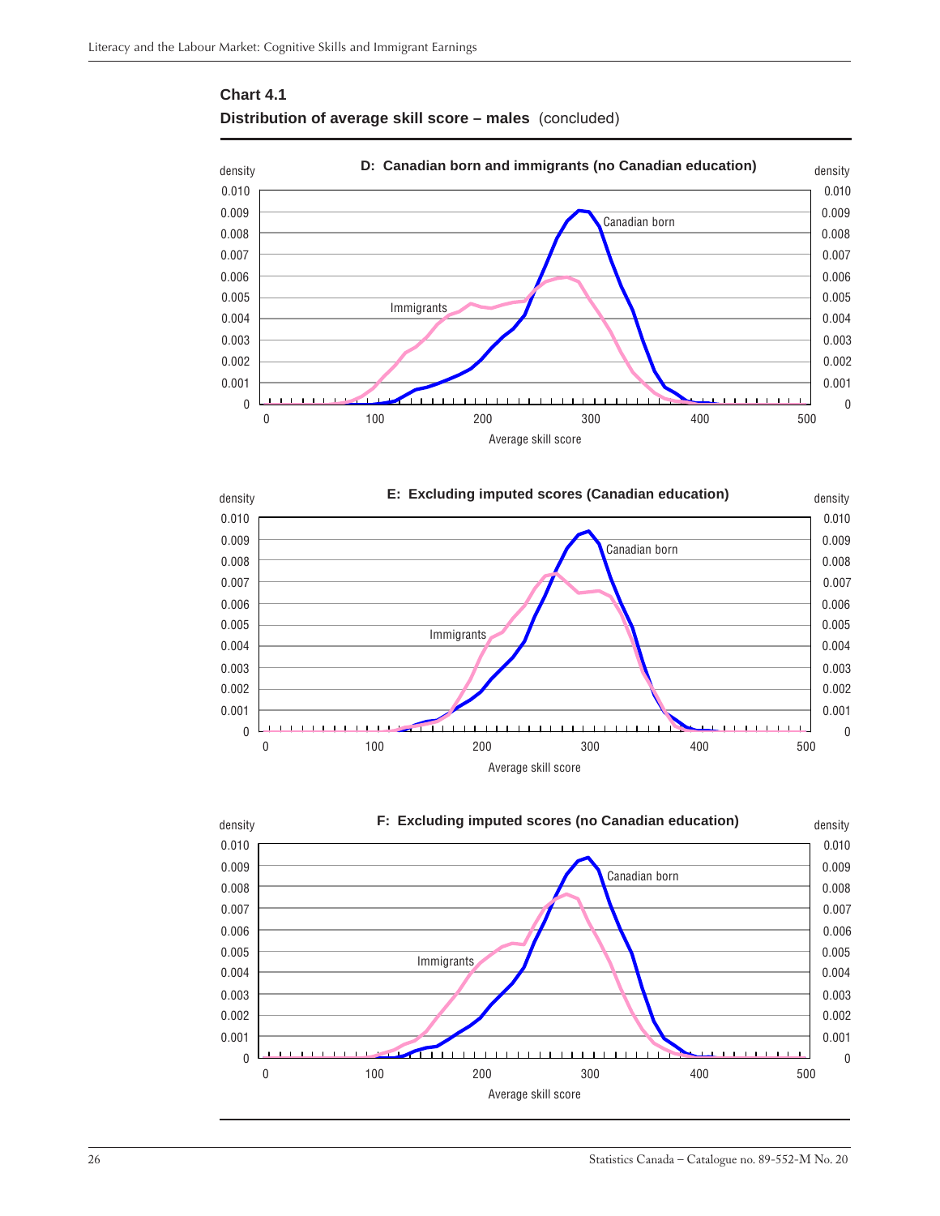**Chart 4.1**

**Distribution of average skill score – males** (concluded)

**D: Canadian born and immigrants (no Canadian education)**

density | Canadian born | Immigrants | Average skill score

**E: Excluding imputed scores (Canadian education)**

density | Canadian born | Immigrants | Average skill score

**F: Excluding imputed scores (no Canadian education)**

density | Canadian born | Immigrants | Average skill score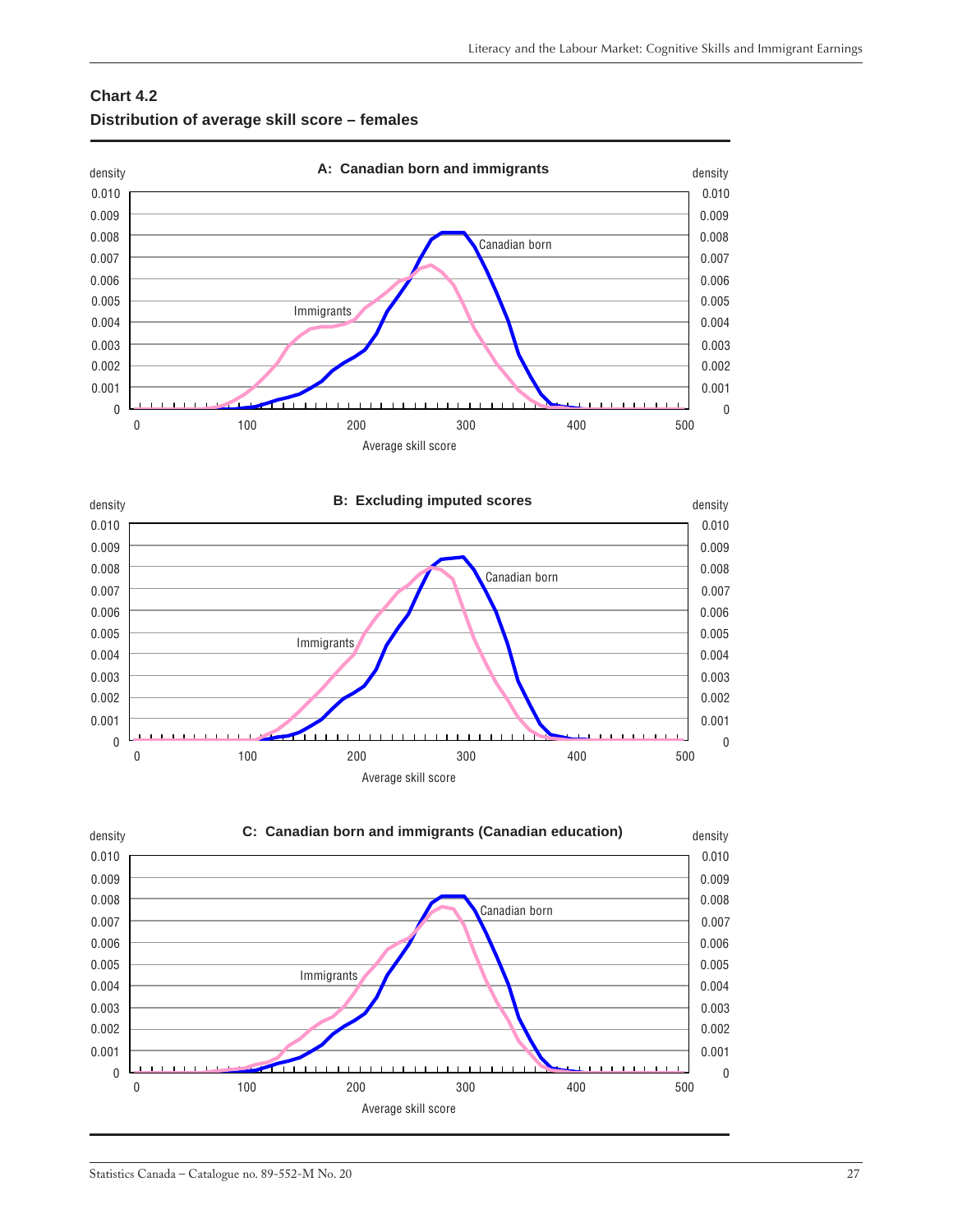**Chart 4.2**
**Distribution of average skill score – females**

**A: Canadian born and immigrants**

**B: Excluding imputed scores**

**C: Canadian born and immigrants (Canadian education)**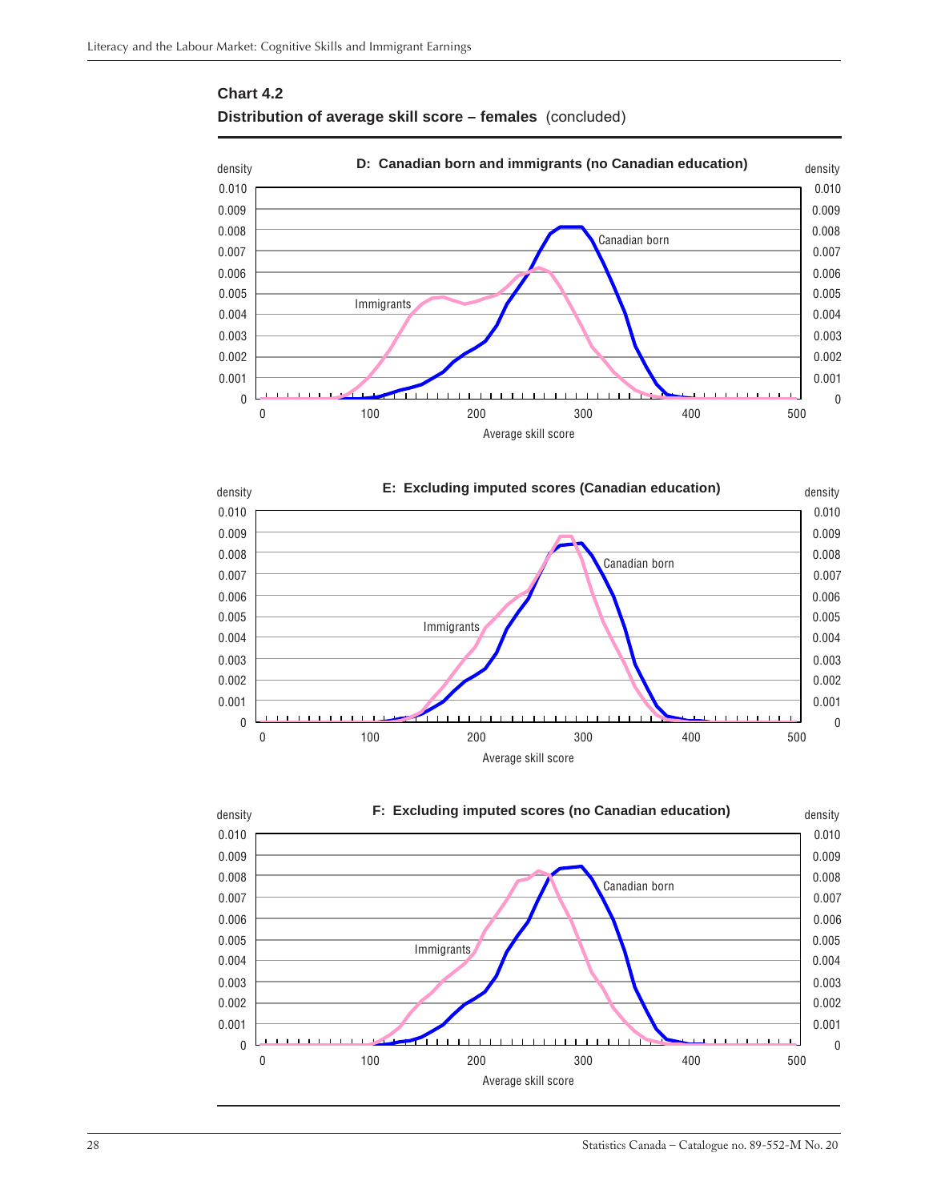**Chart 4.2**

**Distribution of average skill score – females** (concluded)

**D: Canadian born and immigrants (no Canadian education)**

density | Canadian born | Immigrants | Average skill score

**E: Excluding imputed scores (Canadian education)**

density | Canadian born | Immigrants | Average skill score

**F: Excluding imputed scores (no Canadian education)**

density | Canadian born | Immigrants | Average skill score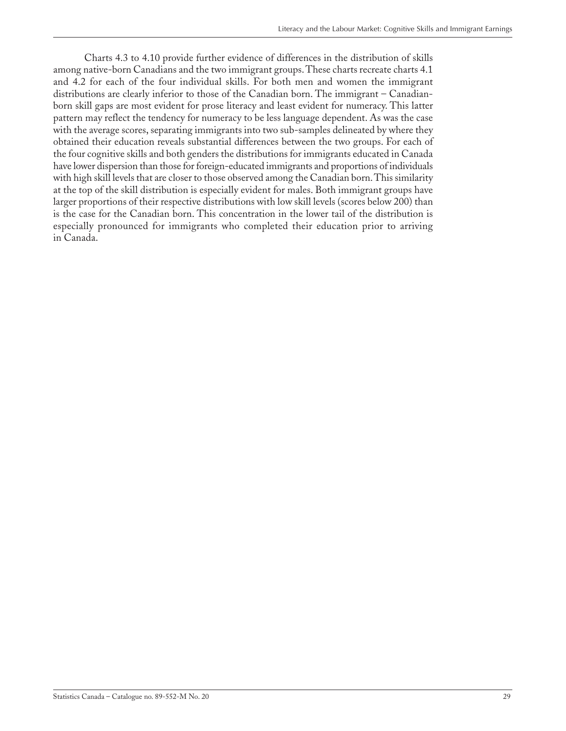Charts 4.3 to 4.10 provide further evidence of differences in the distribution of skills among native-born Canadians and the two immigrant groups. These charts recreate charts 4.1 and 4.2 for each of the four individual skills. For both men and women the immigrant distributions are clearly inferior to those of the Canadian born. The immigrant – Canadian-born skill gaps are most evident for prose literacy and least evident for numeracy. This latter pattern may reflect the tendency for numeracy to be less language dependent. As was the case with the average scores, separating immigrants into two sub-samples delineated by where they obtained their education reveals substantial differences between the two groups. For each of the four cognitive skills and both genders the distributions for immigrants educated in Canada have lower dispersion than those for foreign-educated immigrants and proportions of individuals with high skill levels that are closer to those observed among the Canadian born. This similarity at the top of the skill distribution is especially evident for males. Both immigrant groups have larger proportions of their respective distributions with low skill levels (scores below 200) than is the case for the Canadian born. This concentration in the lower tail of the distribution is especially pronounced for immigrants who completed their education prior to arriving in Canada.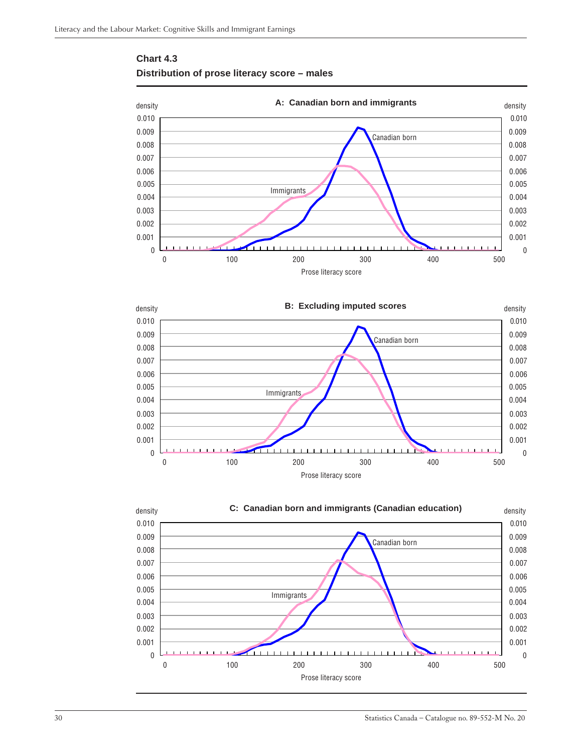**Chart 4.3**

**Distribution of prose literacy score – males**

**A: Canadian born and immigrants**

density

0.010
0.009
0.008
0.007
0.006
0.005
0.004
0.003
0.002
0.001
0

Canadian born

Immigrants

0 100 200 300 400 500

Prose literacy score

**B: Excluding imputed scores**

density

0.010
0.009
0.008
0.007
0.006
0.005
0.004
0.003
0.002
0.001
0

Canadian born

Immigrants

0 100 200 300 400 500

Prose literacy score

**C: Canadian born and immigrants (Canadian education)**

density

0.010
0.009
0.008
0.007
0.006
0.005
0.004
0.003
0.002
0.001
0

Canadian born

Immigrants

0 100 200 300 400 500

Prose literacy score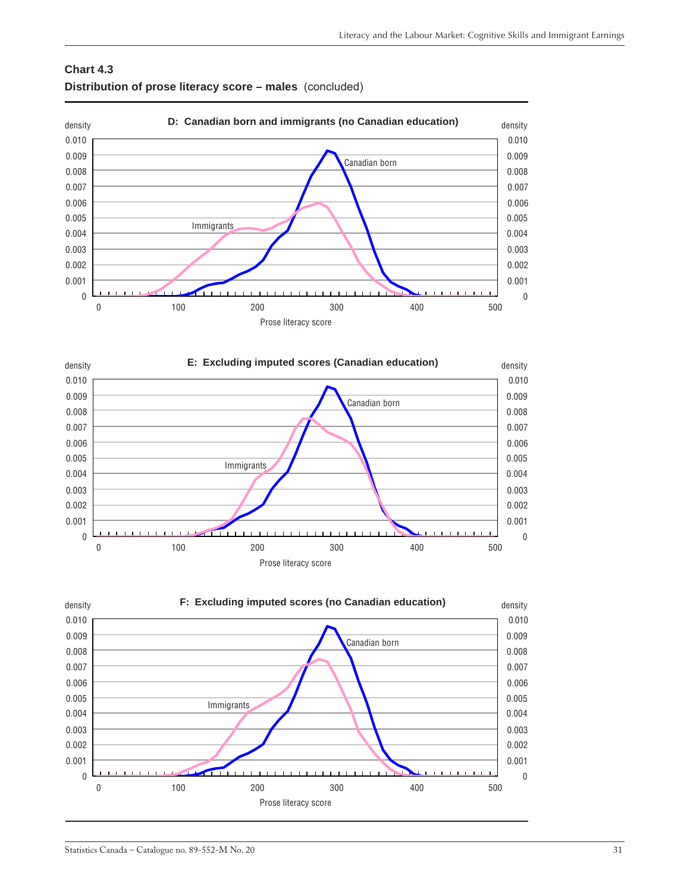**Chart 4.3**

**Distribution of prose literacy score – males** (concluded)

**D: Canadian born and immigrants (no Canadian education)**

density

0.010
0.009
0.008
0.007
0.006
0.005
0.004
0.003
0.002
0.001
0

Canadian born

Immigrants

0 100 200 300 400 500

Prose literacy score

**E: Excluding imputed scores (Canadian education)**

density

0.010
0.009
0.008
0.007
0.006
0.005
0.004
0.003
0.002
0.001
0

Canadian born

Immigrants

0 100 200 300 400 500

Prose literacy score

**F: Excluding imputed scores (no Canadian education)**

density

0.010
0.009
0.008
0.007
0.006
0.005
0.004
0.003
0.002
0.001
0

Canadian born

Immigrants

0 100 200 300 400 500

Prose literacy score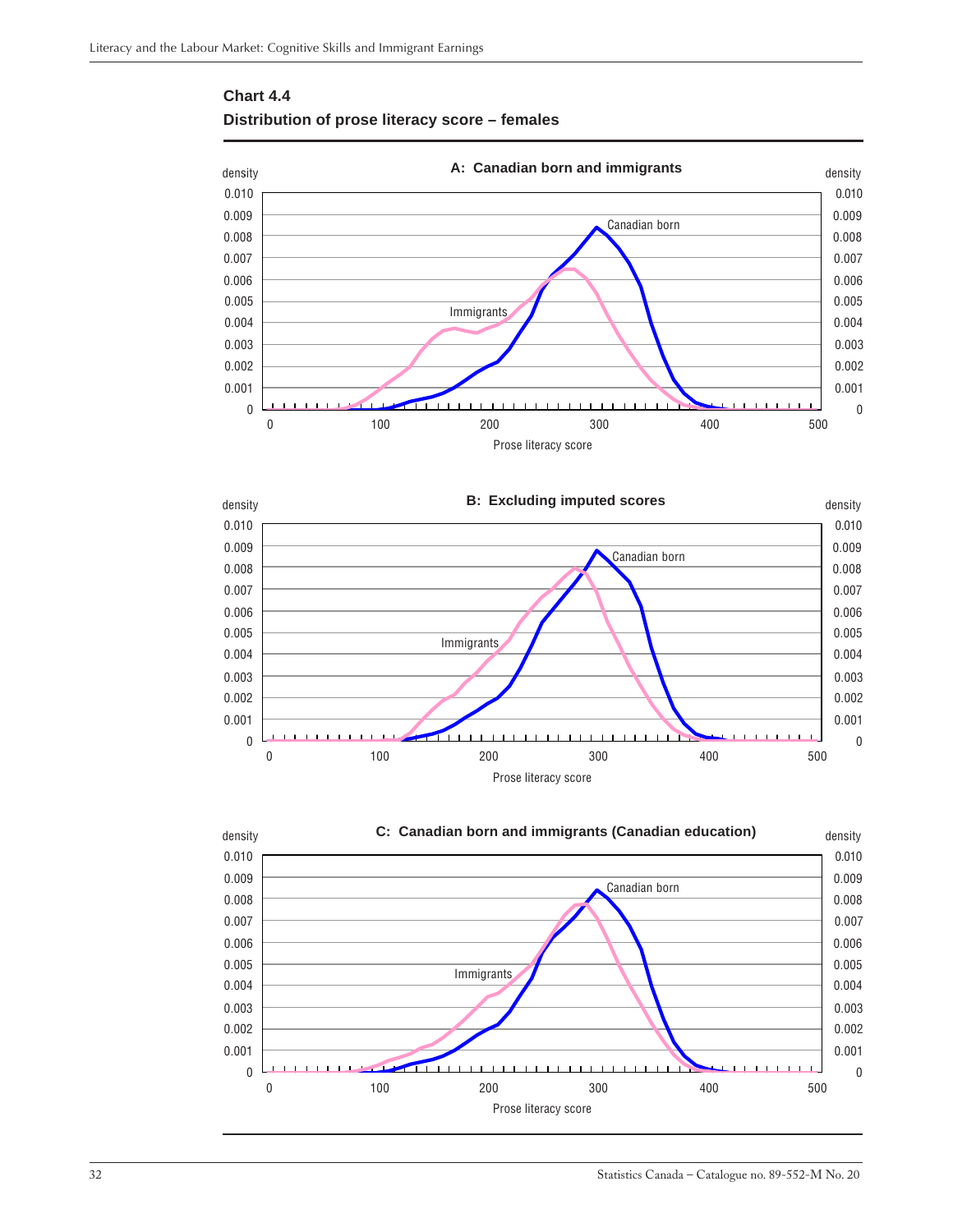**Chart 4.4**
**Distribution of prose literacy score – females**

**A: Canadian born and immigrants**

density

Canadian born

Immigrants

Prose literacy score

**B: Excluding imputed scores**

density

Canadian born

Immigrants

Prose literacy score

**C: Canadian born and immigrants (Canadian education)**

density

Canadian born

Immigrants

Prose literacy score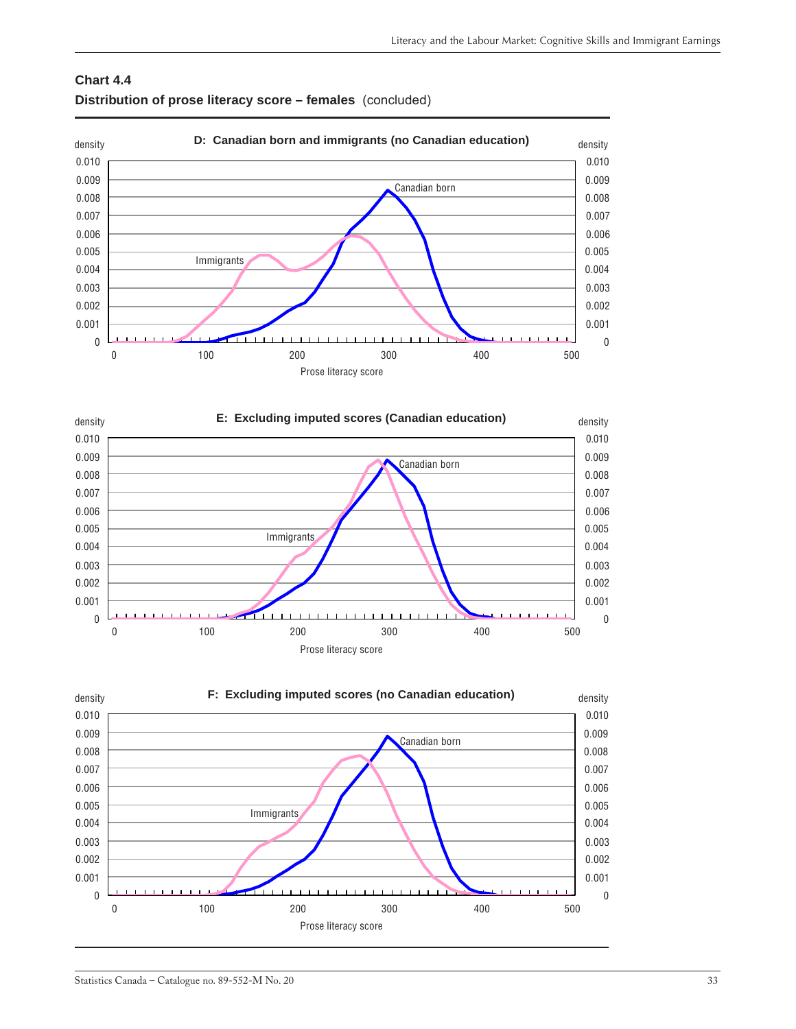**Chart 4.4**

**Distribution of prose literacy score – females** (concluded)

**D: Canadian born and immigrants (no Canadian education)**

density

0.010
0.009
0.008
0.007
0.006
0.005
0.004
0.003
0.002
0.001
0

Canadian born

Immigrants

0 100 200 300 400 500

Prose literacy score

**E: Excluding imputed scores (Canadian education)**

density

0.010
0.009
0.008
0.007
0.006
0.005
0.004
0.003
0.002
0.001
0

Canadian born

Immigrants

0 100 200 300 400 500

Prose literacy score

**F: Excluding imputed scores (no Canadian education)**

density

0.010
0.009
0.008
0.007
0.006
0.005
0.004
0.003
0.002
0.001
0

Canadian born

Immigrants

0 100 200 300 400 500

Prose literacy score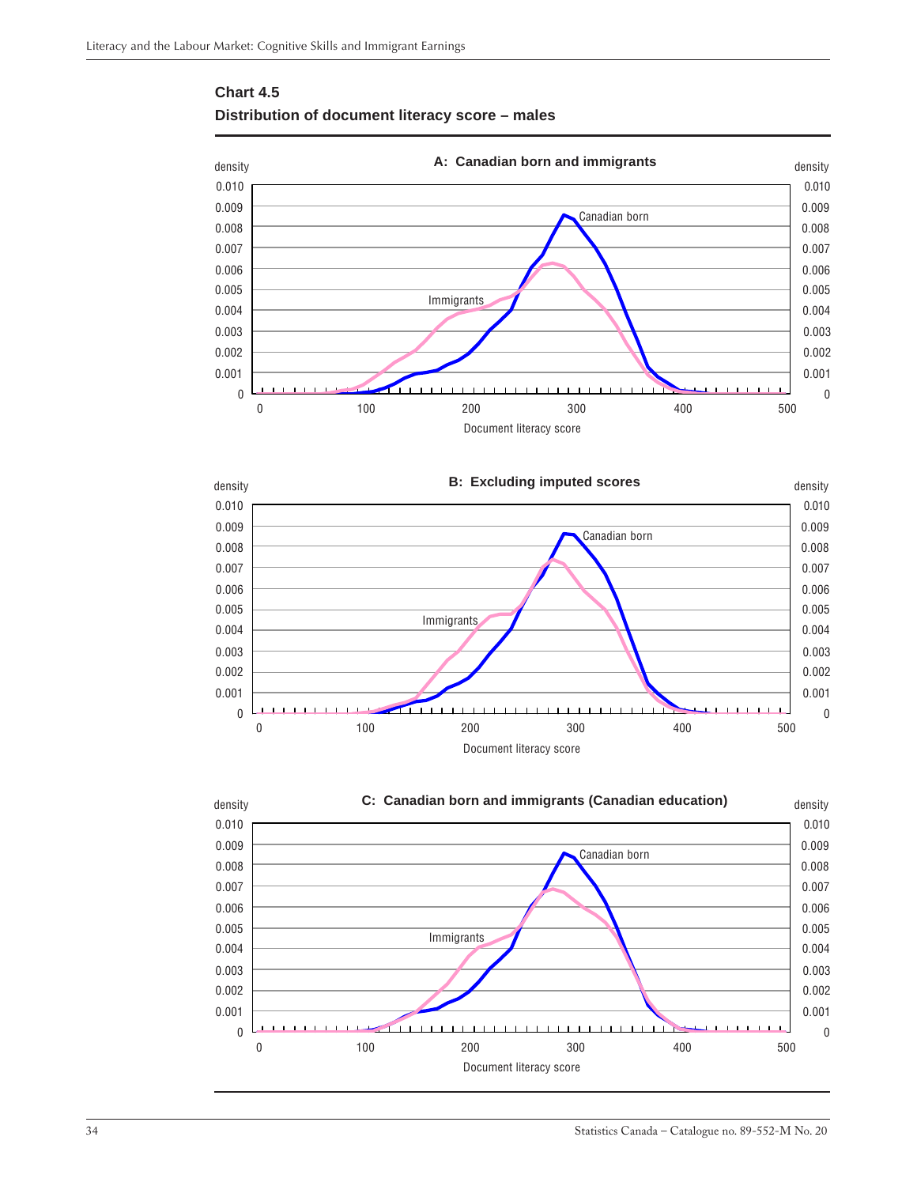**Chart 4.5**

**Distribution of document literacy score – males**

**A: Canadian born and immigrants**

density

0.010
0.009
0.008
0.007
0.006
0.005
0.004
0.003
0.002
0.001
0

Canadian born

Immigrants

0 100 200 300 400 500

Document literacy score

**B: Excluding imputed scores**

density

0.010
0.009
0.008
0.007
0.006
0.005
0.004
0.003
0.002
0.001
0

Canadian born

Immigrants

0 100 200 300 400 500

Document literacy score

**C: Canadian born and immigrants (Canadian education)**

density

0.010
0.009
0.008
0.007
0.006
0.005
0.004
0.003
0.002
0.001
0

Canadian born

Immigrants

0 100 200 300 400 500

Document literacy score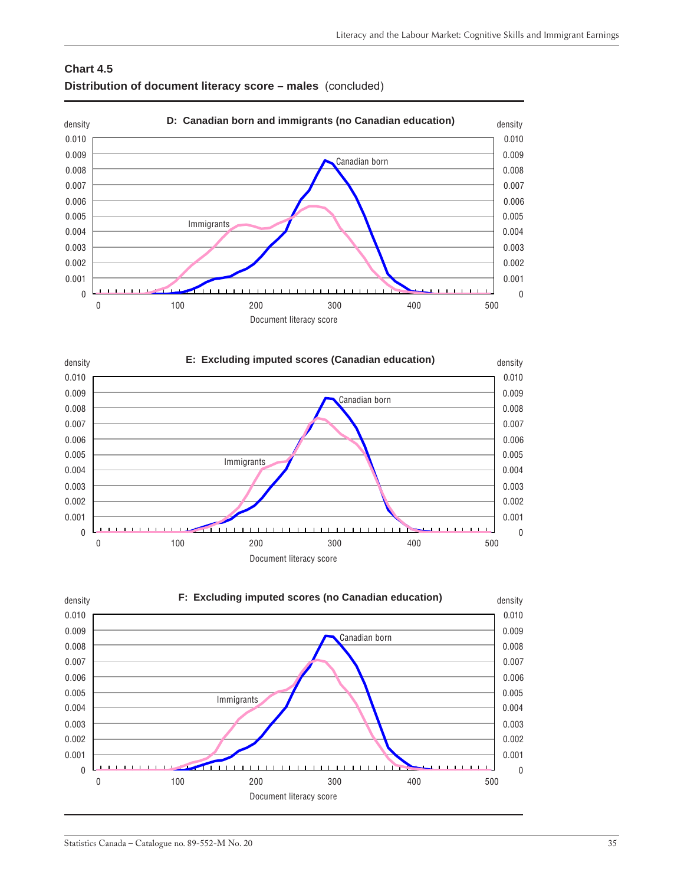**Chart 4.5**

**Distribution of document literacy score – males** (concluded)

**D: Canadian born and immigrants (no Canadian education)**

density

0.010
0.009
0.008
0.007
0.006
0.005
0.004
0.003
0.002
0.001
0

Canadian born

Immigrants

0 100 200 300 400 500

Document literacy score

**E: Excluding imputed scores (Canadian education)**

density

0.010
0.009
0.008
0.007
0.006
0.005
0.004
0.003
0.002
0.001
0

Canadian born

Immigrants

0 100 200 300 400 500

Document literacy score

**F: Excluding imputed scores (no Canadian education)**

density

0.010
0.009
0.008
0.007
0.006
0.005
0.004
0.003
0.002
0.001
0

Canadian born

Immigrants

0 100 200 300 400 500

Document literacy score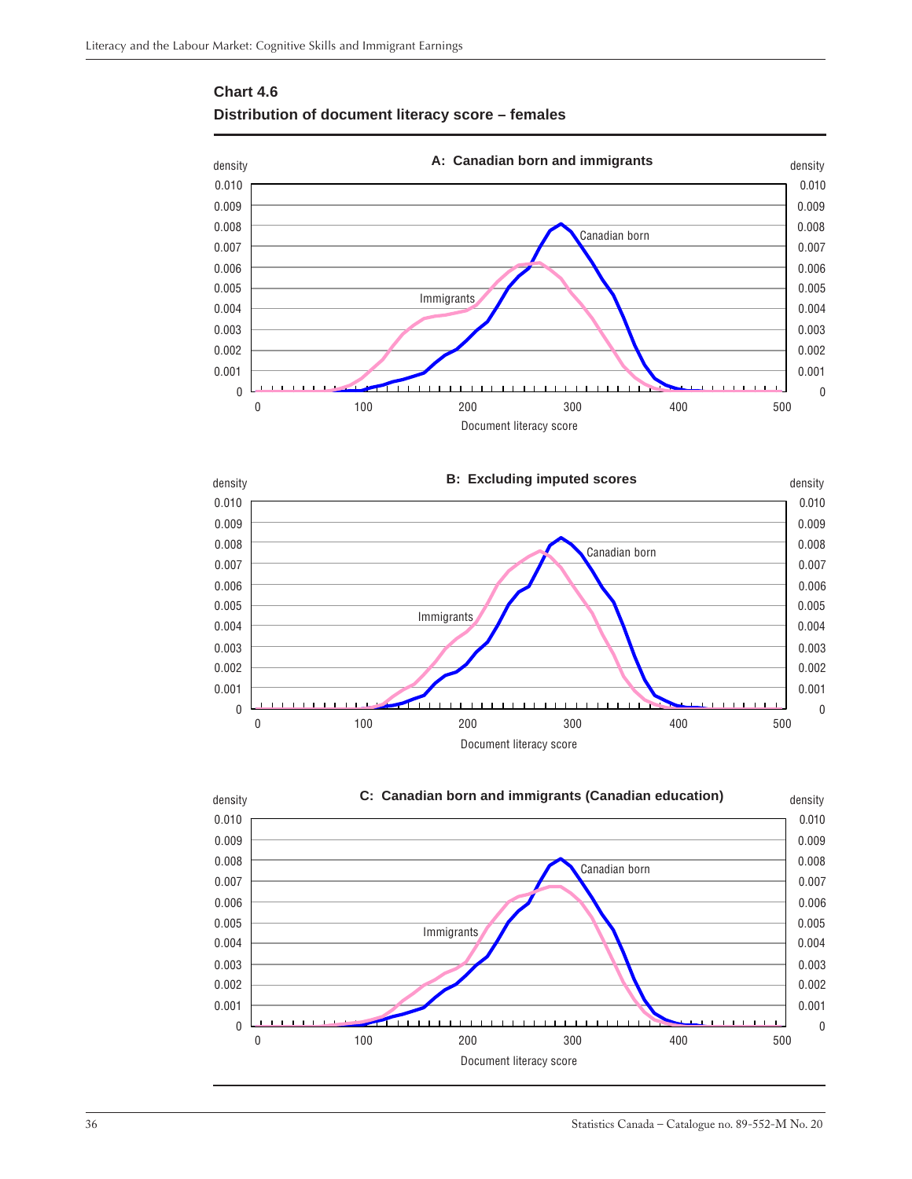**Chart 4.6**

**Distribution of document literacy score – females**

**A: Canadian born and immigrants**

density

0.010
0.009
0.008
0.007
0.006
0.005
0.004
0.003
0.002
0.001
0

Canadian born

Immigrants

0 100 200 300 400 500

Document literacy score

**B: Excluding imputed scores**

density

0.010
0.009
0.008
0.007
0.006
0.005
0.004
0.003
0.002
0.001
0

Canadian born

Immigrants

0 100 200 300 400 500

Document literacy score

**C: Canadian born and immigrants (Canadian education)**

density

0.010
0.009
0.008
0.007
0.006
0.005
0.004
0.003
0.002
0.001
0

Canadian born

Immigrants

0 100 200 300 400 500

Document literacy score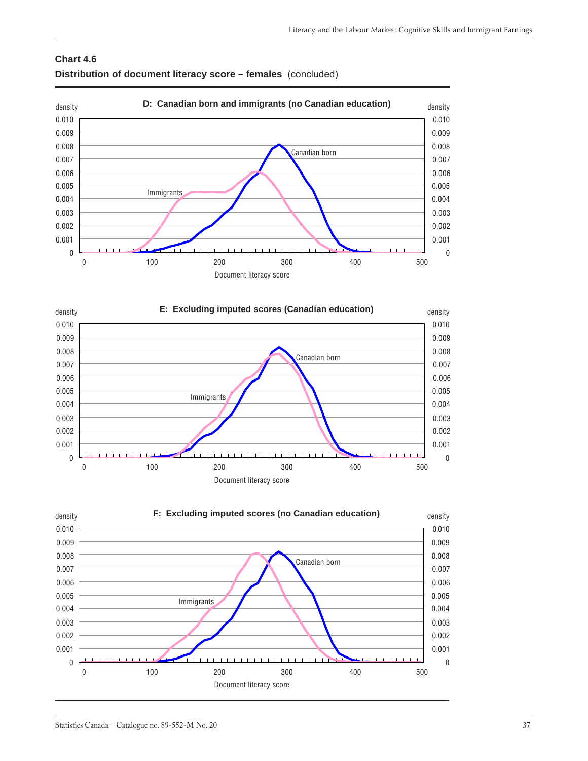**Chart 4.6**
**Distribution of document literacy score – females** (concluded)

**D: Canadian born and immigrants (no Canadian education)**

density

0.010
0.009
0.008
0.007
0.006
0.005
0.004
0.003
0.002
0.001
0

Immigrants

Canadian born

0 100 200 300 400 500

Document literacy score

**E: Excluding imputed scores (Canadian education)**

density

0.010
0.009
0.008
0.007
0.006
0.005
0.004
0.003
0.002
0.001
0

Immigrants

Canadian born

0 100 200 300 400 500

Document literacy score

**F: Excluding imputed scores (no Canadian education)**

density

0.010
0.009
0.008
0.007
0.006
0.005
0.004
0.003
0.002
0.001
0

Immigrants

Canadian born

0 100 200 300 400 500

Document literacy score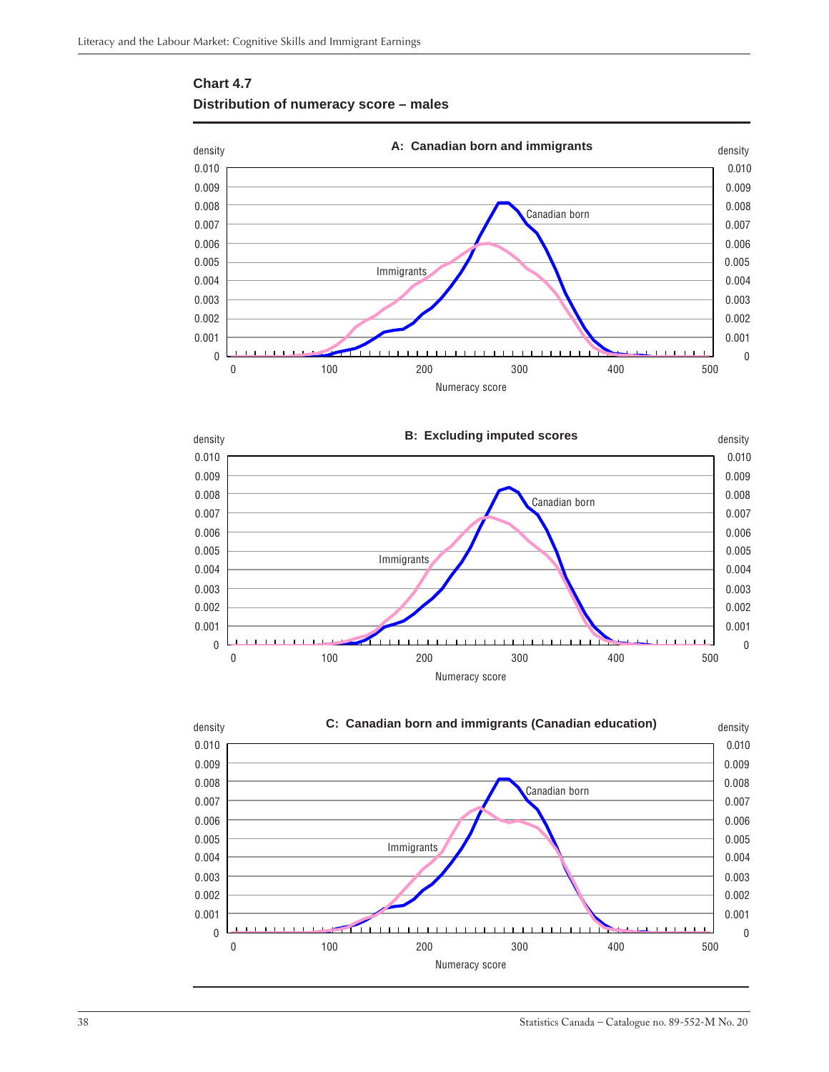**Chart 4.7**

**Distribution of numeracy score – males**

**A: Canadian born and immigrants**

density

0.010
0.009
0.008
0.007
0.006
0.005
0.004
0.003
0.002
0.001
0

Canadian born

Immigrants

0 100 200 300 400 500

Numeracy score

**B: Excluding imputed scores**

density

0.010
0.009
0.008
0.007
0.006
0.005
0.004
0.003
0.002
0.001
0

Canadian born

Immigrants

0 100 200 300 400 500

Numeracy score

**C: Canadian born and immigrants (Canadian education)**

density

0.010
0.009
0.008
0.007
0.006
0.005
0.004
0.003
0.002
0.001
0

Canadian born

Immigrants

0 100 200 300 400 500

Numeracy score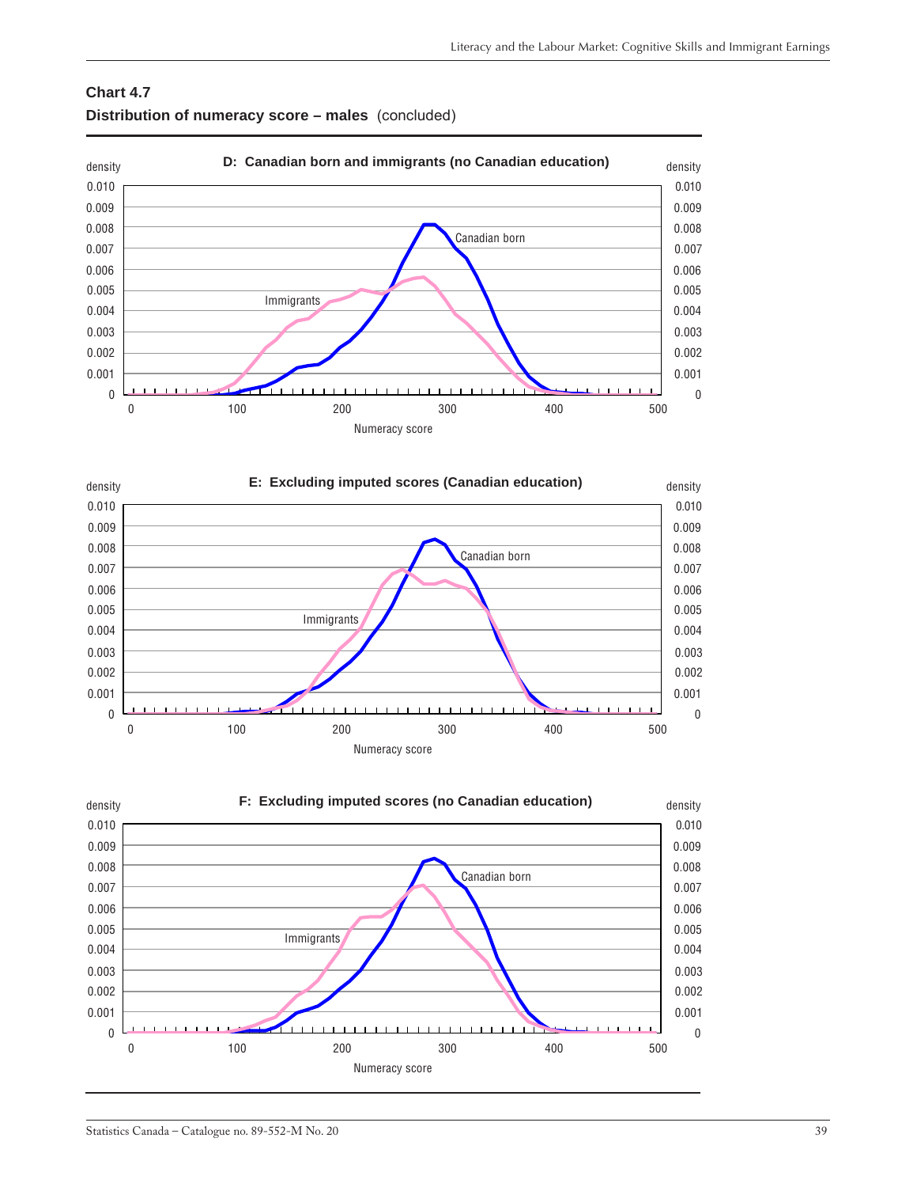**Chart 4.7**

**Distribution of numeracy score – males** (concluded)

**D: Canadian born and immigrants (no Canadian education)**

density

0.010
0.009
0.008
0.007
0.006
0.005
0.004
0.003
0.002
0.001
0

Canadian born

Immigrants

0 100 200 300 400 500

Numeracy score

**E: Excluding imputed scores (Canadian education)**

density

0.010
0.009
0.008
0.007
0.006
0.005
0.004
0.003
0.002
0.001
0

Canadian born

Immigrants

0 100 200 300 400 500

Numeracy score

**F: Excluding imputed scores (no Canadian education)**

density

0.010
0.009
0.008
0.007
0.006
0.005
0.004
0.003
0.002
0.001
0

Canadian born

Immigrants

0 100 200 300 400 500

Numeracy score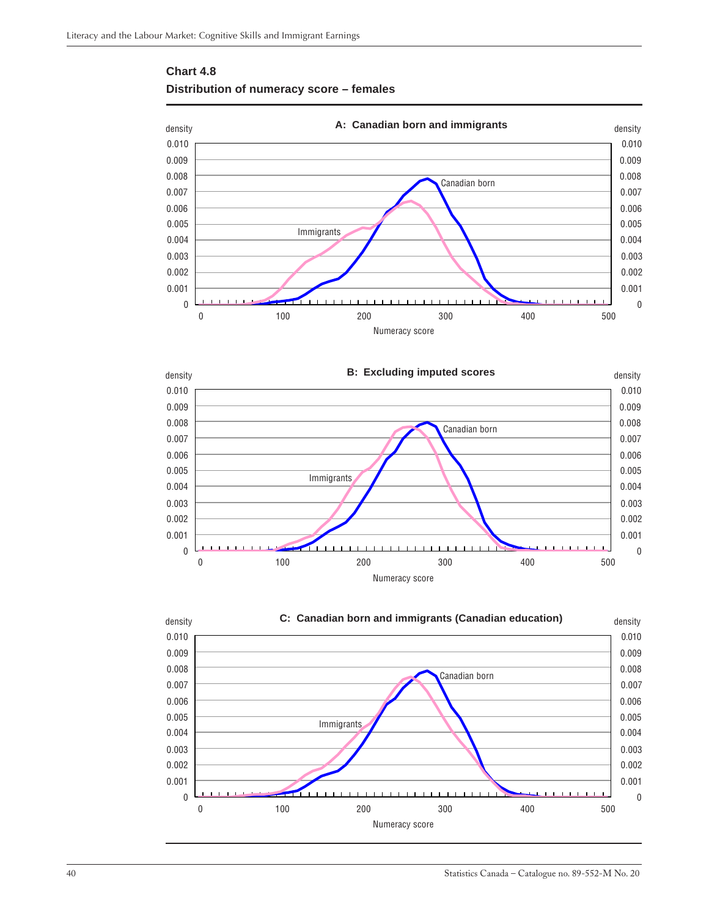**Chart 4.8**

**Distribution of numeracy score – females**

**A: Canadian born and immigrants**

density

0.010
0.009
0.008
0.007
0.006
0.005
0.004
0.003
0.002
0.001
0

Canadian born

Immigrants

0 100 200 300 400 500

Numeracy score

**B: Excluding imputed scores**

density

0.010
0.009
0.008
0.007
0.006
0.005
0.004
0.003
0.002
0.001
0

Canadian born

Immigrants

0 100 200 300 400 500

Numeracy score

**C: Canadian born and immigrants (Canadian education)**

density

0.010
0.009
0.008
0.007
0.006
0.005
0.004
0.003
0.002
0.001
0

Canadian born

Immigrants

0 100 200 300 400 500

Numeracy score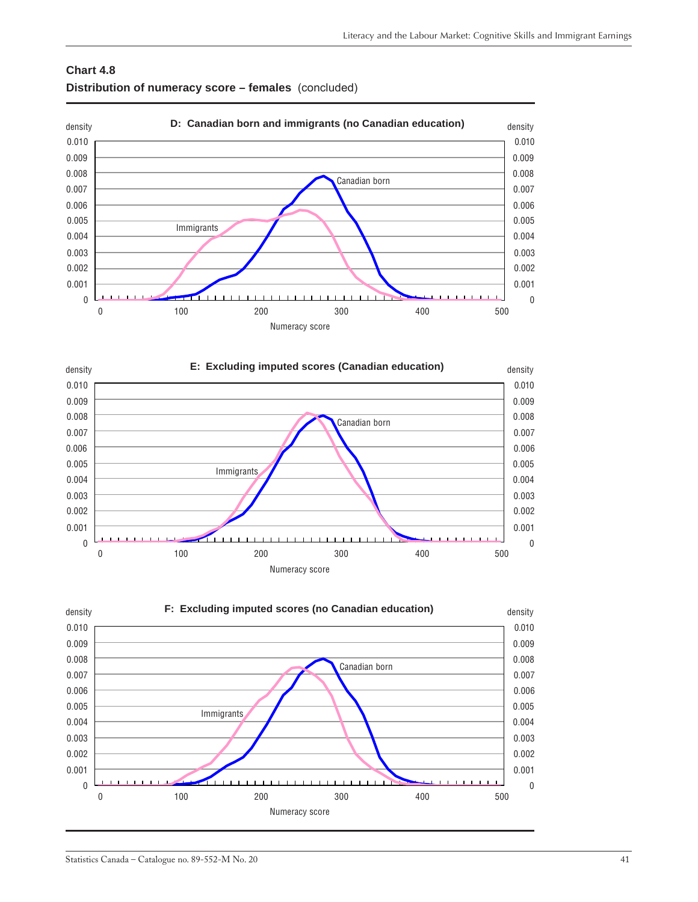**Chart 4.8**

**Distribution of numeracy score – females** (concluded)

**D: Canadian born and immigrants (no Canadian education)**

density

0.010
0.009
0.008
0.007
0.006
0.005
0.004
0.003
0.002
0.001
0

Canadian born

Immigrants

0 100 200 300 400 500

Numeracy score

**E: Excluding imputed scores (Canadian education)**

density

0.010
0.009
0.008
0.007
0.006
0.005
0.004
0.003
0.002
0.001
0

Canadian born

Immigrants

0 100 200 300 400 500

Numeracy score

**F: Excluding imputed scores (no Canadian education)**

density

0.010
0.009
0.008
0.007
0.006
0.005
0.004
0.003
0.002
0.001
0

Canadian born

Immigrants

0 100 200 300 400 500

Numeracy score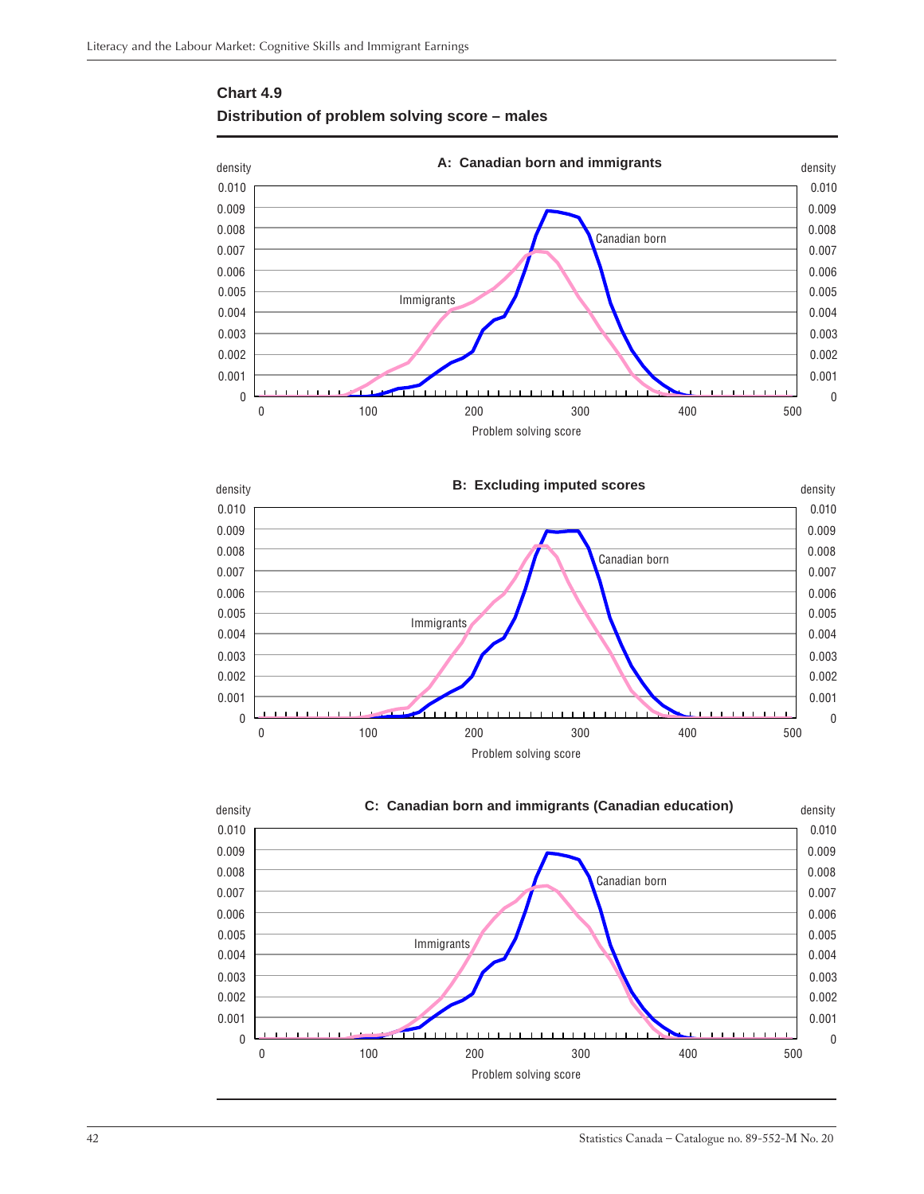**Chart 4.9**

**Distribution of problem solving score – males**

**A: Canadian born and immigrants**

density 0.010 0.009 0.008 0.007 0.006 0.005 0.004 0.003 0.002 0.001 0

Canadian born

Immigrants

0 100 200 300 400 500

Problem solving score

**B: Excluding imputed scores**

density 0.010 0.009 0.008 0.007 0.006 0.005 0.004 0.003 0.002 0.001 0

Canadian born

Immigrants

0 100 200 300 400 500

Problem solving score

**C: Canadian born and immigrants (Canadian education)**

density 0.010 0.009 0.008 0.007 0.006 0.005 0.004 0.003 0.002 0.001 0

Canadian born

Immigrants

0 100 200 300 400 500

Problem solving score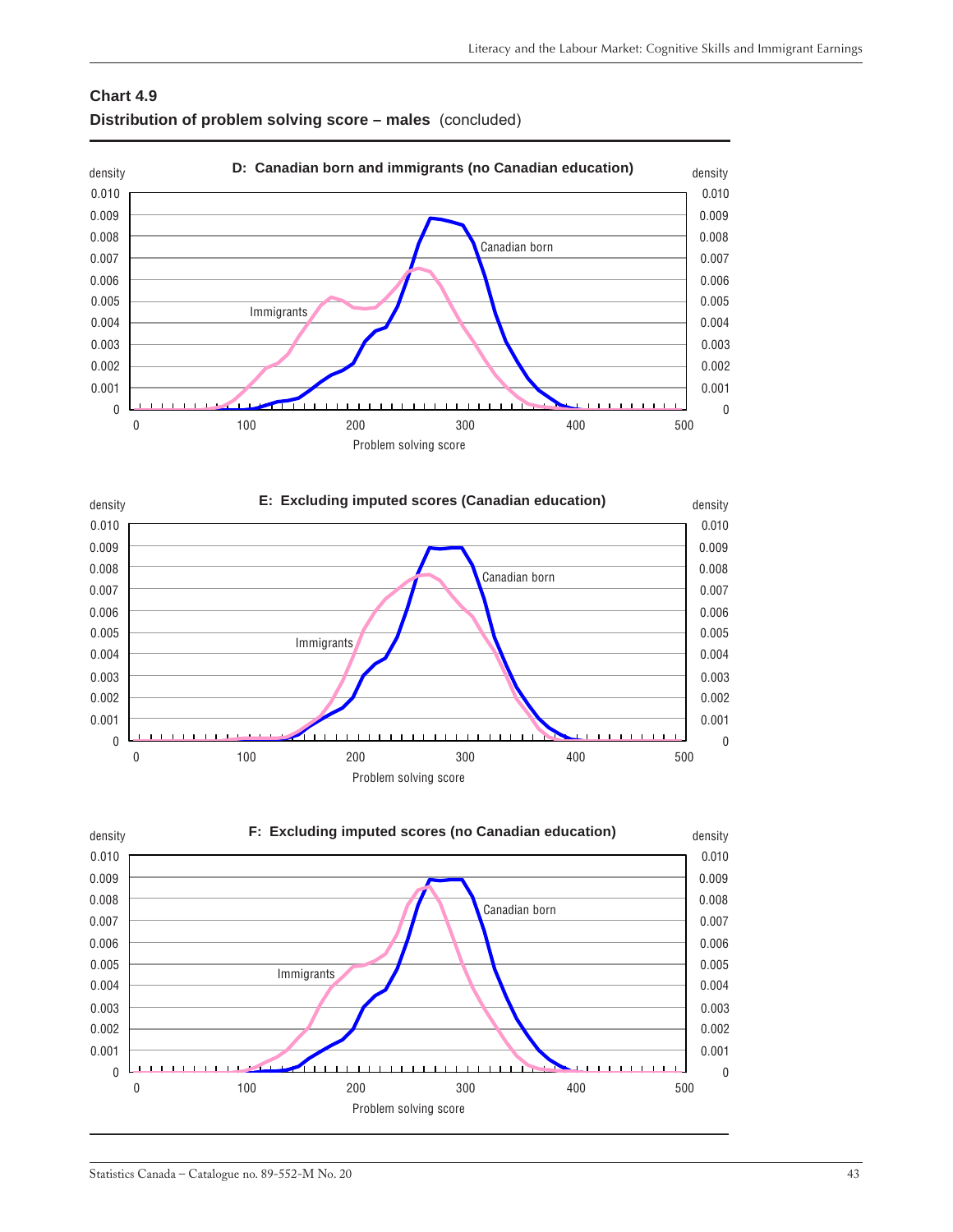**Chart 4.9**

**Distribution of problem solving score – males** (concluded)

**D: Canadian born and immigrants (no Canadian education)**

density

0.010
0.009
0.008
0.007
0.006
0.005
0.004
0.003
0.002
0.001
0

Canadian born

Immigrants

0 100 200 300 400 500

Problem solving score

**E: Excluding imputed scores (Canadian education)**

density

0.010
0.009
0.008
0.007
0.006
0.005
0.004
0.003
0.002
0.001
0

Canadian born

Immigrants

0 100 200 300 400 500

Problem solving score

**F: Excluding imputed scores (no Canadian education)**

density

0.010
0.009
0.008
0.007
0.006
0.005
0.004
0.003
0.002
0.001
0

Canadian born

Immigrants

0 100 200 300 400 500

Problem solving score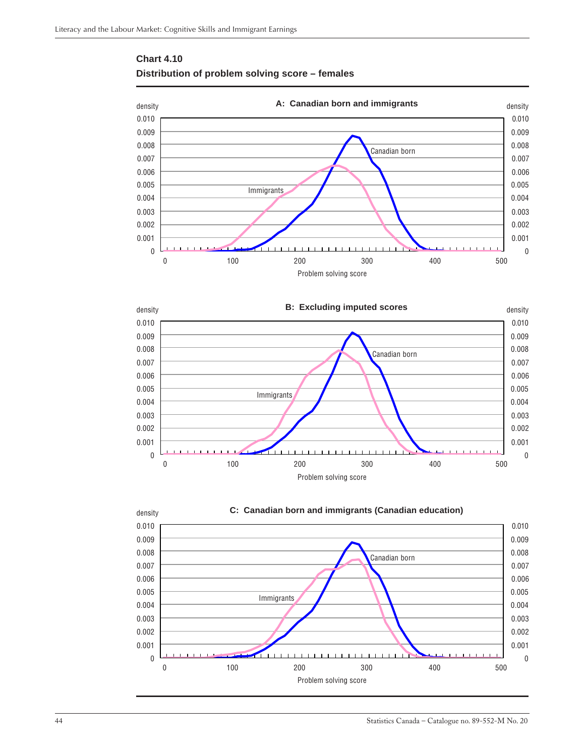**Chart 4.10**

**Distribution of problem solving score – females**

**A: Canadian born and immigrants**

density

0.010
0.009
0.008
0.007
0.006
0.005
0.004
0.003
0.002
0.001
0

Canadian born

Immigrants

0 100 200 300 400 500

Problem solving score

**B: Excluding imputed scores**

density

0.010
0.009
0.008
0.007
0.006
0.005
0.004
0.003
0.002
0.001
0

Canadian born

Immigrants

0 100 200 300 400 500

Problem solving score

**C: Canadian born and immigrants (Canadian education)**

density

0.010
0.009
0.008
0.007
0.006
0.005
0.004
0.003
0.002
0.001
0

Canadian born

Immigrants

0 100 200 300 400 500

Problem solving score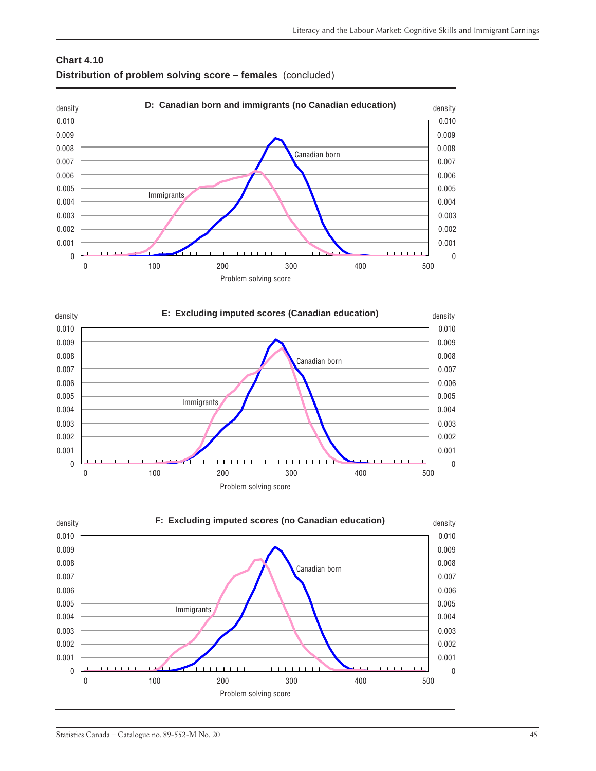**Chart 4.10**

**Distribution of problem solving score – females** (concluded)

**D: Canadian born and immigrants (no Canadian education)**

density

0.010
0.009
0.008
0.007
0.006
0.005
0.004
0.003
0.002
0.001
0

Canadian born

Immigrants

0 100 200 300 400 500

Problem solving score

**E: Excluding imputed scores (Canadian education)**

density

0.010
0.009
0.008
0.007
0.006
0.005
0.004
0.003
0.002
0.001
0

Canadian born

Immigrants

0 100 200 300 400 500

Problem solving score

**F: Excluding imputed scores (no Canadian education)**

density

0.010
0.009
0.008
0.007
0.006
0.005
0.004
0.003
0.002
0.001
0

Canadian born

Immigrants

0 100 200 300 400 500

Problem solving score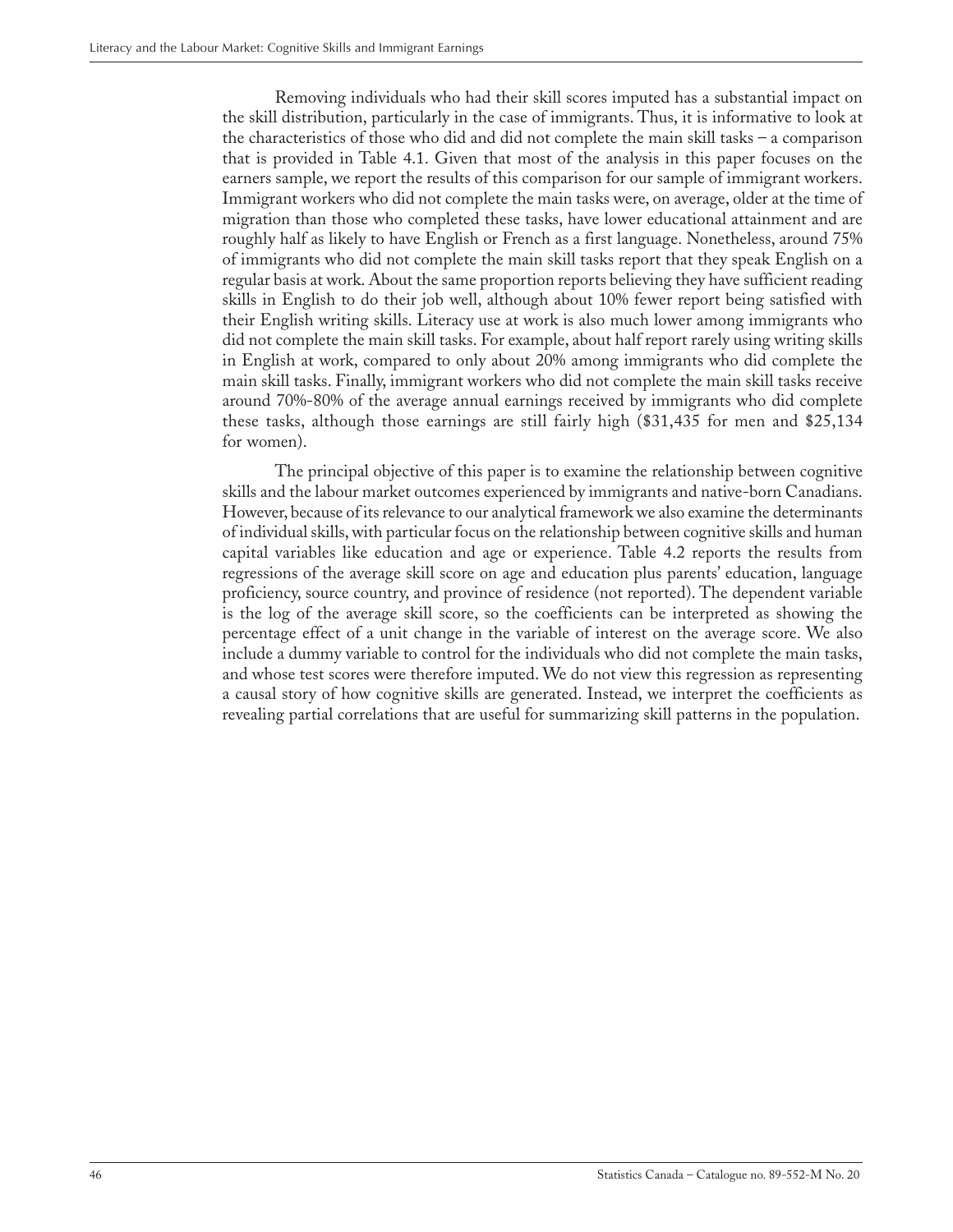Removing individuals who had their skill scores imputed has a substantial impact on the skill distribution, particularly in the case of immigrants. Thus, it is informative to look at the characteristics of those who did and did not complete the main skill tasks – a comparison that is provided in Table 4.1. Given that most of the analysis in this paper focuses on the earners sample, we report the results of this comparison for our sample of immigrant workers. Immigrant workers who did not complete the main tasks were, on average, older at the time of migration than those who completed these tasks, have lower educational attainment and are roughly half as likely to have English or French as a first language. Nonetheless, around 75% of immigrants who did not complete the main skill tasks report that they speak English on a regular basis at work. About the same proportion reports believing they have sufficient reading skills in English to do their job well, although about 10% fewer report being satisfied with their English writing skills. Literacy use at work is also much lower among immigrants who did not complete the main skill tasks. For example, about half report rarely using writing skills in English at work, compared to only about 20% among immigrants who did complete the main skill tasks. Finally, immigrant workers who did not complete the main skill tasks receive around 70%-80% of the average annual earnings received by immigrants who did complete these tasks, although those earnings are still fairly high ($31,435 for men and $25,134 for women).

The principal objective of this paper is to examine the relationship between cognitive skills and the labour market outcomes experienced by immigrants and native-born Canadians. However, because of its relevance to our analytical framework we also examine the determinants of individual skills, with particular focus on the relationship between cognitive skills and human capital variables like education and age or experience. Table 4.2 reports the results from regressions of the average skill score on age and education plus parents' education, language proficiency, source country, and province of residence (not reported). The dependent variable is the log of the average skill score, so the coefficients can be interpreted as showing the percentage effect of a unit change in the variable of interest on the average score. We also include a dummy variable to control for the individuals who did not complete the main tasks, and whose test scores were therefore imputed. We do not view this regression as representing a causal story of how cognitive skills are generated. Instead, we interpret the coefficients as revealing partial correlations that are useful for summarizing skill patterns in the population.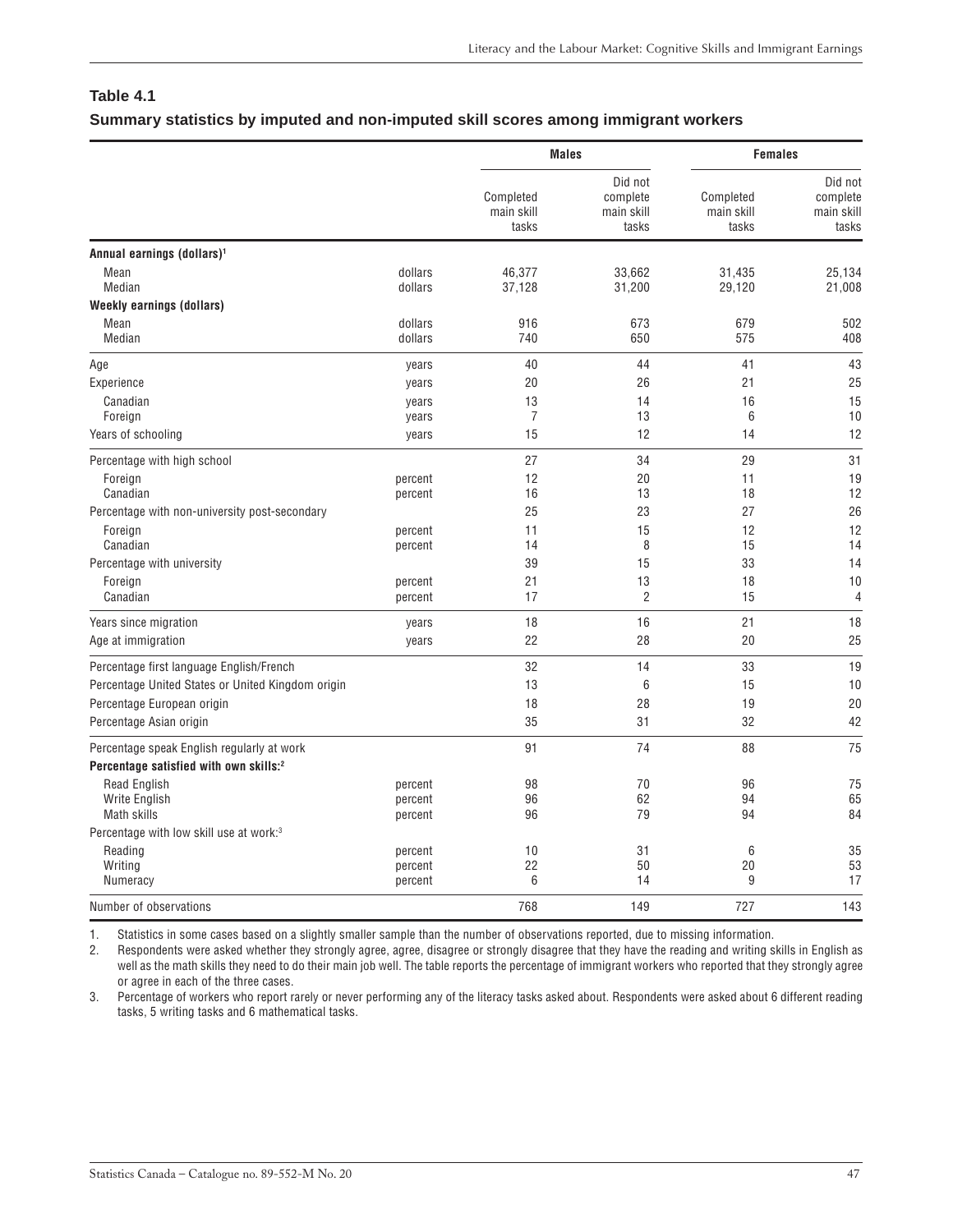### Table 4.1

**Summary statistics by imputed and non-imputed skill scores among immigrant workers**

| | | Males | | Females | |
|---|---|---|---|---|---|
| | | Completed main skill tasks | Did not complete main skill tasks | Completed main skill tasks | Did not complete main skill tasks |
| **Annual earnings (dollars)**[1] | | | | | |
| Mean | dollars | 46,377 | 33,662 | 31,435 | 25,134 |
| Median | dollars | 37,128 | 31,200 | 29,120 | 21,008 |
| **Weekly earnings (dollars)** | | | | | |
| Mean | dollars | 916 | 673 | 679 | 502 |
| Median | dollars | 740 | 650 | 575 | 408 |
| Age | years | 40 | 44 | 41 | 43 |
| Experience | years | 20 | 26 | 21 | 25 |
| Canadian | years | 13 | 14 | 16 | 15 |
| Foreign | years | 7 | 13 | 6 | 10 |
| Years of schooling | years | 15 | 12 | 14 | 12 |
| Percentage with high school | | 27 | 34 | 29 | 31 |
| Foreign | percent | 12 | 20 | 11 | 19 |
| Canadian | percent | 16 | 13 | 18 | 12 |
| Percentage with non-university post-secondary | | 25 | 23 | 27 | 26 |
| Foreign | percent | 11 | 15 | 12 | 12 |
| Canadian | percent | 14 | 8 | 15 | 14 |
| Percentage with university | | 39 | 15 | 33 | 14 |
| Foreign | percent | 21 | 13 | 18 | 10 |
| Canadian | percent | 17 | 2 | 15 | 4 |
| Years since migration | years | 18 | 16 | 21 | 18 |
| Age at immigration | years | 22 | 28 | 20 | 25 |
| Percentage first language English/French | | 32 | 14 | 33 | 19 |
| Percentage United States or United Kingdom origin | | 13 | 6 | 15 | 10 |
| Percentage European origin | | 18 | 28 | 19 | 20 |
| Percentage Asian origin | | 35 | 31 | 32 | 42 |
| Percentage speak English regularly at work | | 91 | 74 | 88 | 75 |
| **Percentage satisfied with own skills:**[2] | | | | | |
| Read English | percent | 98 | 70 | 96 | 75 |
| Write English | percent | 96 | 62 | 94 | 65 |
| Math skills | percent | 96 | 79 | 94 | 84 |
| Percentage with low skill use at work:[3] | | | | | |
| Reading | percent | 10 | 31 | 6 | 35 |
| Writing | percent | 22 | 50 | 20 | 53 |
| Numeracy | percent | 6 | 14 | 9 | 17 |
| Number of observations | | 768 | 149 | 727 | 143 |

1. Statistics in some cases based on a slightly smaller sample than the number of observations reported, due to missing information.
2. Respondents were asked whether they strongly agree, agree, disagree or strongly disagree that they have the reading and writing skills in English as well as the math skills they need to do their main job well. The table reports the percentage of immigrant workers who reported that they strongly agree or agree in each of the three cases.
3. Percentage of workers who report rarely or never performing any of the literacy tasks asked about. Respondents were asked about 6 different reading tasks, 5 writing tasks and 6 mathematical tasks.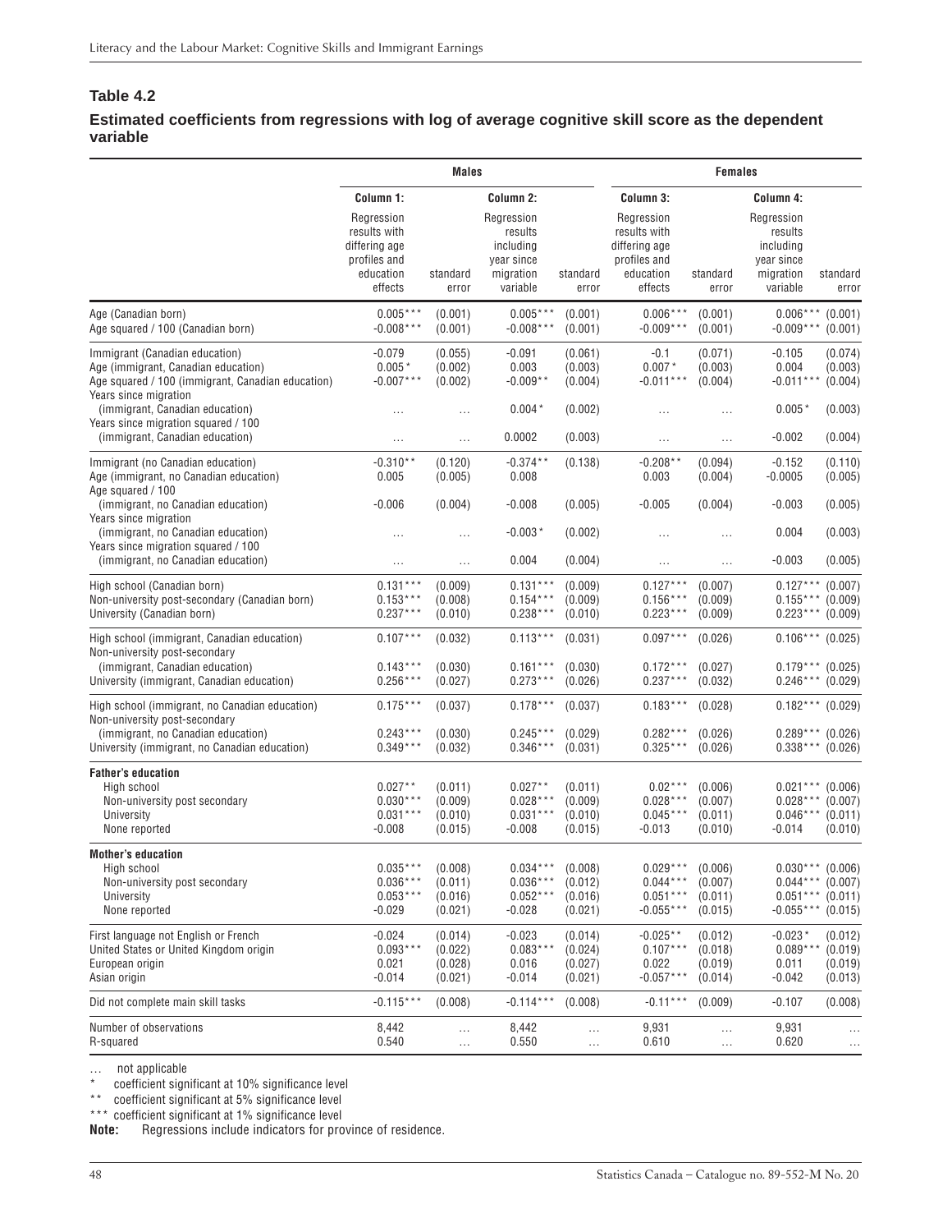## Table 4.2

### Estimated coefficients from regressions with log of average cognitive skill score as the dependent variable

| | Males | | | | Females | | | |
|---|---|---|---|---|---|---|---|---|
| | Column 1: Regression results with differing age profiles and education effects | standard error | Column 2: Regression results including year since migration variable | standard error | Column 3: Regression results with differing age profiles and education effects | standard error | Column 4: Regression results including year since migration variable | standard error |
| Age (Canadian born) | 0.005*** | (0.001) | 0.005*** | (0.001) | 0.006*** | (0.001) | 0.006*** | (0.001) |
| Age squared / 100 (Canadian born) | -0.008*** | (0.001) | -0.008*** | (0.001) | -0.009*** | (0.001) | -0.009*** | (0.001) |
| Immigrant (Canadian education) | -0.079 | (0.055) | -0.091 | (0.061) | -0.1 | (0.071) | -0.105 | (0.074) |
| Age (immigrant, Canadian education) | 0.005* | (0.002) | 0.003 | (0.003) | 0.007* | (0.003) | 0.004 | (0.003) |
| Age squared / 100 (immigrant, Canadian education) | -0.007*** | (0.002) | -0.009** | (0.004) | -0.011*** | (0.004) | -0.011*** | (0.004) |
| Years since migration (immigrant, Canadian education) | … | … | 0.004* | (0.002) | … | … | 0.005* | (0.003) |
| Years since migration squared / 100 (immigrant, Canadian education) | … | … | 0.0002 | (0.003) | … | … | -0.002 | (0.004) |
| Immigrant (no Canadian education) | -0.310** | (0.120) | -0.374** | (0.138) | -0.208** | (0.094) | -0.152 | (0.110) |
| Age (immigrant, no Canadian education) | 0.005 | (0.005) | 0.008 | | 0.003 | (0.004) | -0.0005 | (0.005) |
| Age squared / 100 (immigrant, no Canadian education) | -0.006 | (0.004) | -0.008 | (0.005) | -0.005 | (0.004) | -0.003 | (0.005) |
| Years since migration (immigrant, no Canadian education) | … | … | -0.003* | (0.002) | … | … | 0.004 | (0.003) |
| Years since migration squared / 100 (immigrant, no Canadian education) | … | … | 0.004 | (0.004) | … | … | -0.003 | (0.005) |
| High school (Canadian born) | 0.131*** | (0.009) | 0.131*** | (0.009) | 0.127*** | (0.007) | 0.127*** | (0.007) |
| Non-university post-secondary (Canadian born) | 0.153*** | (0.008) | 0.154*** | (0.009) | 0.156*** | (0.009) | 0.155*** | (0.009) |
| University (Canadian born) | 0.237*** | (0.010) | 0.238*** | (0.010) | 0.223*** | (0.009) | 0.223*** | (0.009) |
| High school (immigrant, Canadian education) | 0.107*** | (0.032) | 0.113*** | (0.031) | 0.097*** | (0.026) | 0.106*** | (0.025) |
| Non-university post-secondary (immigrant, Canadian education) | 0.143*** | (0.030) | 0.161*** | (0.030) | 0.172*** | (0.027) | 0.179*** | (0.025) |
| University (immigrant, Canadian education) | 0.256*** | (0.027) | 0.273*** | (0.026) | 0.237*** | (0.032) | 0.246*** | (0.029) |
| High school (immigrant, no Canadian education) | 0.175*** | (0.037) | 0.178*** | (0.037) | 0.183*** | (0.028) | 0.182*** | (0.029) |
| Non-university post-secondary (immigrant, no Canadian education) | 0.243*** | (0.030) | 0.245*** | (0.029) | 0.282*** | (0.026) | 0.289*** | (0.026) |
| University (immigrant, no Canadian education) | 0.349*** | (0.032) | 0.346*** | (0.031) | 0.325*** | (0.026) | 0.338*** | (0.026) |
| **Father's education** | | | | | | | | |
| High school | 0.027** | (0.011) | 0.027** | (0.011) | 0.02*** | (0.006) | 0.021*** | (0.006) |
| Non-university post secondary | 0.030*** | (0.009) | 0.028*** | (0.009) | 0.028*** | (0.007) | 0.028*** | (0.007) |
| University | 0.031*** | (0.010) | 0.031*** | (0.010) | 0.045*** | (0.011) | 0.046*** | (0.011) |
| None reported | -0.008 | (0.015) | -0.008 | (0.015) | -0.013 | (0.010) | -0.014 | (0.010) |
| **Mother's education** | | | | | | | | |
| High school | 0.035*** | (0.008) | 0.034*** | (0.008) | 0.029*** | (0.006) | 0.030*** | (0.006) |
| Non-university post secondary | 0.036*** | (0.011) | 0.036*** | (0.012) | 0.044*** | (0.007) | 0.044*** | (0.007) |
| University | 0.053*** | (0.016) | 0.052*** | (0.016) | 0.051*** | (0.011) | 0.051*** | (0.011) |
| None reported | -0.029 | (0.021) | -0.028 | (0.021) | -0.055*** | (0.015) | -0.055*** | (0.015) |
| First language not English or French | -0.024 | (0.014) | -0.023 | (0.014) | -0.025** | (0.012) | -0.023* | (0.012) |
| United States or United Kingdom origin | 0.093*** | (0.022) | 0.083*** | (0.024) | 0.107*** | (0.018) | 0.089*** | (0.019) |
| European origin | 0.021 | (0.028) | 0.016 | (0.027) | 0.022 | (0.019) | 0.011 | (0.019) |
| Asian origin | -0.014 | (0.021) | -0.014 | (0.021) | -0.057*** | (0.014) | -0.042 | (0.013) |
| Did not complete main skill tasks | -0.115*** | (0.008) | -0.114*** | (0.008) | -0.11*** | (0.009) | -0.107 | (0.008) |
| Number of observations | 8,442 | … | 8,442 | … | 9,931 | … | 9,931 | … |
| R-squared | 0.540 | … | 0.550 | … | 0.610 | … | 0.620 | … |

… not applicable
\* coefficient significant at 10% significance level
\*\* coefficient significant at 5% significance level
\*\*\* coefficient significant at 1% significance level
**Note:** Regressions include indicators for province of residence.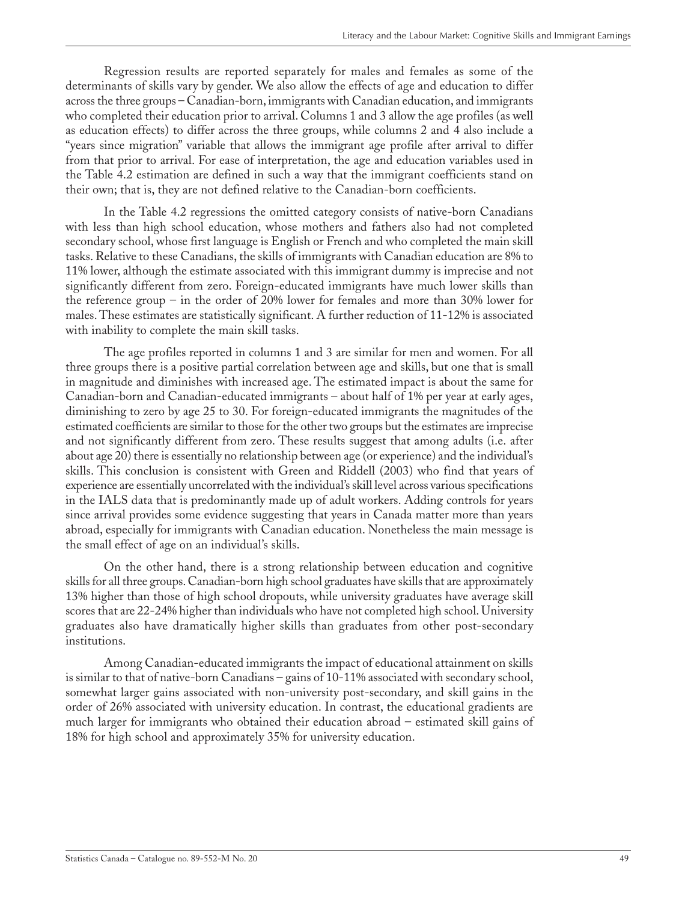Regression results are reported separately for males and females as some of the determinants of skills vary by gender. We also allow the effects of age and education to differ across the three groups – Canadian-born, immigrants with Canadian education, and immigrants who completed their education prior to arrival. Columns 1 and 3 allow the age profiles (as well as education effects) to differ across the three groups, while columns 2 and 4 also include a "years since migration" variable that allows the immigrant age profile after arrival to differ from that prior to arrival. For ease of interpretation, the age and education variables used in the Table 4.2 estimation are defined in such a way that the immigrant coefficients stand on their own; that is, they are not defined relative to the Canadian-born coefficients.

In the Table 4.2 regressions the omitted category consists of native-born Canadians with less than high school education, whose mothers and fathers also had not completed secondary school, whose first language is English or French and who completed the main skill tasks. Relative to these Canadians, the skills of immigrants with Canadian education are 8% to 11% lower, although the estimate associated with this immigrant dummy is imprecise and not significantly different from zero. Foreign-educated immigrants have much lower skills than the reference group – in the order of 20% lower for females and more than 30% lower for males. These estimates are statistically significant. A further reduction of 11-12% is associated with inability to complete the main skill tasks.

The age profiles reported in columns 1 and 3 are similar for men and women. For all three groups there is a positive partial correlation between age and skills, but one that is small in magnitude and diminishes with increased age. The estimated impact is about the same for Canadian-born and Canadian-educated immigrants – about half of 1% per year at early ages, diminishing to zero by age 25 to 30. For foreign-educated immigrants the magnitudes of the estimated coefficients are similar to those for the other two groups but the estimates are imprecise and not significantly different from zero. These results suggest that among adults (i.e. after about age 20) there is essentially no relationship between age (or experience) and the individual's skills. This conclusion is consistent with Green and Riddell (2003) who find that years of experience are essentially uncorrelated with the individual's skill level across various specifications in the IALS data that is predominantly made up of adult workers. Adding controls for years since arrival provides some evidence suggesting that years in Canada matter more than years abroad, especially for immigrants with Canadian education. Nonetheless the main message is the small effect of age on an individual's skills.

On the other hand, there is a strong relationship between education and cognitive skills for all three groups. Canadian-born high school graduates have skills that are approximately 13% higher than those of high school dropouts, while university graduates have average skill scores that are 22-24% higher than individuals who have not completed high school. University graduates also have dramatically higher skills than graduates from other post-secondary institutions.

Among Canadian-educated immigrants the impact of educational attainment on skills is similar to that of native-born Canadians – gains of 10-11% associated with secondary school, somewhat larger gains associated with non-university post-secondary, and skill gains in the order of 26% associated with university education. In contrast, the educational gradients are much larger for immigrants who obtained their education abroad – estimated skill gains of 18% for high school and approximately 35% for university education.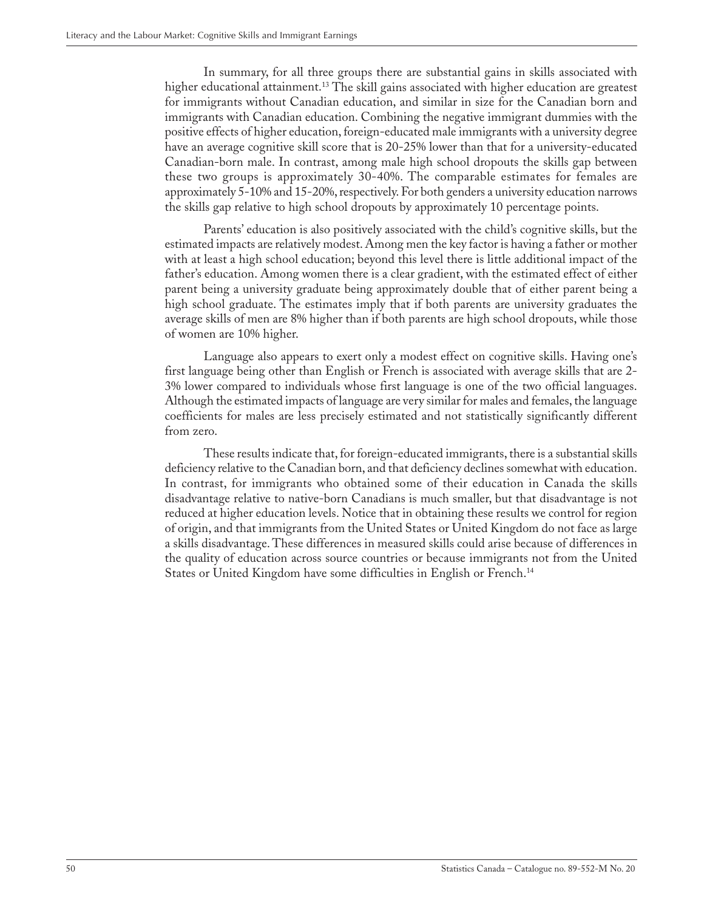In summary, for all three groups there are substantial gains in skills associated with higher educational attainment.[13] The skill gains associated with higher education are greatest for immigrants without Canadian education, and similar in size for the Canadian born and immigrants with Canadian education. Combining the negative immigrant dummies with the positive effects of higher education, foreign-educated male immigrants with a university degree have an average cognitive skill score that is 20-25% lower than that for a university-educated Canadian-born male. In contrast, among male high school dropouts the skills gap between these two groups is approximately 30-40%. The comparable estimates for females are approximately 5-10% and 15-20%, respectively. For both genders a university education narrows the skills gap relative to high school dropouts by approximately 10 percentage points.

Parents' education is also positively associated with the child's cognitive skills, but the estimated impacts are relatively modest. Among men the key factor is having a father or mother with at least a high school education; beyond this level there is little additional impact of the father's education. Among women there is a clear gradient, with the estimated effect of either parent being a university graduate being approximately double that of either parent being a high school graduate. The estimates imply that if both parents are university graduates the average skills of men are 8% higher than if both parents are high school dropouts, while those of women are 10% higher.

Language also appears to exert only a modest effect on cognitive skills. Having one's first language being other than English or French is associated with average skills that are 2-3% lower compared to individuals whose first language is one of the two official languages. Although the estimated impacts of language are very similar for males and females, the language coefficients for males are less precisely estimated and not statistically significantly different from zero.

These results indicate that, for foreign-educated immigrants, there is a substantial skills deficiency relative to the Canadian born, and that deficiency declines somewhat with education. In contrast, for immigrants who obtained some of their education in Canada the skills disadvantage relative to native-born Canadians is much smaller, but that disadvantage is not reduced at higher education levels. Notice that in obtaining these results we control for region of origin, and that immigrants from the United States or United Kingdom do not face as large a skills disadvantage. These differences in measured skills could arise because of differences in the quality of education across source countries or because immigrants not from the United States or United Kingdom have some difficulties in English or French.[14]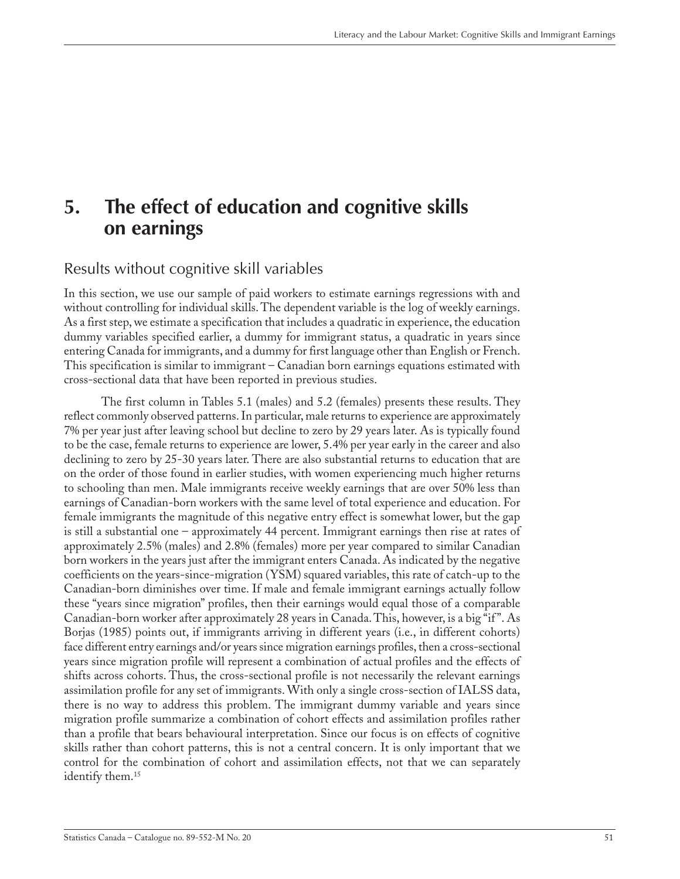# 5. The effect of education and cognitive skills on earnings

## Results without cognitive skill variables

In this section, we use our sample of paid workers to estimate earnings regressions with and without controlling for individual skills. The dependent variable is the log of weekly earnings. As a first step, we estimate a specification that includes a quadratic in experience, the education dummy variables specified earlier, a dummy for immigrant status, a quadratic in years since entering Canada for immigrants, and a dummy for first language other than English or French. This specification is similar to immigrant – Canadian born earnings equations estimated with cross-sectional data that have been reported in previous studies.

The first column in Tables 5.1 (males) and 5.2 (females) presents these results. They reflect commonly observed patterns. In particular, male returns to experience are approximately 7% per year just after leaving school but decline to zero by 29 years later. As is typically found to be the case, female returns to experience are lower, 5.4% per year early in the career and also declining to zero by 25-30 years later. There are also substantial returns to education that are on the order of those found in earlier studies, with women experiencing much higher returns to schooling than men. Male immigrants receive weekly earnings that are over 50% less than earnings of Canadian-born workers with the same level of total experience and education. For female immigrants the magnitude of this negative entry effect is somewhat lower, but the gap is still a substantial one – approximately 44 percent. Immigrant earnings then rise at rates of approximately 2.5% (males) and 2.8% (females) more per year compared to similar Canadian born workers in the years just after the immigrant enters Canada. As indicated by the negative coefficients on the years-since-migration (YSM) squared variables, this rate of catch-up to the Canadian-born diminishes over time. If male and female immigrant earnings actually follow these "years since migration" profiles, then their earnings would equal those of a comparable Canadian-born worker after approximately 28 years in Canada. This, however, is a big "if". As Borjas (1985) points out, if immigrants arriving in different years (i.e., in different cohorts) face different entry earnings and/or years since migration earnings profiles, then a cross-sectional years since migration profile will represent a combination of actual profiles and the effects of shifts across cohorts. Thus, the cross-sectional profile is not necessarily the relevant earnings assimilation profile for any set of immigrants. With only a single cross-section of IALSS data, there is no way to address this problem. The immigrant dummy variable and years since migration profile summarize a combination of cohort effects and assimilation profiles rather than a profile that bears behavioural interpretation. Since our focus is on effects of cognitive skills rather than cohort patterns, this is not a central concern. It is only important that we control for the combination of cohort and assimilation effects, not that we can separately identify them.[15]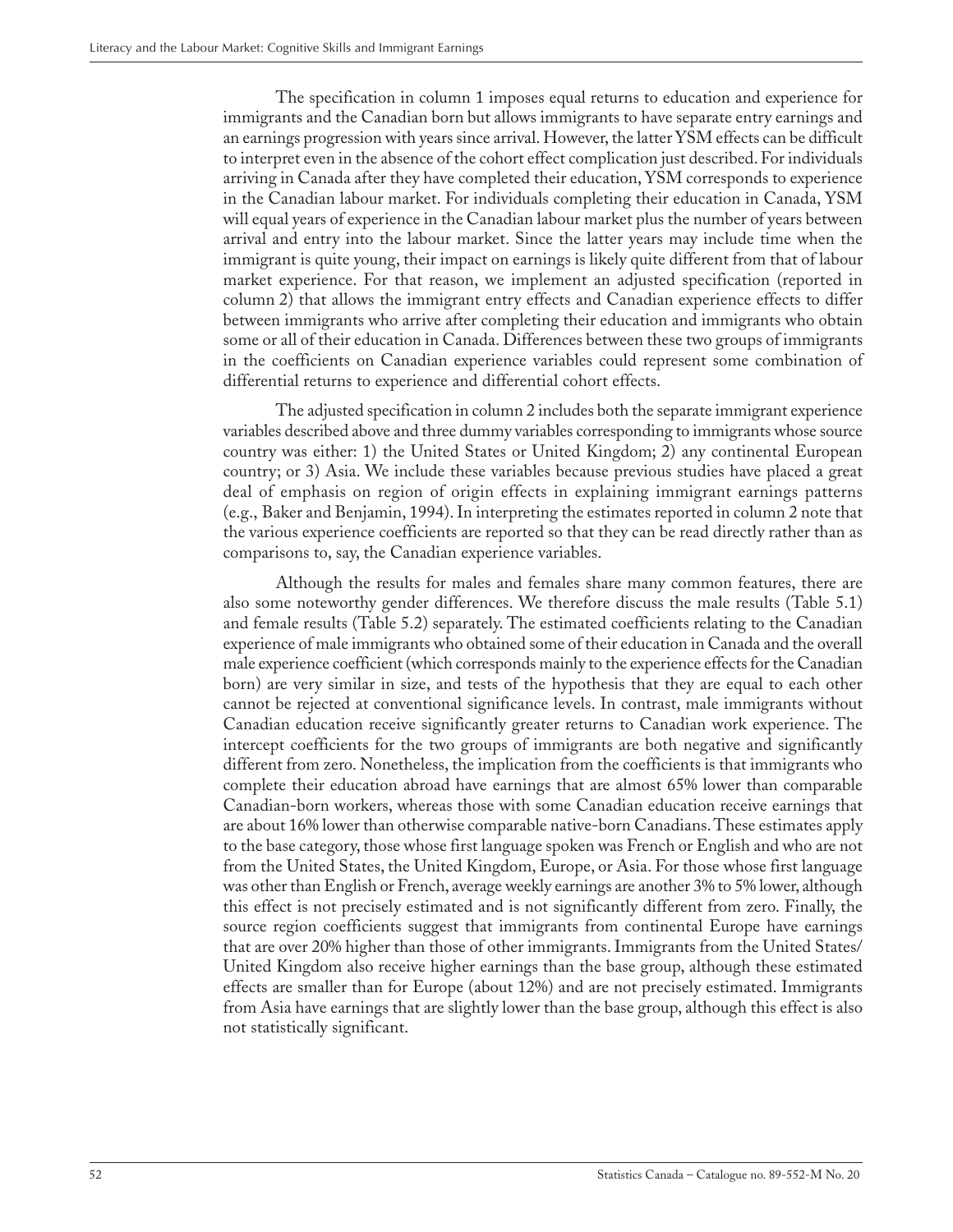The specification in column 1 imposes equal returns to education and experience for immigrants and the Canadian born but allows immigrants to have separate entry earnings and an earnings progression with years since arrival. However, the latter YSM effects can be difficult to interpret even in the absence of the cohort effect complication just described. For individuals arriving in Canada after they have completed their education, YSM corresponds to experience in the Canadian labour market. For individuals completing their education in Canada, YSM will equal years of experience in the Canadian labour market plus the number of years between arrival and entry into the labour market. Since the latter years may include time when the immigrant is quite young, their impact on earnings is likely quite different from that of labour market experience. For that reason, we implement an adjusted specification (reported in column 2) that allows the immigrant entry effects and Canadian experience effects to differ between immigrants who arrive after completing their education and immigrants who obtain some or all of their education in Canada. Differences between these two groups of immigrants in the coefficients on Canadian experience variables could represent some combination of differential returns to experience and differential cohort effects.

The adjusted specification in column 2 includes both the separate immigrant experience variables described above and three dummy variables corresponding to immigrants whose source country was either: 1) the United States or United Kingdom; 2) any continental European country; or 3) Asia. We include these variables because previous studies have placed a great deal of emphasis on region of origin effects in explaining immigrant earnings patterns (e.g., Baker and Benjamin, 1994). In interpreting the estimates reported in column 2 note that the various experience coefficients are reported so that they can be read directly rather than as comparisons to, say, the Canadian experience variables.

Although the results for males and females share many common features, there are also some noteworthy gender differences. We therefore discuss the male results (Table 5.1) and female results (Table 5.2) separately. The estimated coefficients relating to the Canadian experience of male immigrants who obtained some of their education in Canada and the overall male experience coefficient (which corresponds mainly to the experience effects for the Canadian born) are very similar in size, and tests of the hypothesis that they are equal to each other cannot be rejected at conventional significance levels. In contrast, male immigrants without Canadian education receive significantly greater returns to Canadian work experience. The intercept coefficients for the two groups of immigrants are both negative and significantly different from zero. Nonetheless, the implication from the coefficients is that immigrants who complete their education abroad have earnings that are almost 65% lower than comparable Canadian-born workers, whereas those with some Canadian education receive earnings that are about 16% lower than otherwise comparable native-born Canadians. These estimates apply to the base category, those whose first language spoken was French or English and who are not from the United States, the United Kingdom, Europe, or Asia. For those whose first language was other than English or French, average weekly earnings are another 3% to 5% lower, although this effect is not precisely estimated and is not significantly different from zero. Finally, the source region coefficients suggest that immigrants from continental Europe have earnings that are over 20% higher than those of other immigrants. Immigrants from the United States/ United Kingdom also receive higher earnings than the base group, although these estimated effects are smaller than for Europe (about 12%) and are not precisely estimated. Immigrants from Asia have earnings that are slightly lower than the base group, although this effect is also not statistically significant.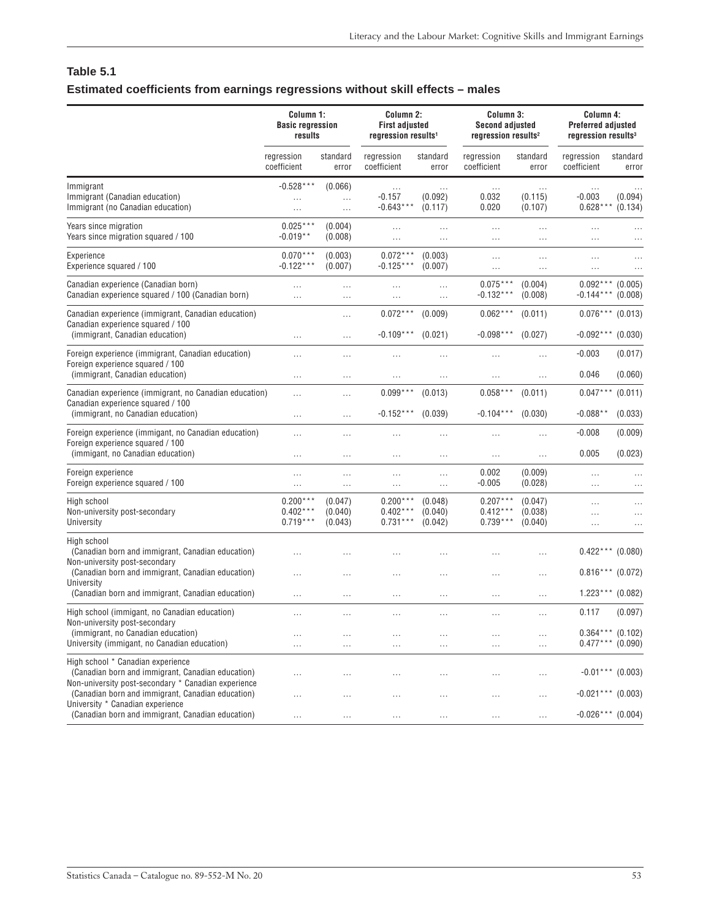## Table 5.1

### Estimated coefficients from earnings regressions without skill effects – males

| | Column 1: Basic regression results | | Column 2: First adjusted regression results[1] | | Column 3: Second adjusted regression results[2] | | Column 4: Preferred adjusted regression results[3] | |
|---|---|---|---|---|---|---|---|---|
| | regression coefficient | standard error | regression coefficient | standard error | regression coefficient | standard error | regression coefficient | standard error |
| Immigrant | -0.528*** | (0.066) | … | … | … | … | … | … |
| Immigrant (Canadian education) | … | … | -0.157 | (0.092) | 0.032 | (0.115) | -0.003 | (0.094) |
| Immigrant (no Canadian education) | … | … | -0.643*** | (0.117) | 0.020 | (0.107) | 0.628*** | (0.134) |
| Years since migration | 0.025*** | (0.004) | … | … | … | … | … | … |
| Years since migration squared / 100 | -0.019** | (0.008) | … | … | … | … | … | … |
| Experience | 0.070*** | (0.003) | 0.072*** | (0.003) | … | … | … | … |
| Experience squared / 100 | -0.122*** | (0.007) | -0.125*** | (0.007) | … | … | … | … |
| Canadian experience (Canadian born) | … | … | … | … | 0.075*** | (0.004) | 0.092*** | (0.005) |
| Canadian experience squared / 100 (Canadian born) | … | … | … | … | -0.132*** | (0.008) | -0.144*** | (0.008) |
| Canadian experience (immigrant, Canadian education) | | … | 0.072*** | (0.009) | 0.062*** | (0.011) | 0.076*** | (0.013) |
| Canadian experience squared / 100 (immigrant, Canadian education) | … | … | -0.109*** | (0.021) | -0.098*** | (0.027) | -0.092*** | (0.030) |
| Foreign experience (immigrant, Canadian education) | … | … | … | … | … | … | -0.003 | (0.017) |
| Foreign experience squared / 100 (immigrant, Canadian education) | … | … | … | … | … | … | 0.046 | (0.060) |
| Canadian experience (immigrant, no Canadian education) | … | … | 0.099*** | (0.013) | 0.058*** | (0.011) | 0.047*** | (0.011) |
| Canadian experience squared / 100 (immigrant, no Canadian education) | … | … | -0.152*** | (0.039) | -0.104*** | (0.030) | -0.088** | (0.033) |
| Foreign experience (immigant, no Canadian education) | … | … | … | … | … | … | -0.008 | (0.009) |
| Foreign experience squared / 100 (immigant, no Canadian education) | … | … | … | … | … | … | 0.005 | (0.023) |
| Foreign experience | … | … | … | … | 0.002 | (0.009) | … | … |
| Foreign experience squared / 100 | … | … | … | … | -0.005 | (0.028) | … | … |
| High school | 0.200*** | (0.047) | 0.200*** | (0.048) | 0.207*** | (0.047) | … | … |
| Non-university post-secondary | 0.402*** | (0.040) | 0.402*** | (0.040) | 0.412*** | (0.038) | … | … |
| University | 0.719*** | (0.043) | 0.731*** | (0.042) | 0.739*** | (0.040) | … | … |
| High school (Canadian born and immigrant, Canadian education) | … | … | … | … | … | … | 0.422*** | (0.080) |
| Non-university post-secondary (Canadian born and immigrant, Canadian education) | … | … | … | … | … | … | 0.816*** | (0.072) |
| University (Canadian born and immigrant, Canadian education) | … | … | … | … | … | … | 1.223*** | (0.082) |
| High school (immigant, no Canadian education) | … | … | … | … | … | … | 0.117 | (0.097) |
| Non-university post-secondary (immigrant, no Canadian education) | … | … | … | … | … | … | 0.364*** | (0.102) |
| University (immigant, no Canadian education) | … | … | … | … | … | … | 0.477*** | (0.090) |
| High school * Canadian experience (Canadian born and immigrant, Canadian education) | … | … | … | … | … | … | -0.01*** | (0.003) |
| Non-university post-secondary * Canadian experience (Canadian born and immigrant, Canadian education) | … | … | … | … | … | … | -0.021*** | (0.003) |
| University * Canadian experience (Canadian born and immigrant, Canadian education) | … | … | … | … | … | … | -0.026*** | (0.004) |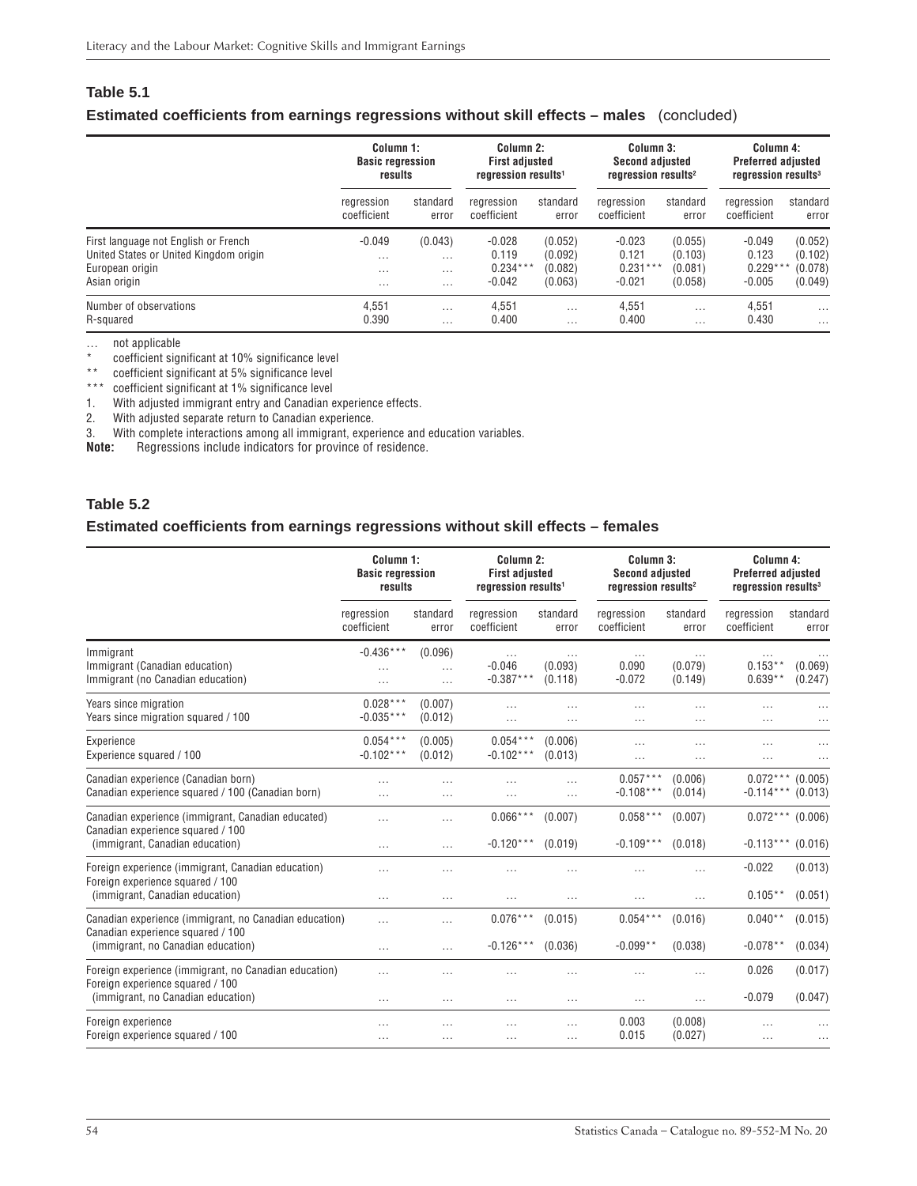## Table 5.1

### Estimated coefficients from earnings regressions without skill effects – males (concluded)

| | Column 1: Basic regression results | | Column 2: First adjusted regression results[1] | | Column 3: Second adjusted regression results[2] | | Column 4: Preferred adjusted regression results[3] | |
|---|---|---|---|---|---|---|---|---|
| | regression coefficient | standard error | regression coefficient | standard error | regression coefficient | standard error | regression coefficient | standard error |
| First language not English or French | -0.049 | (0.043) | -0.028 | (0.052) | -0.023 | (0.055) | -0.049 | (0.052) |
| United States or United Kingdom origin | … | … | 0.119 | (0.092) | 0.121 | (0.103) | 0.123 | (0.102) |
| European origin | … | … | 0.234*** | (0.082) | 0.231*** | (0.081) | 0.229*** | (0.078) |
| Asian origin | … | … | -0.042 | (0.063) | -0.021 | (0.058) | -0.005 | (0.049) |
| Number of observations | 4,551 | … | 4,551 | … | 4,551 | … | 4,551 | … |
| R-squared | 0.390 | … | 0.400 | … | 0.400 | … | 0.430 | … |

… not applicable
\* coefficient significant at 10% significance level
\*\* coefficient significant at 5% significance level
\*\*\* coefficient significant at 1% significance level
1. With adjusted immigrant entry and Canadian experience effects.
2. With adjusted separate return to Canadian experience.
3. With complete interactions among all immigrant, experience and education variables.

**Note:** Regressions include indicators for province of residence.

## Table 5.2

### Estimated coefficients from earnings regressions without skill effects – females

| | Column 1: Basic regression results | | Column 2: First adjusted regression results[1] | | Column 3: Second adjusted regression results[2] | | Column 4: Preferred adjusted regression results[3] | |
|---|---|---|---|---|---|---|---|---|
| | regression coefficient | standard error | regression coefficient | standard error | regression coefficient | standard error | regression coefficient | standard error |
| Immigrant | -0.436*** | (0.096) | … | … | … | … | … | … |
| Immigrant (Canadian education) | … | … | -0.046 | (0.093) | 0.090 | (0.079) | 0.153** | (0.069) |
| Immigrant (no Canadian education) | … | … | -0.387*** | (0.118) | -0.072 | (0.149) | 0.639** | (0.247) |
| Years since migration | 0.028*** | (0.007) | … | … | … | … | … | … |
| Years since migration squared / 100 | -0.035*** | (0.012) | … | … | … | … | … | … |
| Experience | 0.054*** | (0.005) | 0.054*** | (0.006) | … | … | … | … |
| Experience squared / 100 | -0.102*** | (0.012) | -0.102*** | (0.013) | … | … | … | … |
| Canadian experience (Canadian born) | … | … | … | … | 0.057*** | (0.006) | 0.072*** | (0.005) |
| Canadian experience squared / 100 (Canadian born) | … | … | … | … | -0.108*** | (0.014) | -0.114*** | (0.013) |
| Canadian experience (immigrant, Canadian educated) | … | … | 0.066*** | (0.007) | 0.058*** | (0.007) | 0.072*** | (0.006) |
| Canadian experience squared / 100 (immigrant, Canadian education) | … | … | -0.120*** | (0.019) | -0.109*** | (0.018) | -0.113*** | (0.016) |
| Foreign experience (immigrant, Canadian education) | … | … | … | … | … | … | -0.022 | (0.013) |
| Foreign experience squared / 100 (immigrant, Canadian education) | … | … | … | … | … | … | 0.105** | (0.051) |
| Canadian experience (immigrant, no Canadian education) | … | … | 0.076*** | (0.015) | 0.054*** | (0.016) | 0.040** | (0.015) |
| Canadian experience squared / 100 (immigrant, no Canadian education) | … | … | -0.126*** | (0.036) | -0.099** | (0.038) | -0.078** | (0.034) |
| Foreign experience (immigrant, no Canadian education) | … | … | … | … | … | … | 0.026 | (0.017) |
| Foreign experience squared / 100 (immigrant, no Canadian education) | … | … | … | … | … | … | -0.079 | (0.047) |
| Foreign experience | … | … | … | … | 0.003 | (0.008) | … | … |
| Foreign experience squared / 100 | … | … | … | … | 0.015 | (0.027) | … | … |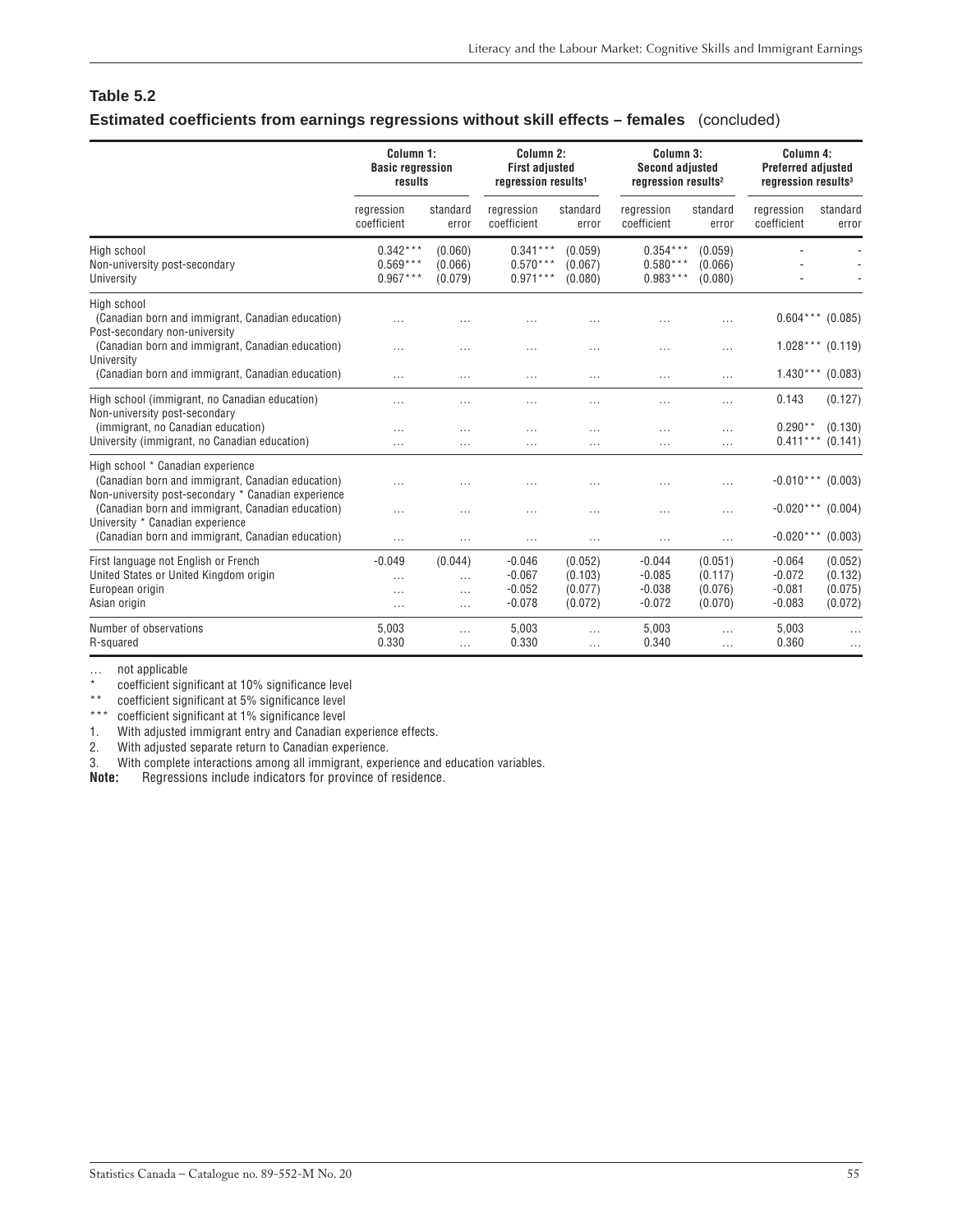**Table 5.2**

**Estimated coefficients from earnings regressions without skill effects – females** (concluded)

| | Column 1: Basic regression results | | Column 2: First adjusted regression results[1] | | Column 3: Second adjusted regression results[2] | | Column 4: Preferred adjusted regression results[3] | |
|---|---|---|---|---|---|---|---|---|
| | regression coefficient | standard error | regression coefficient | standard error | regression coefficient | standard error | regression coefficient | standard error |
| High school | 0.342*** | (0.060) | 0.341*** | (0.059) | 0.354*** | (0.059) | - | - |
| Non-university post-secondary | 0.569*** | (0.066) | 0.570*** | (0.067) | 0.580*** | (0.066) | - | - |
| University | 0.967*** | (0.079) | 0.971*** | (0.080) | 0.983*** | (0.080) | - | - |
| High school (Canadian born and immigrant, Canadian education) | … | … | … | … | … | … | 0.604*** | (0.085) |
| Post-secondary non-university (Canadian born and immigrant, Canadian education) | … | … | … | … | … | … | 1.028*** | (0.119) |
| University (Canadian born and immigrant, Canadian education) | … | … | … | … | … | … | 1.430*** | (0.083) |
| High school (immigrant, no Canadian education) | … | … | … | … | … | … | 0.143 | (0.127) |
| Non-university post-secondary (immigrant, no Canadian education) | … | … | … | … | … | … | 0.290** | (0.130) |
| University (immigrant, no Canadian education) | … | … | … | … | … | … | 0.411*** | (0.141) |
| High school * Canadian experience (Canadian born and immigrant, Canadian education) | … | … | … | … | … | … | -0.010*** | (0.003) |
| Non-university post-secondary * Canadian experience (Canadian born and immigrant, Canadian education) | … | … | … | … | … | … | -0.020*** | (0.004) |
| University * Canadian experience (Canadian born and immigrant, Canadian education) | … | … | … | … | … | … | -0.020*** | (0.003) |
| First language not English or French | -0.049 | (0.044) | -0.046 | (0.052) | -0.044 | (0.051) | -0.064 | (0.052) |
| United States or United Kingdom origin | … | … | -0.067 | (0.103) | -0.085 | (0.117) | -0.072 | (0.132) |
| European origin | … | … | -0.052 | (0.077) | -0.038 | (0.076) | -0.081 | (0.075) |
| Asian origin | … | … | -0.078 | (0.072) | -0.072 | (0.070) | -0.083 | (0.072) |
| Number of observations | 5,003 | … | 5,003 | … | 5,003 | … | 5,003 | … |
| R-squared | 0.330 | … | 0.330 | … | 0.340 | … | 0.360 | … |

… not applicable
\* coefficient significant at 10% significance level
\*\* coefficient significant at 5% significance level
\*\*\* coefficient significant at 1% significance level
1. With adjusted immigrant entry and Canadian experience effects.
2. With adjusted separate return to Canadian experience.
3. With complete interactions among all immigrant, experience and education variables.

**Note:** Regressions include indicators for province of residence.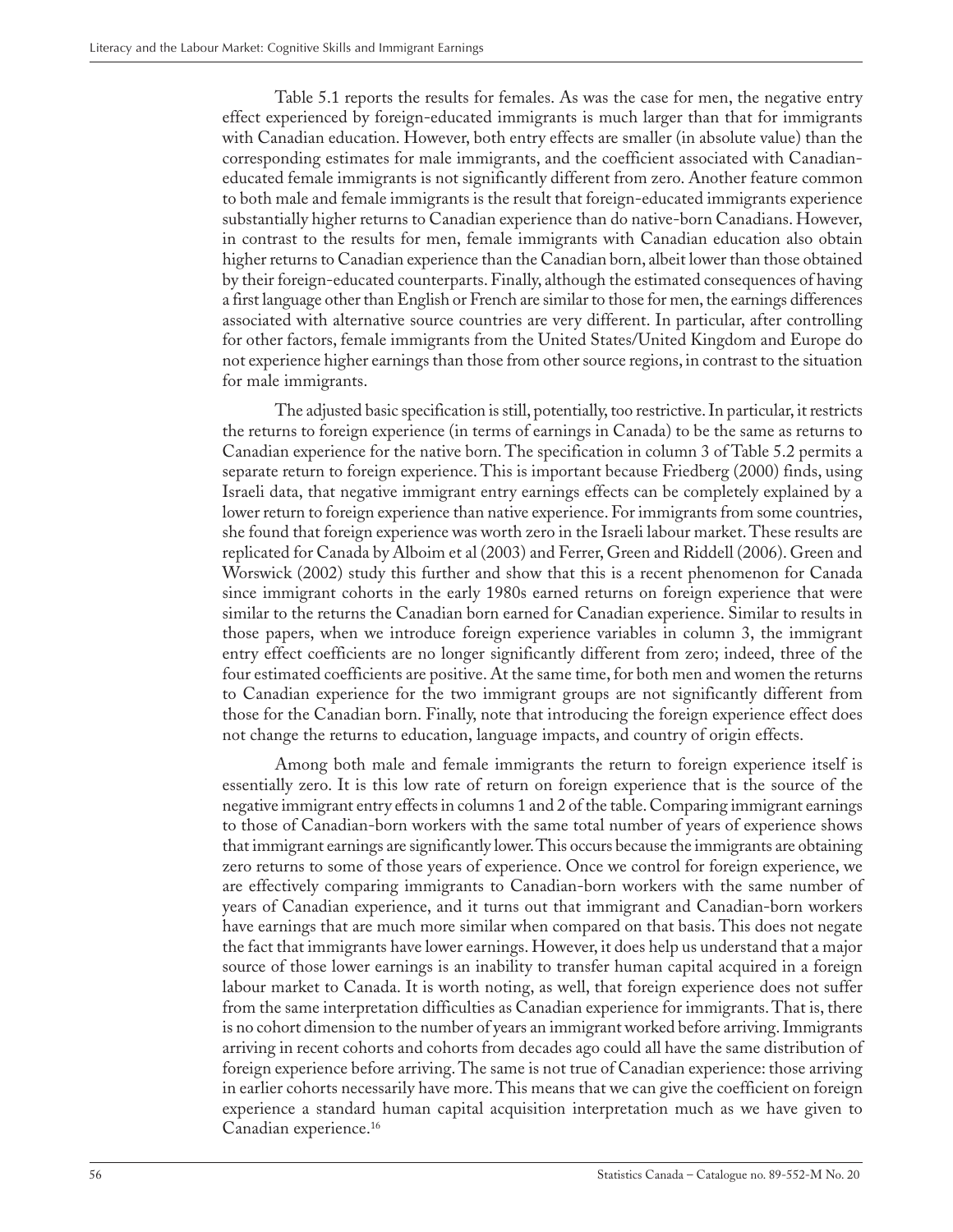Table 5.1 reports the results for females. As was the case for men, the negative entry effect experienced by foreign-educated immigrants is much larger than that for immigrants with Canadian education. However, both entry effects are smaller (in absolute value) than the corresponding estimates for male immigrants, and the coefficient associated with Canadian-educated female immigrants is not significantly different from zero. Another feature common to both male and female immigrants is the result that foreign-educated immigrants experience substantially higher returns to Canadian experience than do native-born Canadians. However, in contrast to the results for men, female immigrants with Canadian education also obtain higher returns to Canadian experience than the Canadian born, albeit lower than those obtained by their foreign-educated counterparts. Finally, although the estimated consequences of having a first language other than English or French are similar to those for men, the earnings differences associated with alternative source countries are very different. In particular, after controlling for other factors, female immigrants from the United States/United Kingdom and Europe do not experience higher earnings than those from other source regions, in contrast to the situation for male immigrants.

The adjusted basic specification is still, potentially, too restrictive. In particular, it restricts the returns to foreign experience (in terms of earnings in Canada) to be the same as returns to Canadian experience for the native born. The specification in column 3 of Table 5.2 permits a separate return to foreign experience. This is important because Friedberg (2000) finds, using Israeli data, that negative immigrant entry earnings effects can be completely explained by a lower return to foreign experience than native experience. For immigrants from some countries, she found that foreign experience was worth zero in the Israeli labour market. These results are replicated for Canada by Alboim et al (2003) and Ferrer, Green and Riddell (2006). Green and Worswick (2002) study this further and show that this is a recent phenomenon for Canada since immigrant cohorts in the early 1980s earned returns on foreign experience that were similar to the returns the Canadian born earned for Canadian experience. Similar to results in those papers, when we introduce foreign experience variables in column 3, the immigrant entry effect coefficients are no longer significantly different from zero; indeed, three of the four estimated coefficients are positive. At the same time, for both men and women the returns to Canadian experience for the two immigrant groups are not significantly different from those for the Canadian born. Finally, note that introducing the foreign experience effect does not change the returns to education, language impacts, and country of origin effects.

Among both male and female immigrants the return to foreign experience itself is essentially zero. It is this low rate of return on foreign experience that is the source of the negative immigrant entry effects in columns 1 and 2 of the table. Comparing immigrant earnings to those of Canadian-born workers with the same total number of years of experience shows that immigrant earnings are significantly lower. This occurs because the immigrants are obtaining zero returns to some of those years of experience. Once we control for foreign experience, we are effectively comparing immigrants to Canadian-born workers with the same number of years of Canadian experience, and it turns out that immigrant and Canadian-born workers have earnings that are much more similar when compared on that basis. This does not negate the fact that immigrants have lower earnings. However, it does help us understand that a major source of those lower earnings is an inability to transfer human capital acquired in a foreign labour market to Canada. It is worth noting, as well, that foreign experience does not suffer from the same interpretation difficulties as Canadian experience for immigrants. That is, there is no cohort dimension to the number of years an immigrant worked before arriving. Immigrants arriving in recent cohorts and cohorts from decades ago could all have the same distribution of foreign experience before arriving. The same is not true of Canadian experience: those arriving in earlier cohorts necessarily have more. This means that we can give the coefficient on foreign experience a standard human capital acquisition interpretation much as we have given to Canadian experience.[16]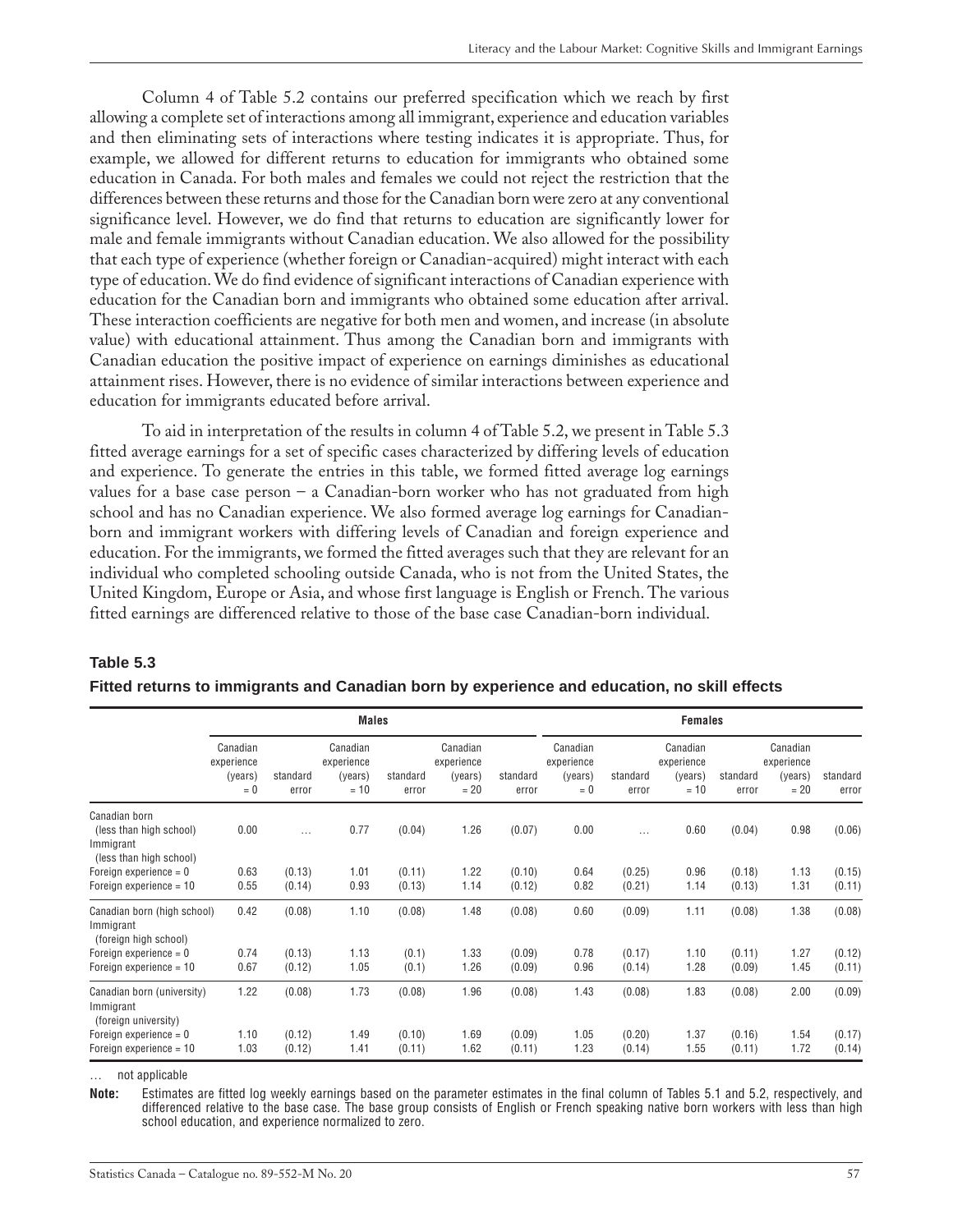Column 4 of Table 5.2 contains our preferred specification which we reach by first allowing a complete set of interactions among all immigrant, experience and education variables and then eliminating sets of interactions where testing indicates it is appropriate. Thus, for example, we allowed for different returns to education for immigrants who obtained some education in Canada. For both males and females we could not reject the restriction that the differences between these returns and those for the Canadian born were zero at any conventional significance level. However, we do find that returns to education are significantly lower for male and female immigrants without Canadian education. We also allowed for the possibility that each type of experience (whether foreign or Canadian-acquired) might interact with each type of education. We do find evidence of significant interactions of Canadian experience with education for the Canadian born and immigrants who obtained some education after arrival. These interaction coefficients are negative for both men and women, and increase (in absolute value) with educational attainment. Thus among the Canadian born and immigrants with Canadian education the positive impact of experience on earnings diminishes as educational attainment rises. However, there is no evidence of similar interactions between experience and education for immigrants educated before arrival.

To aid in interpretation of the results in column 4 of Table 5.2, we present in Table 5.3 fitted average earnings for a set of specific cases characterized by differing levels of education and experience. To generate the entries in this table, we formed fitted average log earnings values for a base case person – a Canadian-born worker who has not graduated from high school and has no Canadian experience. We also formed average log earnings for Canadian-born and immigrant workers with differing levels of Canadian and foreign experience and education. For the immigrants, we formed the fitted averages such that they are relevant for an individual who completed schooling outside Canada, who is not from the United States, the United Kingdom, Europe or Asia, and whose first language is English or French. The various fitted earnings are differenced relative to those of the base case Canadian-born individual.

**Table 5.3**

**Fitted returns to immigrants and Canadian born by experience and education, no skill effects**

| | Males | | | | | | Females | | | | | |
|---|---|---|---|---|---|---|---|---|---|---|---|---|
| | Canadian experience (years) = 0 | standard error | Canadian experience (years) = 10 | standard error | Canadian experience (years) = 20 | standard error | Canadian experience (years) = 0 | standard error | Canadian experience (years) = 10 | standard error | Canadian experience (years) = 20 | standard error |
| Canadian born (less than high school) | 0.00 | … | 0.77 | (0.04) | 1.26 | (0.07) | 0.00 | … | 0.60 | (0.04) | 0.98 | (0.06) |
| Immigrant (less than high school) | | | | | | | | | | | | |
| Foreign experience = 0 | 0.63 | (0.13) | 1.01 | (0.11) | 1.22 | (0.10) | 0.64 | (0.25) | 0.96 | (0.18) | 1.13 | (0.15) |
| Foreign experience = 10 | 0.55 | (0.14) | 0.93 | (0.13) | 1.14 | (0.12) | 0.82 | (0.21) | 1.14 | (0.13) | 1.31 | (0.11) |
| Canadian born (high school) | 0.42 | (0.08) | 1.10 | (0.08) | 1.48 | (0.08) | 0.60 | (0.09) | 1.11 | (0.08) | 1.38 | (0.08) |
| Immigrant (foreign high school) | | | | | | | | | | | | |
| Foreign experience = 0 | 0.74 | (0.13) | 1.13 | (0.1) | 1.33 | (0.09) | 0.78 | (0.17) | 1.10 | (0.11) | 1.27 | (0.12) |
| Foreign experience = 10 | 0.67 | (0.12) | 1.05 | (0.1) | 1.26 | (0.09) | 0.96 | (0.14) | 1.28 | (0.09) | 1.45 | (0.11) |
| Canadian born (university) | 1.22 | (0.08) | 1.73 | (0.08) | 1.96 | (0.08) | 1.43 | (0.08) | 1.83 | (0.08) | 2.00 | (0.09) |
| Immigrant (foreign university) | | | | | | | | | | | | |
| Foreign experience = 0 | 1.10 | (0.12) | 1.49 | (0.10) | 1.69 | (0.09) | 1.05 | (0.20) | 1.37 | (0.16) | 1.54 | (0.17) |
| Foreign experience = 10 | 1.03 | (0.12) | 1.41 | (0.11) | 1.62 | (0.11) | 1.23 | (0.14) | 1.55 | (0.11) | 1.72 | (0.14) |

… not applicable

**Note:** Estimates are fitted log weekly earnings based on the parameter estimates in the final column of Tables 5.1 and 5.2, respectively, and differenced relative to the base case. The base group consists of English or French speaking native born workers with less than high school education, and experience normalized to zero.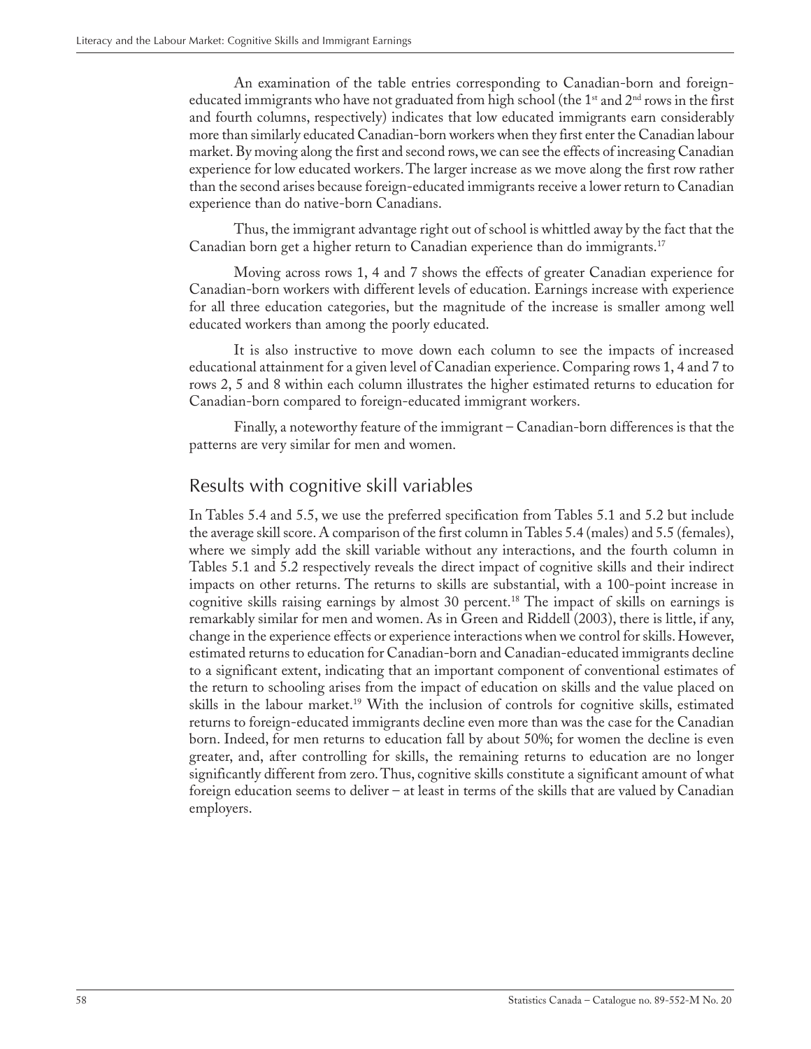An examination of the table entries corresponding to Canadian-born and foreign-educated immigrants who have not graduated from high school (the 1st and 2nd rows in the first and fourth columns, respectively) indicates that low educated immigrants earn considerably more than similarly educated Canadian-born workers when they first enter the Canadian labour market. By moving along the first and second rows, we can see the effects of increasing Canadian experience for low educated workers. The larger increase as we move along the first row rather than the second arises because foreign-educated immigrants receive a lower return to Canadian experience than do native-born Canadians.

Thus, the immigrant advantage right out of school is whittled away by the fact that the Canadian born get a higher return to Canadian experience than do immigrants.[17]

Moving across rows 1, 4 and 7 shows the effects of greater Canadian experience for Canadian-born workers with different levels of education. Earnings increase with experience for all three education categories, but the magnitude of the increase is smaller among well educated workers than among the poorly educated.

It is also instructive to move down each column to see the impacts of increased educational attainment for a given level of Canadian experience. Comparing rows 1, 4 and 7 to rows 2, 5 and 8 within each column illustrates the higher estimated returns to education for Canadian-born compared to foreign-educated immigrant workers.

Finally, a noteworthy feature of the immigrant – Canadian-born differences is that the patterns are very similar for men and women.

## Results with cognitive skill variables

In Tables 5.4 and 5.5, we use the preferred specification from Tables 5.1 and 5.2 but include the average skill score. A comparison of the first column in Tables 5.4 (males) and 5.5 (females), where we simply add the skill variable without any interactions, and the fourth column in Tables 5.1 and 5.2 respectively reveals the direct impact of cognitive skills and their indirect impacts on other returns. The returns to skills are substantial, with a 100-point increase in cognitive skills raising earnings by almost 30 percent.[18] The impact of skills on earnings is remarkably similar for men and women. As in Green and Riddell (2003), there is little, if any, change in the experience effects or experience interactions when we control for skills. However, estimated returns to education for Canadian-born and Canadian-educated immigrants decline to a significant extent, indicating that an important component of conventional estimates of the return to schooling arises from the impact of education on skills and the value placed on skills in the labour market.[19] With the inclusion of controls for cognitive skills, estimated returns to foreign-educated immigrants decline even more than was the case for the Canadian born. Indeed, for men returns to education fall by about 50%; for women the decline is even greater, and, after controlling for skills, the remaining returns to education are no longer significantly different from zero. Thus, cognitive skills constitute a significant amount of what foreign education seems to deliver – at least in terms of the skills that are valued by Canadian employers.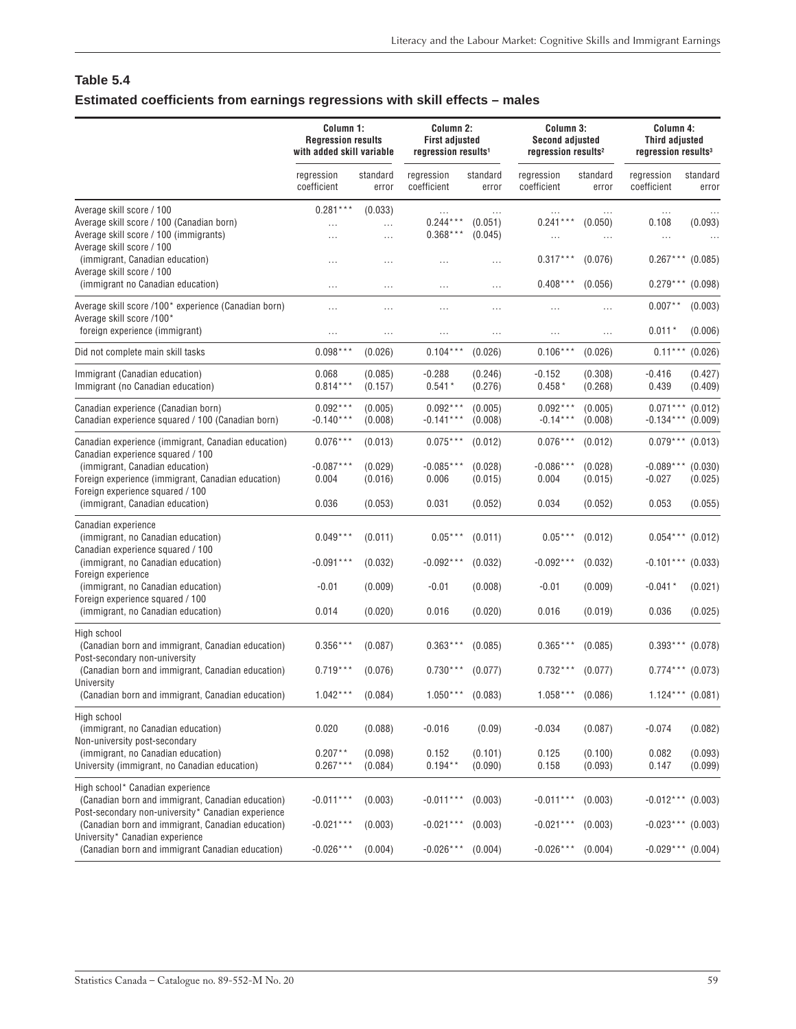## Table 5.4

### Estimated coefficients from earnings regressions with skill effects – males

| | Column 1: Regression results with added skill variable | | Column 2: First adjusted regression results[1] | | Column 3: Second adjusted regression results[2] | | Column 4: Third adjusted regression results[3] | |
|---|---|---|---|---|---|---|---|---|
| | regression coefficient | standard error | regression coefficient | standard error | regression coefficient | standard error | regression coefficient | standard error |
| Average skill score / 100 | 0.281*** | (0.033) | ... | ... | ... | ... | ... | ... |
| Average skill score / 100 (Canadian born) | ... | ... | 0.244*** | (0.051) | 0.241*** | (0.050) | 0.108 | (0.093) |
| Average skill score / 100 (immigrants) | ... | ... | 0.368*** | (0.045) | ... | ... | ... | ... |
| Average skill score / 100 (immigrant, Canadian education) | ... | ... | ... | ... | 0.317*** | (0.076) | 0.267*** | (0.085) |
| Average skill score / 100 (immigrant no Canadian education) | ... | ... | ... | ... | 0.408*** | (0.056) | 0.279*** | (0.098) |
| Average skill score /100* experience (Canadian born) | ... | ... | ... | ... | ... | ... | 0.007** | (0.003) |
| Average skill score /100* foreign experience (immigrant) | ... | ... | ... | ... | ... | ... | 0.011* | (0.006) |
| Did not complete main skill tasks | 0.098*** | (0.026) | 0.104*** | (0.026) | 0.106*** | (0.026) | 0.11*** | (0.026) |
| Immigrant (Canadian education) | 0.068 | (0.085) | -0.288 | (0.246) | -0.152 | (0.308) | -0.416 | (0.427) |
| Immigrant (no Canadian education) | 0.814*** | (0.157) | 0.541* | (0.276) | 0.458* | (0.268) | 0.439 | (0.409) |
| Canadian experience (Canadian born) | 0.092*** | (0.005) | 0.092*** | (0.005) | 0.092*** | (0.005) | 0.071*** | (0.012) |
| Canadian experience squared / 100 (Canadian born) | -0.140*** | (0.008) | -0.141*** | (0.008) | -0.14*** | (0.008) | -0.134*** | (0.009) |
| Canadian experience (immigrant, Canadian education) | 0.076*** | (0.013) | 0.075*** | (0.012) | 0.076*** | (0.012) | 0.079*** | (0.013) |
| Canadian experience squared / 100 (immigrant, Canadian education) | -0.087*** | (0.029) | -0.085*** | (0.028) | -0.086*** | (0.028) | -0.089*** | (0.030) |
| Foreign experience (immigrant, Canadian education) | 0.004 | (0.016) | 0.006 | (0.015) | 0.004 | (0.015) | -0.027 | (0.025) |
| Foreign experience squared / 100 (immigrant, Canadian education) | 0.036 | (0.053) | 0.031 | (0.052) | 0.034 | (0.052) | 0.053 | (0.055) |
| Canadian experience (immigrant, no Canadian education) | 0.049*** | (0.011) | 0.05*** | (0.011) | 0.05*** | (0.012) | 0.054*** | (0.012) |
| Canadian experience squared / 100 (immigrant, no Canadian education) | -0.091*** | (0.032) | -0.092*** | (0.032) | -0.092*** | (0.032) | -0.101*** | (0.033) |
| Foreign experience (immigrant, no Canadian education) | -0.01 | (0.009) | -0.01 | (0.008) | -0.01 | (0.009) | -0.041* | (0.021) |
| Foreign experience squared / 100 (immigrant, no Canadian education) | 0.014 | (0.020) | 0.016 | (0.020) | 0.016 | (0.019) | 0.036 | (0.025) |
| High school (Canadian born and immigrant, Canadian education) | 0.356*** | (0.087) | 0.363*** | (0.085) | 0.365*** | (0.085) | 0.393*** | (0.078) |
| Post-secondary non-university (Canadian born and immigrant, Canadian education) | 0.719*** | (0.076) | 0.730*** | (0.077) | 0.732*** | (0.077) | 0.774*** | (0.073) |
| University (Canadian born and immigrant, Canadian education) | 1.042*** | (0.084) | 1.050*** | (0.083) | 1.058*** | (0.086) | 1.124*** | (0.081) |
| High school (immigrant, no Canadian education) | 0.020 | (0.088) | -0.016 | (0.09) | -0.034 | (0.087) | -0.074 | (0.082) |
| Non-university post-secondary (immigrant, no Canadian education) | 0.207** | (0.098) | 0.152 | (0.101) | 0.125 | (0.100) | 0.082 | (0.093) |
| University (immigrant, no Canadian education) | 0.267*** | (0.084) | 0.194** | (0.090) | 0.158 | (0.093) | 0.147 | (0.099) |
| High school* Canadian experience (Canadian born and immigrant, Canadian education) | -0.011*** | (0.003) | -0.011*** | (0.003) | -0.011*** | (0.003) | -0.012*** | (0.003) |
| Post-secondary non-university* Canadian experience (Canadian born and immigrant, Canadian education) | -0.021*** | (0.003) | -0.021*** | (0.003) | -0.021*** | (0.003) | -0.023*** | (0.003) |
| University* Canadian experience (Canadian born and immigrant Canadian education) | -0.026*** | (0.004) | -0.026*** | (0.004) | -0.026*** | (0.004) | -0.029*** | (0.004) |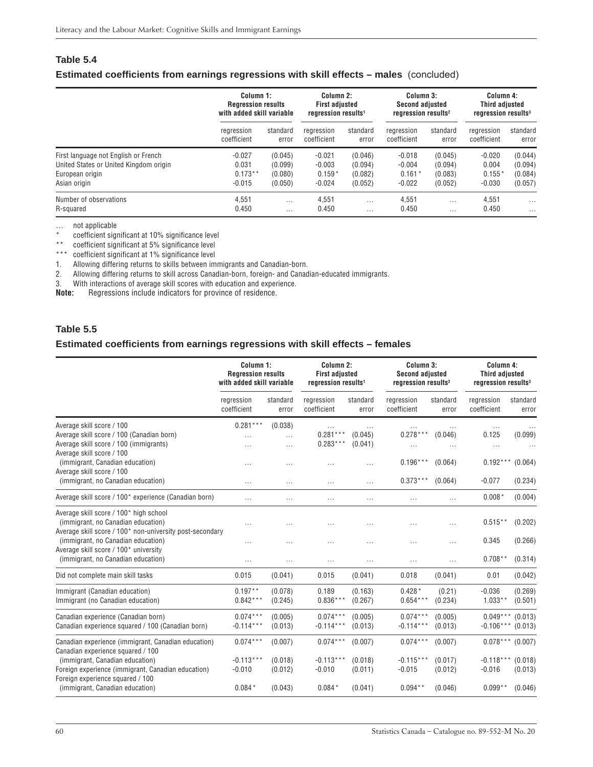## Table 5.4

### Estimated coefficients from earnings regressions with skill effects – males (concluded)

| | Column 1: Regression results with added skill variable | | Column 2: First adjusted regression results[1] | | Column 3: Second adjusted regression results[2] | | Column 4: Third adjusted regression results[3] | |
|---|---|---|---|---|---|---|---|---|
| | regression coefficient | standard error | regression coefficient | standard error | regression coefficient | standard error | regression coefficient | standard error |
| First language not English or French | -0.027 | (0.045) | -0.021 | (0.046) | -0.018 | (0.045) | -0.020 | (0.044) |
| United States or United Kingdom origin | 0.031 | (0.099) | -0.003 | (0.094) | -0.004 | (0.094) | 0.004 | (0.094) |
| European origin | 0.173** | (0.080) | 0.159* | (0.082) | 0.161* | (0.083) | 0.155* | (0.084) |
| Asian origin | -0.015 | (0.050) | -0.024 | (0.052) | -0.022 | (0.052) | -0.030 | (0.057) |
| Number of observations | 4,551 | ... | 4,551 | ... | 4,551 | ... | 4,551 | ... |
| R-squared | 0.450 | ... | 0.450 | ... | 0.450 | ... | 0.450 | ... |

... not applicable
\* coefficient significant at 10% significance level
\** coefficient significant at 5% significance level
\*** coefficient significant at 1% significance level
1. Allowing differing returns to skills between immigrants and Canadian-born.
2. Allowing differing returns to skill across Canadian-born, foreign- and Canadian-educated immigrants.
3. With interactions of average skill scores with education and experience.

**Note:** Regressions include indicators for province of residence.

## Table 5.5

### Estimated coefficients from earnings regressions with skill effects – females

| | Column 1: Regression results with added skill variable | | Column 2: First adjusted regression results[1] | | Column 3: Second adjusted regression results[2] | | Column 4: Third adjusted regression results[3] | |
|---|---|---|---|---|---|---|---|---|
| | regression coefficient | standard error | regression coefficient | standard error | regression coefficient | standard error | regression coefficient | standard error |
| Average skill score / 100 | 0.281*** | (0.038) | ... | ... | ... | ... | ... | ... |
| Average skill score / 100 (Canadian born) | ... | ... | 0.281*** | (0.045) | 0.278*** | (0.046) | 0.125 | (0.099) |
| Average skill score / 100 (immigrants) | ... | ... | 0.283*** | (0.041) | ... | ... | ... | ... |
| Average skill score / 100 (immigrant, Canadian education) | ... | ... | ... | ... | 0.196*** | (0.064) | 0.192*** | (0.064) |
| Average skill score / 100 (immigrant, no Canadian education) | ... | ... | ... | ... | 0.373*** | (0.064) | -0.077 | (0.234) |
| Average skill score / 100* experience (Canadian born) | ... | ... | ... | ... | ... | ... | 0.008* | (0.004) |
| Average skill score / 100* high school (immigrant, no Canadian education) | ... | ... | ... | ... | ... | ... | 0.515** | (0.202) |
| Average skill score / 100* non-university post-secondary (immigrant, no Canadian education) | ... | ... | ... | ... | ... | ... | 0.345 | (0.266) |
| Average skill score / 100* university (immigrant, no Canadian education) | ... | ... | ... | ... | ... | ... | 0.708** | (0.314) |
| Did not complete main skill tasks | 0.015 | (0.041) | 0.015 | (0.041) | 0.018 | (0.041) | 0.01 | (0.042) |
| Immigrant (Canadian education) | 0.197** | (0.078) | 0.189 | (0.163) | 0.428* | (0.21) | -0.036 | (0.269) |
| Immigrant (no Canadian education) | 0.842*** | (0.245) | 0.836*** | (0.267) | 0.654*** | (0.234) | 1.033** | (0.501) |
| Canadian experience (Canadian born) | 0.074*** | (0.005) | 0.074*** | (0.005) | 0.074*** | (0.005) | 0.049*** | (0.013) |
| Canadian experience squared / 100 (Canadian born) | -0.114*** | (0.013) | -0.114*** | (0.013) | -0.114*** | (0.013) | -0.106*** | (0.013) |
| Canadian experience (immigrant, Canadian education) | 0.074*** | (0.007) | 0.074*** | (0.007) | 0.074*** | (0.007) | 0.078*** | (0.007) |
| Canadian experience squared / 100 (immigrant, Canadian education) | -0.113*** | (0.018) | -0.113*** | (0.018) | -0.115*** | (0.017) | -0.118*** | (0.018) |
| Foreign experience (immigrant, Canadian education) | -0.010 | (0.012) | -0.010 | (0.011) | -0.015 | (0.012) | -0.016 | (0.013) |
| Foreign experience squared / 100 (immigrant, Canadian education) | 0.084* | (0.043) | 0.084* | (0.041) | 0.094** | (0.046) | 0.099** | (0.046) |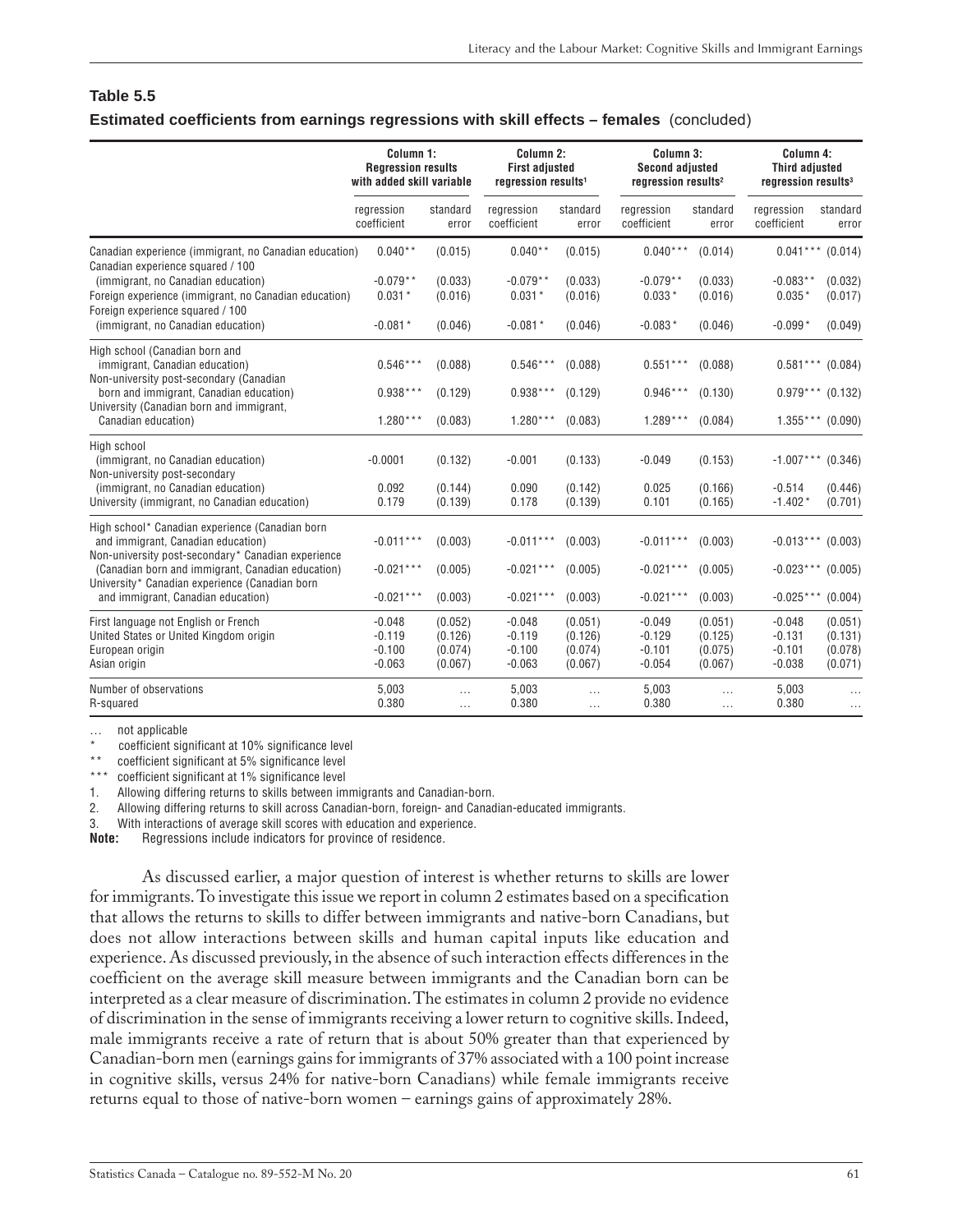**Table 5.5**

**Estimated coefficients from earnings regressions with skill effects – females** (concluded)

| | Column 1: Regression results with added skill variable | | Column 2: First adjusted regression results[1] | | Column 3: Second adjusted regression results[2] | | Column 4: Third adjusted regression results[3] | |
|---|---|---|---|---|---|---|---|---|
| | regression coefficient | standard error | regression coefficient | standard error | regression coefficient | standard error | regression coefficient | standard error |
| Canadian experience (immigrant, no Canadian education) | 0.040** | (0.015) | 0.040** | (0.015) | 0.040*** | (0.014) | 0.041*** | (0.014) |
| Canadian experience squared / 100 (immigrant, no Canadian education) | -0.079** | (0.033) | -0.079** | (0.033) | -0.079** | (0.033) | -0.083** | (0.032) |
| Foreign experience (immigrant, no Canadian education) | 0.031* | (0.016) | 0.031* | (0.016) | 0.033* | (0.016) | 0.035* | (0.017) |
| Foreign experience squared / 100 (immigrant, no Canadian education) | -0.081* | (0.046) | -0.081* | (0.046) | -0.083* | (0.046) | -0.099* | (0.049) |
| High school (Canadian born and immigrant, Canadian education) | 0.546*** | (0.088) | 0.546*** | (0.088) | 0.551*** | (0.088) | 0.581*** | (0.084) |
| Non-university post-secondary (Canadian born and immigrant, Canadian education) | 0.938*** | (0.129) | 0.938*** | (0.129) | 0.946*** | (0.130) | 0.979*** | (0.132) |
| University (Canadian born and immigrant, Canadian education) | 1.280*** | (0.083) | 1.280*** | (0.083) | 1.289*** | (0.084) | 1.355*** | (0.090) |
| High school (immigrant, no Canadian education) | -0.0001 | (0.132) | -0.001 | (0.133) | -0.049 | (0.153) | -1.007*** | (0.346) |
| Non-university post-secondary (immigrant, no Canadian education) | 0.092 | (0.144) | 0.090 | (0.142) | 0.025 | (0.166) | -0.514 | (0.446) |
| University (immigrant, no Canadian education) | 0.179 | (0.139) | 0.178 | (0.139) | 0.101 | (0.165) | -1.402* | (0.701) |
| High school* Canadian experience (Canadian born and immigrant, Canadian education) | -0.011*** | (0.003) | -0.011*** | (0.003) | -0.011*** | (0.003) | -0.013*** | (0.003) |
| Non-university post-secondary* Canadian experience (Canadian born and immigrant, Canadian education) | -0.021*** | (0.005) | -0.021*** | (0.005) | -0.021*** | (0.005) | -0.023*** | (0.005) |
| University* Canadian experience (Canadian born and immigrant, Canadian education) | -0.021*** | (0.003) | -0.021*** | (0.003) | -0.021*** | (0.003) | -0.025*** | (0.004) |
| First language not English or French | -0.048 | (0.052) | -0.048 | (0.051) | -0.049 | (0.051) | -0.048 | (0.051) |
| United States or United Kingdom origin | -0.119 | (0.126) | -0.119 | (0.126) | -0.129 | (0.125) | -0.131 | (0.131) |
| European origin | -0.100 | (0.074) | -0.100 | (0.074) | -0.101 | (0.075) | -0.101 | (0.078) |
| Asian origin | -0.063 | (0.067) | -0.063 | (0.067) | -0.054 | (0.067) | -0.038 | (0.071) |
| Number of observations | 5,003 | … | 5,003 | … | 5,003 | … | 5,003 | … |
| R-squared | 0.380 | … | 0.380 | … | 0.380 | … | 0.380 | … |

… not applicable

\* coefficient significant at 10% significance level

\*\* coefficient significant at 5% significance level

\*\*\* coefficient significant at 1% significance level

1. Allowing differing returns to skills between immigrants and Canadian-born.
2. Allowing differing returns to skill across Canadian-born, foreign- and Canadian-educated immigrants.
3. With interactions of average skill scores with education and experience.

**Note:** Regressions include indicators for province of residence.

As discussed earlier, a major question of interest is whether returns to skills are lower for immigrants. To investigate this issue we report in column 2 estimates based on a specification that allows the returns to skills to differ between immigrants and native-born Canadians, but does not allow interactions between skills and human capital inputs like education and experience. As discussed previously, in the absence of such interaction effects differences in the coefficient on the average skill measure between immigrants and the Canadian born can be interpreted as a clear measure of discrimination. The estimates in column 2 provide no evidence of discrimination in the sense of immigrants receiving a lower return to cognitive skills. Indeed, male immigrants receive a rate of return that is about 50% greater than that experienced by Canadian-born men (earnings gains for immigrants of 37% associated with a 100 point increase in cognitive skills, versus 24% for native-born Canadians) while female immigrants receive returns equal to those of native-born women – earnings gains of approximately 28%.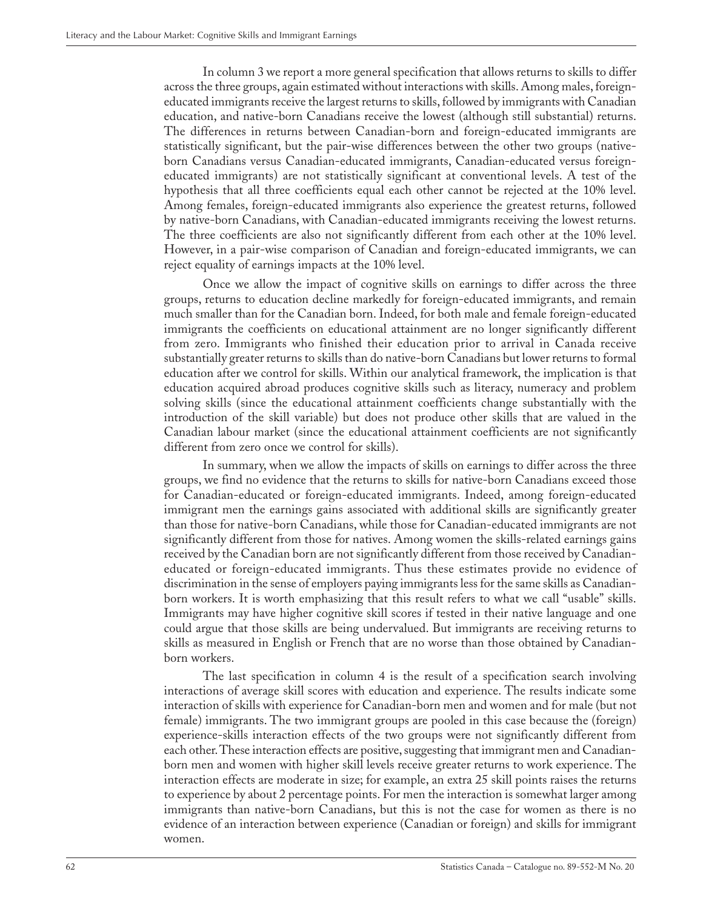In column 3 we report a more general specification that allows returns to skills to differ across the three groups, again estimated without interactions with skills. Among males, foreign-educated immigrants receive the largest returns to skills, followed by immigrants with Canadian education, and native-born Canadians receive the lowest (although still substantial) returns. The differences in returns between Canadian-born and foreign-educated immigrants are statistically significant, but the pair-wise differences between the other two groups (native-born Canadians versus Canadian-educated immigrants, Canadian-educated versus foreign-educated immigrants) are not statistically significant at conventional levels. A test of the hypothesis that all three coefficients equal each other cannot be rejected at the 10% level. Among females, foreign-educated immigrants also experience the greatest returns, followed by native-born Canadians, with Canadian-educated immigrants receiving the lowest returns. The three coefficients are also not significantly different from each other at the 10% level. However, in a pair-wise comparison of Canadian and foreign-educated immigrants, we can reject equality of earnings impacts at the 10% level.

Once we allow the impact of cognitive skills on earnings to differ across the three groups, returns to education decline markedly for foreign-educated immigrants, and remain much smaller than for the Canadian born. Indeed, for both male and female foreign-educated immigrants the coefficients on educational attainment are no longer significantly different from zero. Immigrants who finished their education prior to arrival in Canada receive substantially greater returns to skills than do native-born Canadians but lower returns to formal education after we control for skills. Within our analytical framework, the implication is that education acquired abroad produces cognitive skills such as literacy, numeracy and problem solving skills (since the educational attainment coefficients change substantially with the introduction of the skill variable) but does not produce other skills that are valued in the Canadian labour market (since the educational attainment coefficients are not significantly different from zero once we control for skills).

In summary, when we allow the impacts of skills on earnings to differ across the three groups, we find no evidence that the returns to skills for native-born Canadians exceed those for Canadian-educated or foreign-educated immigrants. Indeed, among foreign-educated immigrant men the earnings gains associated with additional skills are significantly greater than those for native-born Canadians, while those for Canadian-educated immigrants are not significantly different from those for natives. Among women the skills-related earnings gains received by the Canadian born are not significantly different from those received by Canadian-educated or foreign-educated immigrants. Thus these estimates provide no evidence of discrimination in the sense of employers paying immigrants less for the same skills as Canadian-born workers. It is worth emphasizing that this result refers to what we call "usable" skills. Immigrants may have higher cognitive skill scores if tested in their native language and one could argue that those skills are being undervalued. But immigrants are receiving returns to skills as measured in English or French that are no worse than those obtained by Canadian-born workers.

The last specification in column 4 is the result of a specification search involving interactions of average skill scores with education and experience. The results indicate some interaction of skills with experience for Canadian-born men and women and for male (but not female) immigrants. The two immigrant groups are pooled in this case because the (foreign) experience-skills interaction effects of the two groups were not significantly different from each other. These interaction effects are positive, suggesting that immigrant men and Canadian-born men and women with higher skill levels receive greater returns to work experience. The interaction effects are moderate in size; for example, an extra 25 skill points raises the returns to experience by about 2 percentage points. For men the interaction is somewhat larger among immigrants than native-born Canadians, but this is not the case for women as there is no evidence of an interaction between experience (Canadian or foreign) and skills for immigrant women.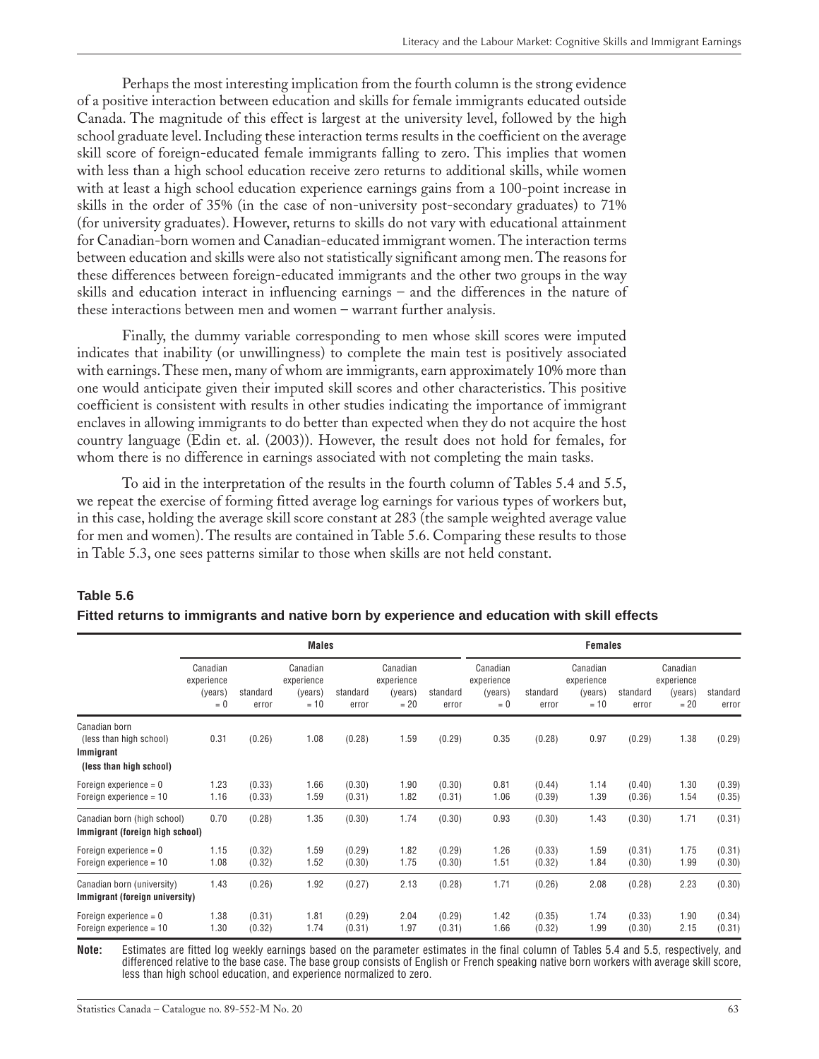Perhaps the most interesting implication from the fourth column is the strong evidence of a positive interaction between education and skills for female immigrants educated outside Canada. The magnitude of this effect is largest at the university level, followed by the high school graduate level. Including these interaction terms results in the coefficient on the average skill score of foreign-educated female immigrants falling to zero. This implies that women with less than a high school education receive zero returns to additional skills, while women with at least a high school education experience earnings gains from a 100-point increase in skills in the order of 35% (in the case of non-university post-secondary graduates) to 71% (for university graduates). However, returns to skills do not vary with educational attainment for Canadian-born women and Canadian-educated immigrant women. The interaction terms between education and skills were also not statistically significant among men. The reasons for these differences between foreign-educated immigrants and the other two groups in the way skills and education interact in influencing earnings – and the differences in the nature of these interactions between men and women – warrant further analysis.

Finally, the dummy variable corresponding to men whose skill scores were imputed indicates that inability (or unwillingness) to complete the main test is positively associated with earnings. These men, many of whom are immigrants, earn approximately 10% more than one would anticipate given their imputed skill scores and other characteristics. This positive coefficient is consistent with results in other studies indicating the importance of immigrant enclaves in allowing immigrants to do better than expected when they do not acquire the host country language (Edin et. al. (2003)). However, the result does not hold for females, for whom there is no difference in earnings associated with not completing the main tasks.

To aid in the interpretation of the results in the fourth column of Tables 5.4 and 5.5, we repeat the exercise of forming fitted average log earnings for various types of workers but, in this case, holding the average skill score constant at 283 (the sample weighted average value for men and women). The results are contained in Table 5.6. Comparing these results to those in Table 5.3, one sees patterns similar to those when skills are not held constant.

**Table 5.6**

**Fitted returns to immigrants and native born by experience and education with skill effects**

| | Males | | | | | | Females | | | | | |
|---|---|---|---|---|---|---|---|---|---|---|---|---|
| | Canadian experience (years) = 0 | standard error | Canadian experience (years) = 10 | standard error | Canadian experience (years) = 20 | standard error | Canadian experience (years) = 0 | standard error | Canadian experience (years) = 10 | standard error | Canadian experience (years) = 20 | standard error |
| Canadian born (less than high school) | 0.31 | (0.26) | 1.08 | (0.28) | 1.59 | (0.29) | 0.35 | (0.28) | 0.97 | (0.29) | 1.38 | (0.29) |
| **Immigrant (less than high school)** | | | | | | | | | | | | |
| Foreign experience = 0 | 1.23 | (0.33) | 1.66 | (0.30) | 1.90 | (0.30) | 0.81 | (0.44) | 1.14 | (0.40) | 1.30 | (0.39) |
| Foreign experience = 10 | 1.16 | (0.33) | 1.59 | (0.31) | 1.82 | (0.31) | 1.06 | (0.39) | 1.39 | (0.36) | 1.54 | (0.35) |
| Canadian born (high school) | 0.70 | (0.28) | 1.35 | (0.30) | 1.74 | (0.30) | 0.93 | (0.30) | 1.43 | (0.30) | 1.71 | (0.31) |
| **Immigrant (foreign high school)** | | | | | | | | | | | | |
| Foreign experience = 0 | 1.15 | (0.32) | 1.59 | (0.29) | 1.82 | (0.29) | 1.26 | (0.33) | 1.59 | (0.31) | 1.75 | (0.31) |
| Foreign experience = 10 | 1.08 | (0.32) | 1.52 | (0.30) | 1.75 | (0.30) | 1.51 | (0.32) | 1.84 | (0.30) | 1.99 | (0.30) |
| Canadian born (university) | 1.43 | (0.26) | 1.92 | (0.27) | 2.13 | (0.28) | 1.71 | (0.26) | 2.08 | (0.28) | 2.23 | (0.30) |
| **Immigrant (foreign university)** | | | | | | | | | | | | |
| Foreign experience = 0 | 1.38 | (0.31) | 1.81 | (0.29) | 2.04 | (0.29) | 1.42 | (0.35) | 1.74 | (0.33) | 1.90 | (0.34) |
| Foreign experience = 10 | 1.30 | (0.32) | 1.74 | (0.31) | 1.97 | (0.31) | 1.66 | (0.32) | 1.99 | (0.30) | 2.15 | (0.31) |

**Note:** Estimates are fitted log weekly earnings based on the parameter estimates in the final column of Tables 5.4 and 5.5, respectively, and differenced relative to the base case. The base group consists of English or French speaking native born workers with average skill score, less than high school education, and experience normalized to zero.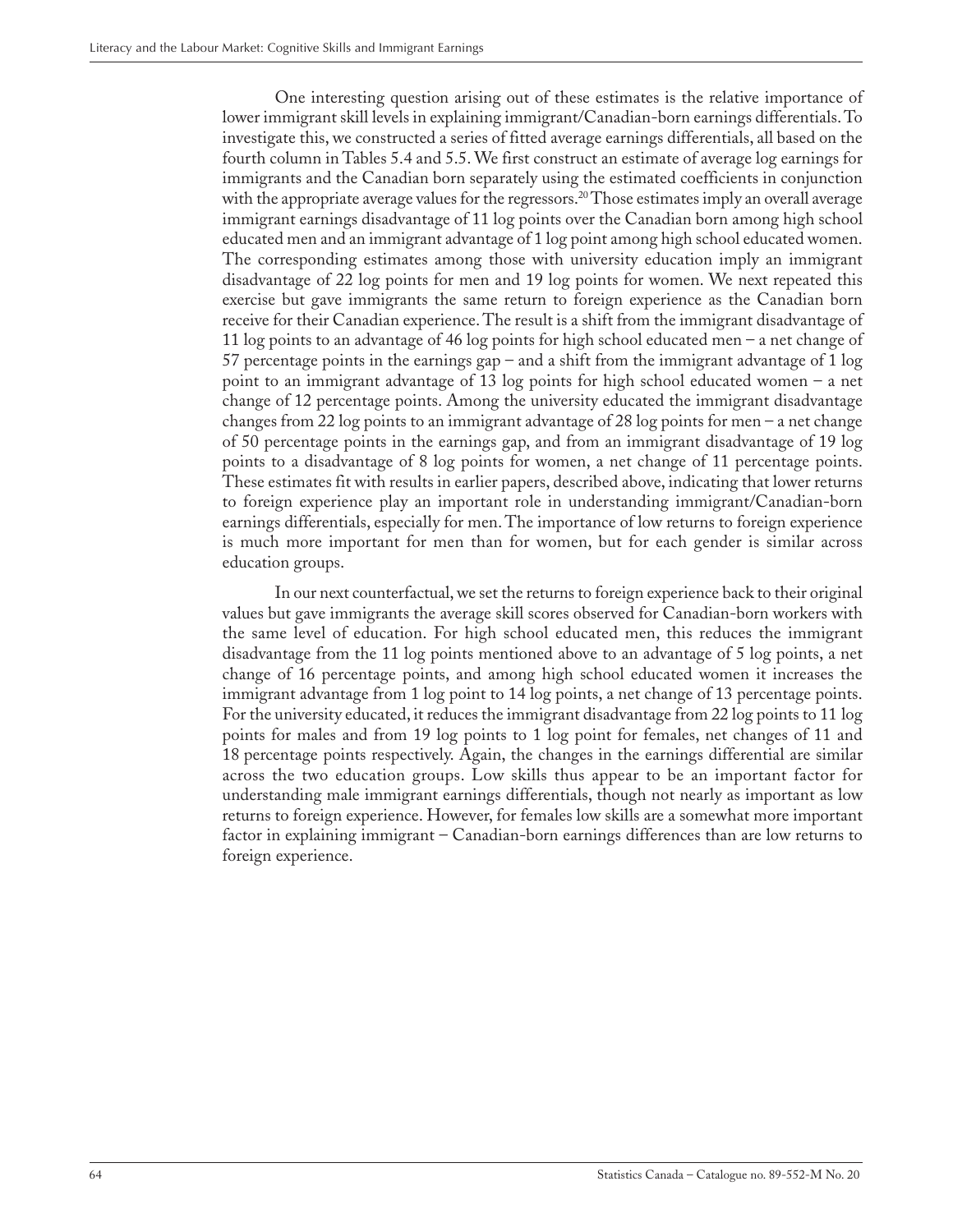One interesting question arising out of these estimates is the relative importance of lower immigrant skill levels in explaining immigrant/Canadian-born earnings differentials. To investigate this, we constructed a series of fitted average earnings differentials, all based on the fourth column in Tables 5.4 and 5.5. We first construct an estimate of average log earnings for immigrants and the Canadian born separately using the estimated coefficients in conjunction with the appropriate average values for the regressors.[20] Those estimates imply an overall average immigrant earnings disadvantage of 11 log points over the Canadian born among high school educated men and an immigrant advantage of 1 log point among high school educated women. The corresponding estimates among those with university education imply an immigrant disadvantage of 22 log points for men and 19 log points for women. We next repeated this exercise but gave immigrants the same return to foreign experience as the Canadian born receive for their Canadian experience. The result is a shift from the immigrant disadvantage of 11 log points to an advantage of 46 log points for high school educated men – a net change of 57 percentage points in the earnings gap – and a shift from the immigrant advantage of 1 log point to an immigrant advantage of 13 log points for high school educated women – a net change of 12 percentage points. Among the university educated the immigrant disadvantage changes from 22 log points to an immigrant advantage of 28 log points for men – a net change of 50 percentage points in the earnings gap, and from an immigrant disadvantage of 19 log points to a disadvantage of 8 log points for women, a net change of 11 percentage points. These estimates fit with results in earlier papers, described above, indicating that lower returns to foreign experience play an important role in understanding immigrant/Canadian-born earnings differentials, especially for men. The importance of low returns to foreign experience is much more important for men than for women, but for each gender is similar across education groups.

In our next counterfactual, we set the returns to foreign experience back to their original values but gave immigrants the average skill scores observed for Canadian-born workers with the same level of education. For high school educated men, this reduces the immigrant disadvantage from the 11 log points mentioned above to an advantage of 5 log points, a net change of 16 percentage points, and among high school educated women it increases the immigrant advantage from 1 log point to 14 log points, a net change of 13 percentage points. For the university educated, it reduces the immigrant disadvantage from 22 log points to 11 log points for males and from 19 log points to 1 log point for females, net changes of 11 and 18 percentage points respectively. Again, the changes in the earnings differential are similar across the two education groups. Low skills thus appear to be an important factor for understanding male immigrant earnings differentials, though not nearly as important as low returns to foreign experience. However, for females low skills are a somewhat more important factor in explaining immigrant – Canadian-born earnings differences than are low returns to foreign experience.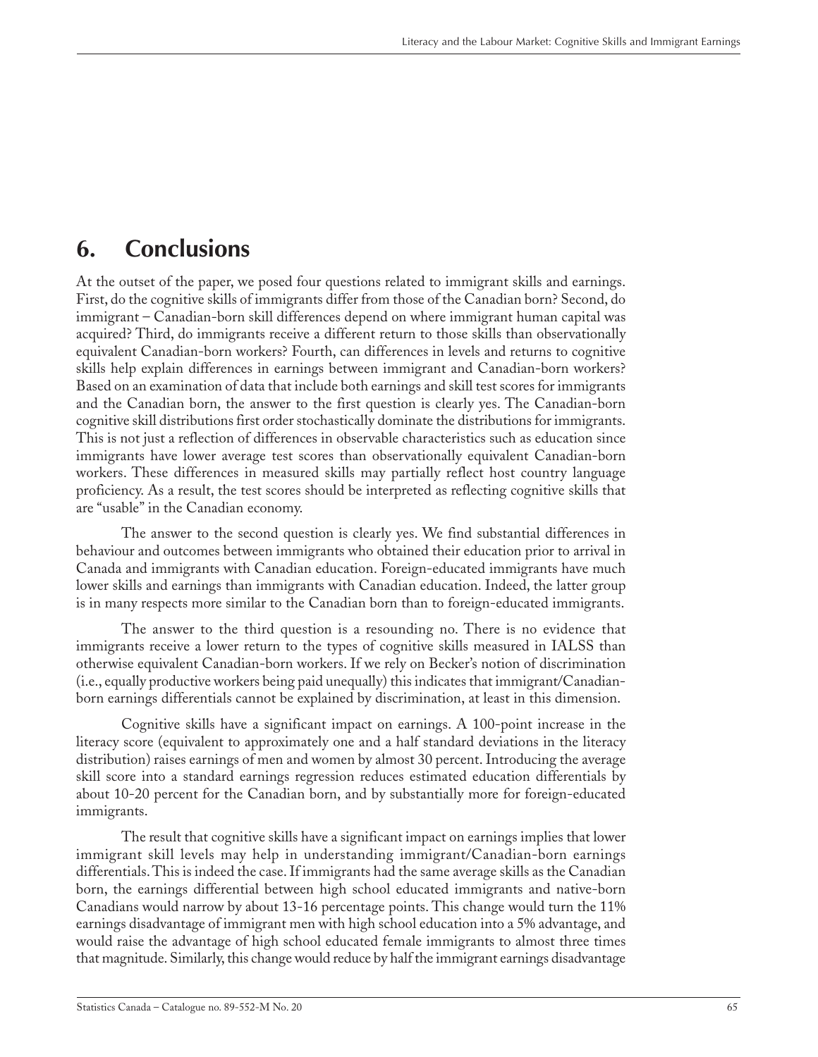# 6. Conclusions

At the outset of the paper, we posed four questions related to immigrant skills and earnings. First, do the cognitive skills of immigrants differ from those of the Canadian born? Second, do immigrant – Canadian-born skill differences depend on where immigrant human capital was acquired? Third, do immigrants receive a different return to those skills than observationally equivalent Canadian-born workers? Fourth, can differences in levels and returns to cognitive skills help explain differences in earnings between immigrant and Canadian-born workers? Based on an examination of data that include both earnings and skill test scores for immigrants and the Canadian born, the answer to the first question is clearly yes. The Canadian-born cognitive skill distributions first order stochastically dominate the distributions for immigrants. This is not just a reflection of differences in observable characteristics such as education since immigrants have lower average test scores than observationally equivalent Canadian-born workers. These differences in measured skills may partially reflect host country language proficiency. As a result, the test scores should be interpreted as reflecting cognitive skills that are "usable" in the Canadian economy.

The answer to the second question is clearly yes. We find substantial differences in behaviour and outcomes between immigrants who obtained their education prior to arrival in Canada and immigrants with Canadian education. Foreign-educated immigrants have much lower skills and earnings than immigrants with Canadian education. Indeed, the latter group is in many respects more similar to the Canadian born than to foreign-educated immigrants.

The answer to the third question is a resounding no. There is no evidence that immigrants receive a lower return to the types of cognitive skills measured in IALSS than otherwise equivalent Canadian-born workers. If we rely on Becker's notion of discrimination (i.e., equally productive workers being paid unequally) this indicates that immigrant/Canadian-born earnings differentials cannot be explained by discrimination, at least in this dimension.

Cognitive skills have a significant impact on earnings. A 100-point increase in the literacy score (equivalent to approximately one and a half standard deviations in the literacy distribution) raises earnings of men and women by almost 30 percent. Introducing the average skill score into a standard earnings regression reduces estimated education differentials by about 10-20 percent for the Canadian born, and by substantially more for foreign-educated immigrants.

The result that cognitive skills have a significant impact on earnings implies that lower immigrant skill levels may help in understanding immigrant/Canadian-born earnings differentials. This is indeed the case. If immigrants had the same average skills as the Canadian born, the earnings differential between high school educated immigrants and native-born Canadians would narrow by about 13-16 percentage points. This change would turn the 11% earnings disadvantage of immigrant men with high school education into a 5% advantage, and would raise the advantage of high school educated female immigrants to almost three times that magnitude. Similarly, this change would reduce by half the immigrant earnings disadvantage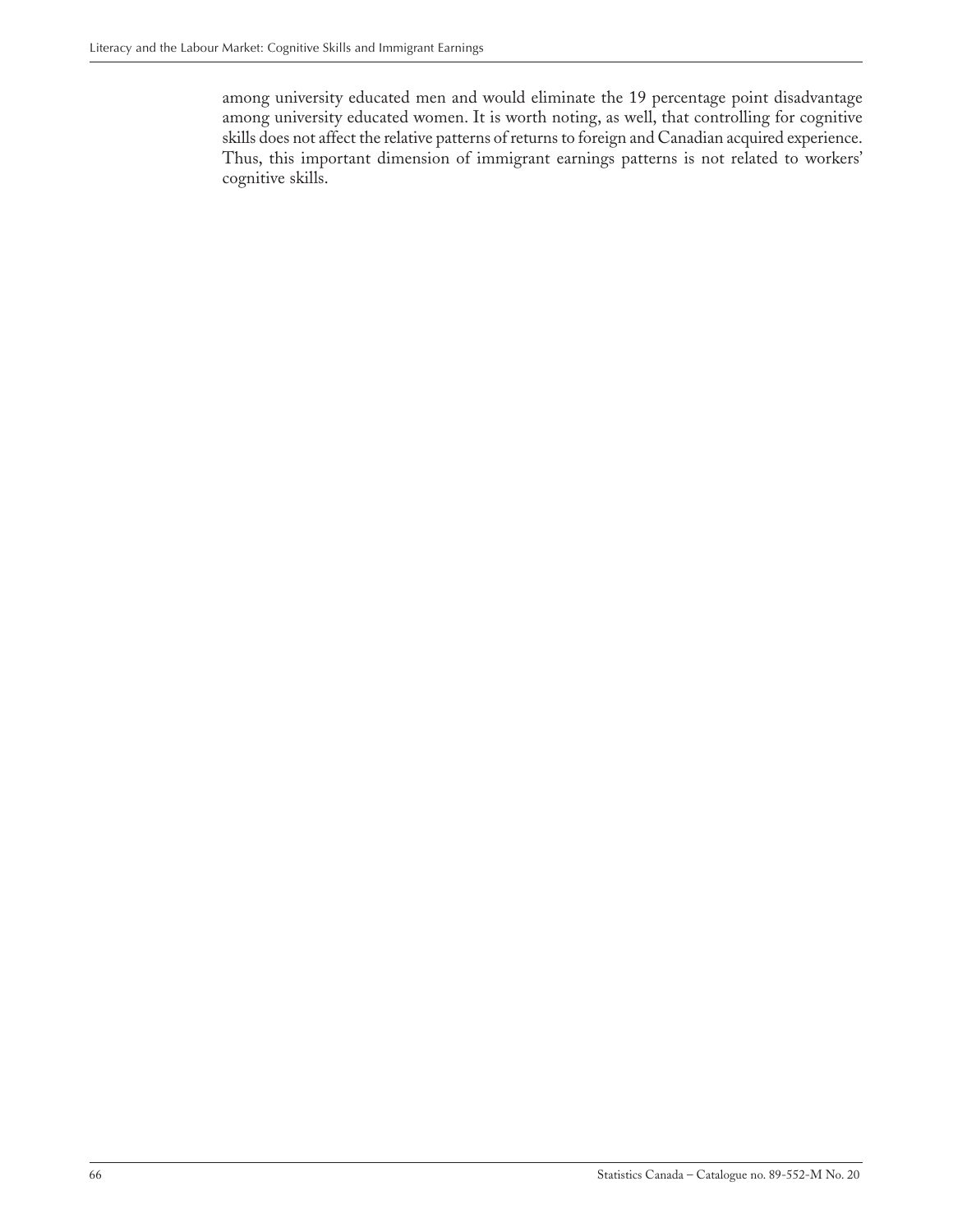among university educated men and would eliminate the 19 percentage point disadvantage among university educated women. It is worth noting, as well, that controlling for cognitive skills does not affect the relative patterns of returns to foreign and Canadian acquired experience. Thus, this important dimension of immigrant earnings patterns is not related to workers' cognitive skills.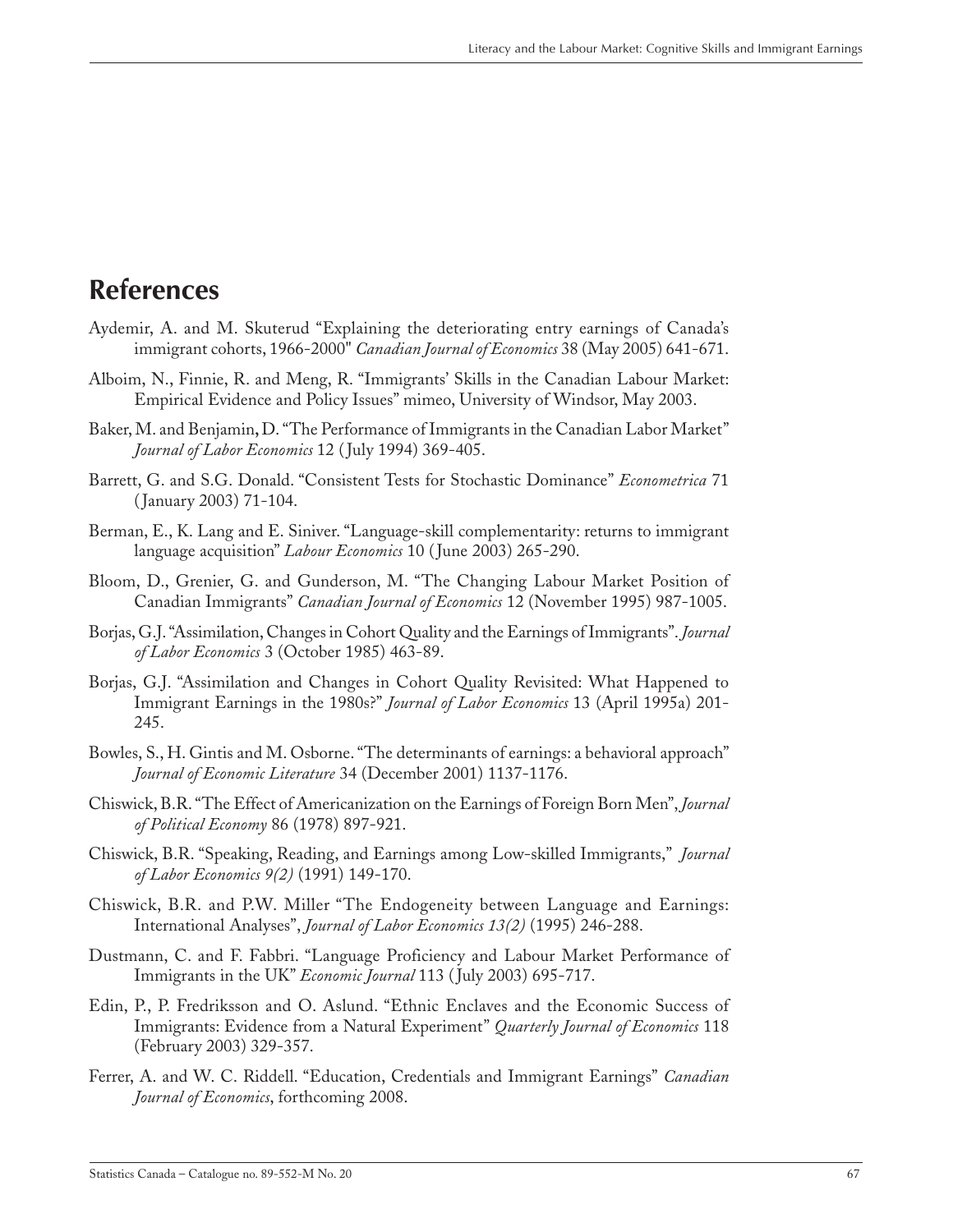## References

Aydemir, A. and M. Skuterud "Explaining the deteriorating entry earnings of Canada's immigrant cohorts, 1966-2000" *Canadian Journal of Economics* 38 (May 2005) 641-671.

Alboim, N., Finnie, R. and Meng, R. "Immigrants' Skills in the Canadian Labour Market: Empirical Evidence and Policy Issues" mimeo, University of Windsor, May 2003.

Baker, M. and Benjamin, D. "The Performance of Immigrants in the Canadian Labor Market" *Journal of Labor Economics* 12 (July 1994) 369-405.

Barrett, G. and S.G. Donald. "Consistent Tests for Stochastic Dominance" *Econometrica* 71 (January 2003) 71-104.

Berman, E., K. Lang and E. Siniver. "Language-skill complementarity: returns to immigrant language acquisition" *Labour Economics* 10 (June 2003) 265-290.

Bloom, D., Grenier, G. and Gunderson, M. "The Changing Labour Market Position of Canadian Immigrants" *Canadian Journal of Economics* 12 (November 1995) 987-1005.

Borjas, G.J. "Assimilation, Changes in Cohort Quality and the Earnings of Immigrants". *Journal of Labor Economics* 3 (October 1985) 463-89.

Borjas, G.J. "Assimilation and Changes in Cohort Quality Revisited: What Happened to Immigrant Earnings in the 1980s?" *Journal of Labor Economics* 13 (April 1995a) 201-245.

Bowles, S., H. Gintis and M. Osborne. "The determinants of earnings: a behavioral approach" *Journal of Economic Literature* 34 (December 2001) 1137-1176.

Chiswick, B.R. "The Effect of Americanization on the Earnings of Foreign Born Men", *Journal of Political Economy* 86 (1978) 897-921.

Chiswick, B.R. "Speaking, Reading, and Earnings among Low-skilled Immigrants," *Journal of Labor Economics 9(2)* (1991) 149-170.

Chiswick, B.R. and P.W. Miller "The Endogeneity between Language and Earnings: International Analyses", *Journal of Labor Economics 13(2)* (1995) 246-288.

Dustmann, C. and F. Fabbri. "Language Proficiency and Labour Market Performance of Immigrants in the UK" *Economic Journal* 113 (July 2003) 695-717.

Edin, P., P. Fredriksson and O. Aslund. "Ethnic Enclaves and the Economic Success of Immigrants: Evidence from a Natural Experiment" *Quarterly Journal of Economics* 118 (February 2003) 329-357.

Ferrer, A. and W. C. Riddell. "Education, Credentials and Immigrant Earnings" *Canadian Journal of Economics*, forthcoming 2008.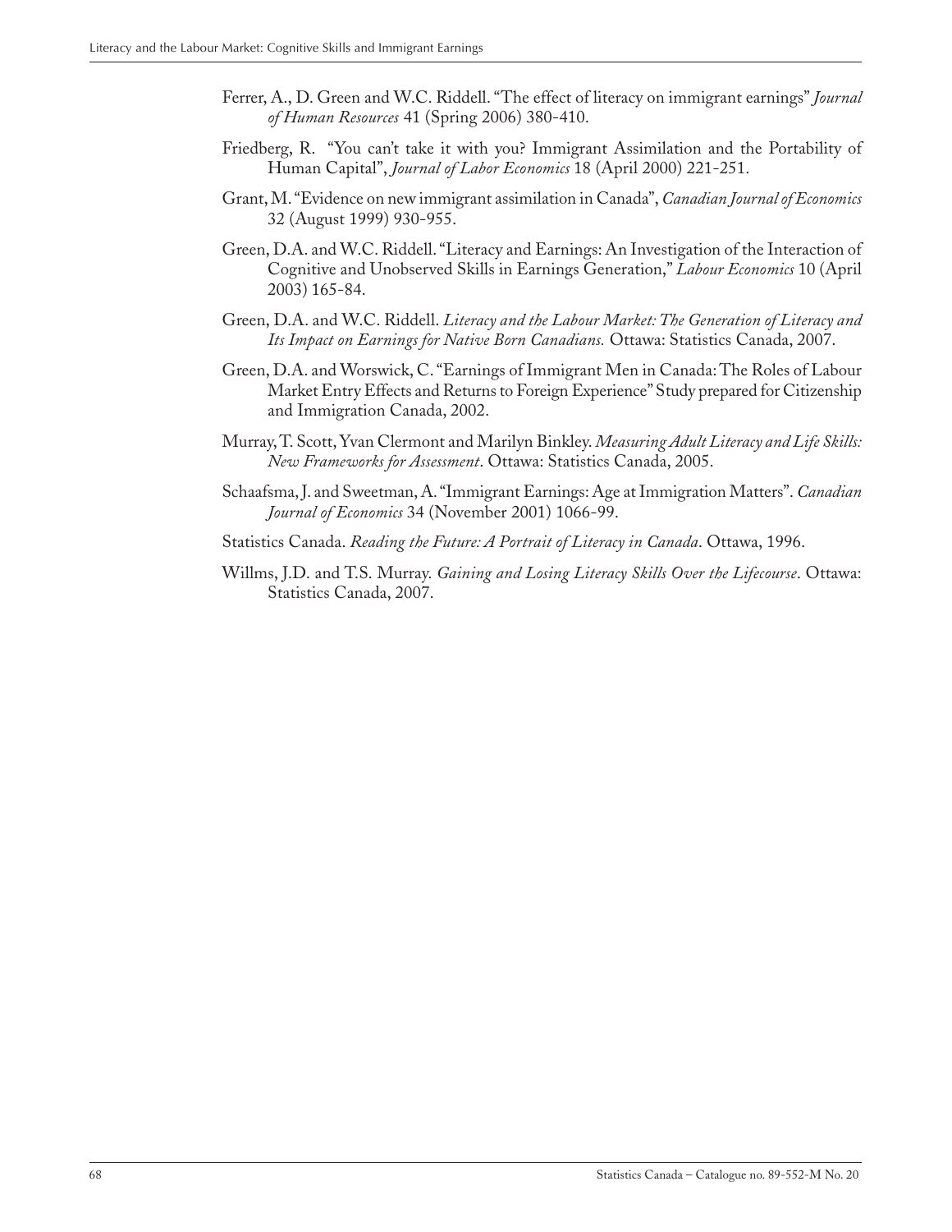Ferrer, A., D. Green and W.C. Riddell. "The effect of literacy on immigrant earnings" *Journal of Human Resources* 41 (Spring 2006) 380-410.

Friedberg, R. "You can't take it with you? Immigrant Assimilation and the Portability of Human Capital", *Journal of Labor Economics* 18 (April 2000) 221-251.

Grant, M. "Evidence on new immigrant assimilation in Canada", *Canadian Journal of Economics* 32 (August 1999) 930-955.

Green, D.A. and W.C. Riddell. "Literacy and Earnings: An Investigation of the Interaction of Cognitive and Unobserved Skills in Earnings Generation," *Labour Economics* 10 (April 2003) 165-84.

Green, D.A. and W.C. Riddell. *Literacy and the Labour Market: The Generation of Literacy and Its Impact on Earnings for Native Born Canadians.* Ottawa: Statistics Canada, 2007.

Green, D.A. and Worswick, C. "Earnings of Immigrant Men in Canada: The Roles of Labour Market Entry Effects and Returns to Foreign Experience" Study prepared for Citizenship and Immigration Canada, 2002.

Murray, T. Scott, Yvan Clermont and Marilyn Binkley. *Measuring Adult Literacy and Life Skills: New Frameworks for Assessment*. Ottawa: Statistics Canada, 2005.

Schaafsma, J. and Sweetman, A. "Immigrant Earnings: Age at Immigration Matters". *Canadian Journal of Economics* 34 (November 2001) 1066-99.

Statistics Canada. *Reading the Future: A Portrait of Literacy in Canada*. Ottawa, 1996.

Willms, J.D. and T.S. Murray. *Gaining and Losing Literacy Skills Over the Lifecourse*. Ottawa: Statistics Canada, 2007.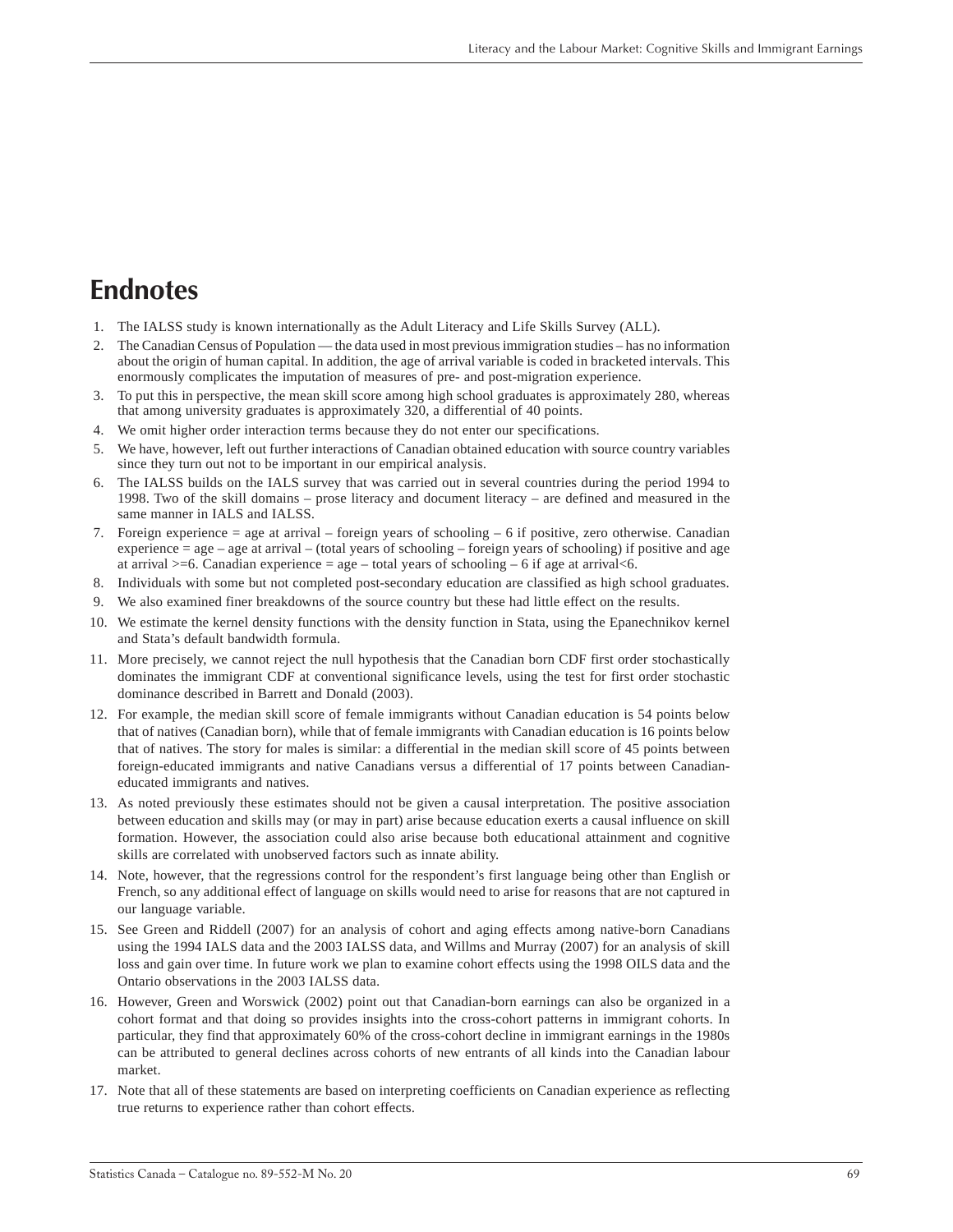# Endnotes

1. The IALSS study is known internationally as the Adult Literacy and Life Skills Survey (ALL).
2. The Canadian Census of Population — the data used in most previous immigration studies – has no information about the origin of human capital. In addition, the age of arrival variable is coded in bracketed intervals. This enormously complicates the imputation of measures of pre- and post-migration experience.
3. To put this in perspective, the mean skill score among high school graduates is approximately 280, whereas that among university graduates is approximately 320, a differential of 40 points.
4. We omit higher order interaction terms because they do not enter our specifications.
5. We have, however, left out further interactions of Canadian obtained education with source country variables since they turn out not to be important in our empirical analysis.
6. The IALSS builds on the IALS survey that was carried out in several countries during the period 1994 to 1998. Two of the skill domains – prose literacy and document literacy – are defined and measured in the same manner in IALS and IALSS.
7. Foreign experience = age at arrival – foreign years of schooling – 6 if positive, zero otherwise. Canadian experience = age – age at arrival – (total years of schooling – foreign years of schooling) if positive and age at arrival >=6. Canadian experience = age – total years of schooling – 6 if age at arrival<6.
8. Individuals with some but not completed post-secondary education are classified as high school graduates.
9. We also examined finer breakdowns of the source country but these had little effect on the results.
10. We estimate the kernel density functions with the density function in Stata, using the Epanechnikov kernel and Stata's default bandwidth formula.
11. More precisely, we cannot reject the null hypothesis that the Canadian born CDF first order stochastically dominates the immigrant CDF at conventional significance levels, using the test for first order stochastic dominance described in Barrett and Donald (2003).
12. For example, the median skill score of female immigrants without Canadian education is 54 points below that of natives (Canadian born), while that of female immigrants with Canadian education is 16 points below that of natives. The story for males is similar: a differential in the median skill score of 45 points between foreign-educated immigrants and native Canadians versus a differential of 17 points between Canadian-educated immigrants and natives.
13. As noted previously these estimates should not be given a causal interpretation. The positive association between education and skills may (or may in part) arise because education exerts a causal influence on skill formation. However, the association could also arise because both educational attainment and cognitive skills are correlated with unobserved factors such as innate ability.
14. Note, however, that the regressions control for the respondent's first language being other than English or French, so any additional effect of language on skills would need to arise for reasons that are not captured in our language variable.
15. See Green and Riddell (2007) for an analysis of cohort and aging effects among native-born Canadians using the 1994 IALS data and the 2003 IALSS data, and Willms and Murray (2007) for an analysis of skill loss and gain over time. In future work we plan to examine cohort effects using the 1998 OILS data and the Ontario observations in the 2003 IALSS data.
16. However, Green and Worswick (2002) point out that Canadian-born earnings can also be organized in a cohort format and that doing so provides insights into the cross-cohort patterns in immigrant cohorts. In particular, they find that approximately 60% of the cross-cohort decline in immigrant earnings in the 1980s can be attributed to general declines across cohorts of new entrants of all kinds into the Canadian labour market.
17. Note that all of these statements are based on interpreting coefficients on Canadian experience as reflecting true returns to experience rather than cohort effects.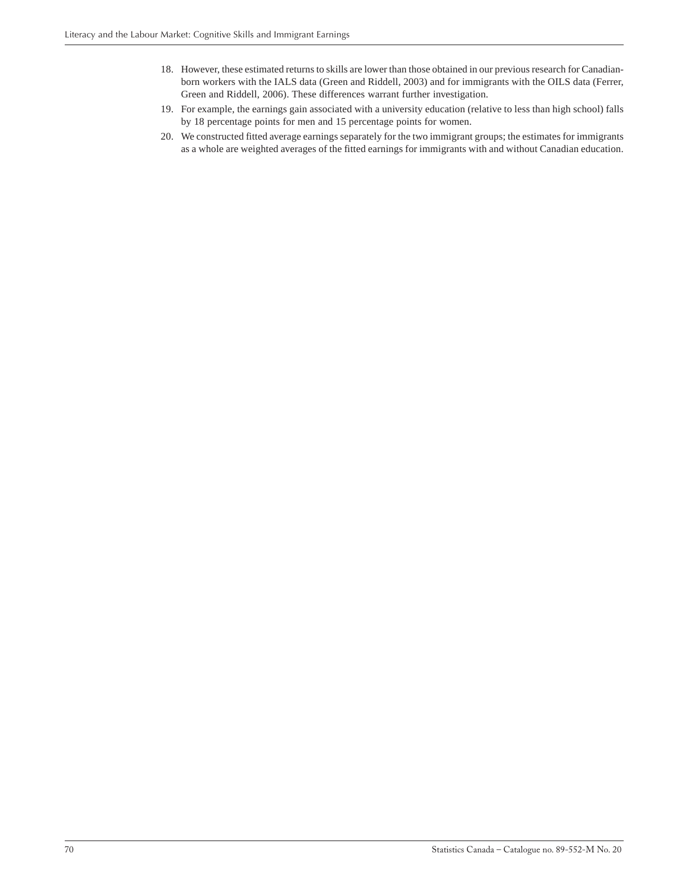18. However, these estimated returns to skills are lower than those obtained in our previous research for Canadian-born workers with the IALS data (Green and Riddell, 2003) and for immigrants with the OILS data (Ferrer, Green and Riddell, 2006). These differences warrant further investigation.
19. For example, the earnings gain associated with a university education (relative to less than high school) falls by 18 percentage points for men and 15 percentage points for women.
20. We constructed fitted average earnings separately for the two immigrant groups; the estimates for immigrants as a whole are weighted averages of the fitted earnings for immigrants with and without Canadian education.